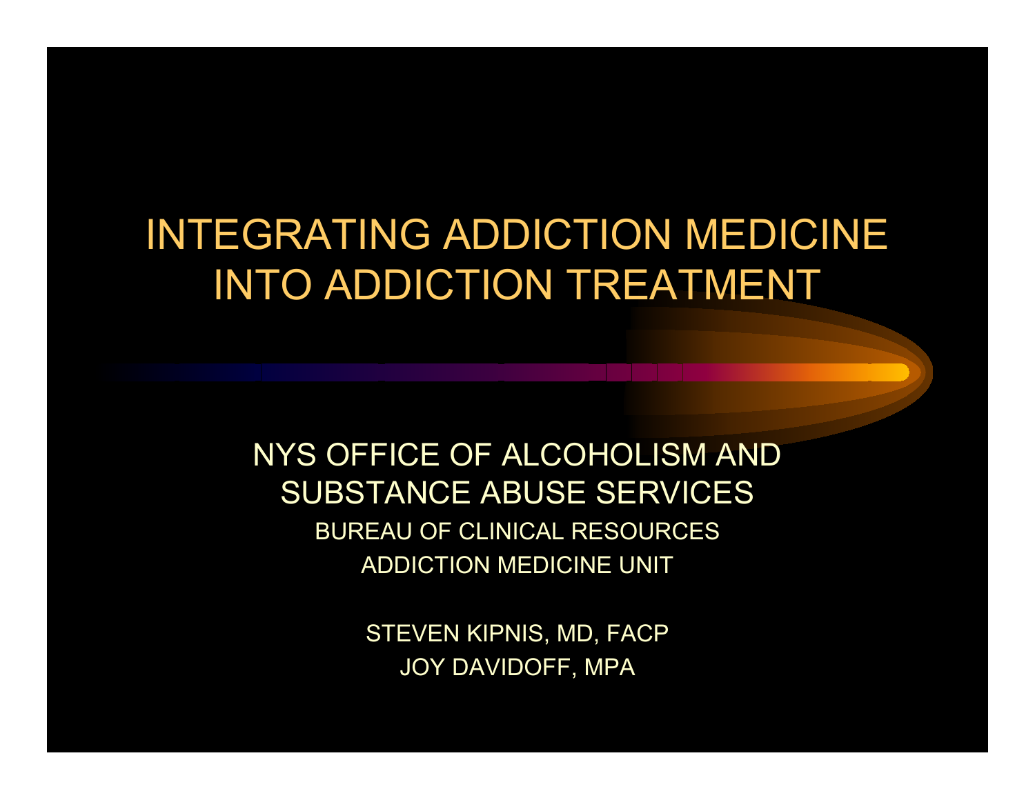# INTEGRATING ADDICTION MEDICINE INTO ADDICTION TREATMENT

NYS OFFICE OF ALCOHOLISM AND SUBSTANCE ABUSE SERVICES

BUREAU OF CLINICAL RESOURCES

ADDICTION MEDICINE UNIT

STEVEN KIPNIS, MD, FACP

JOY DAVIDOFF, MPA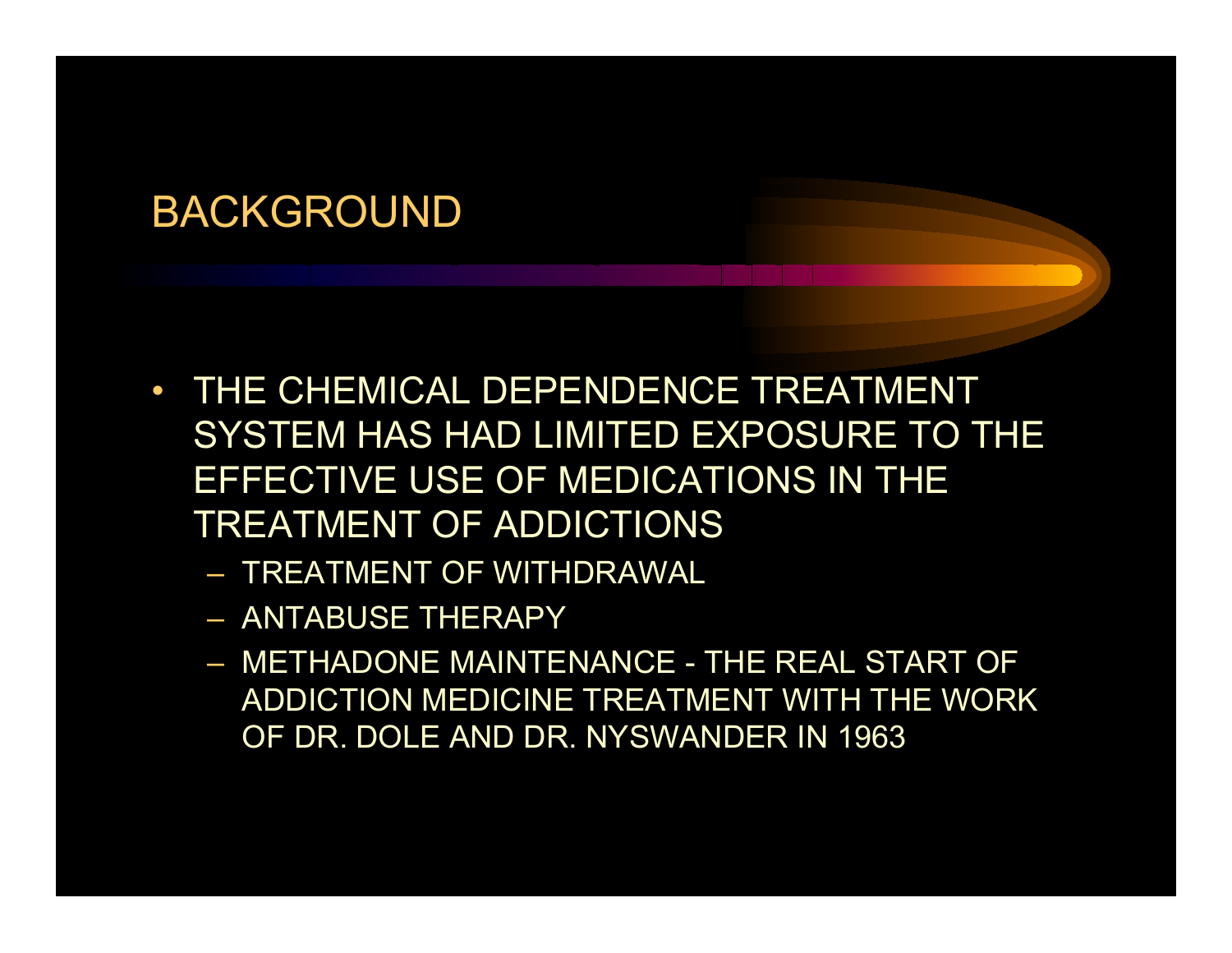# BACKGROUND

- THE CHEMICAL DEPENDENCE TREATMENT SYSTEM HAS HAD LIMITED EXPOSURE TO THE EFFECTIVE USE OF MEDICATIONS IN THE TREATMENT OF ADDICTIONS
  - TREATMENT OF WITHDRAWAL
  - ANTABUSE THERAPY
  - METHADONE MAINTENANCE - THE REAL START OF ADDICTION MEDICINE TREATMENT WITH THE WORK OF DR. DOLE AND DR. NYSWANDER IN 1963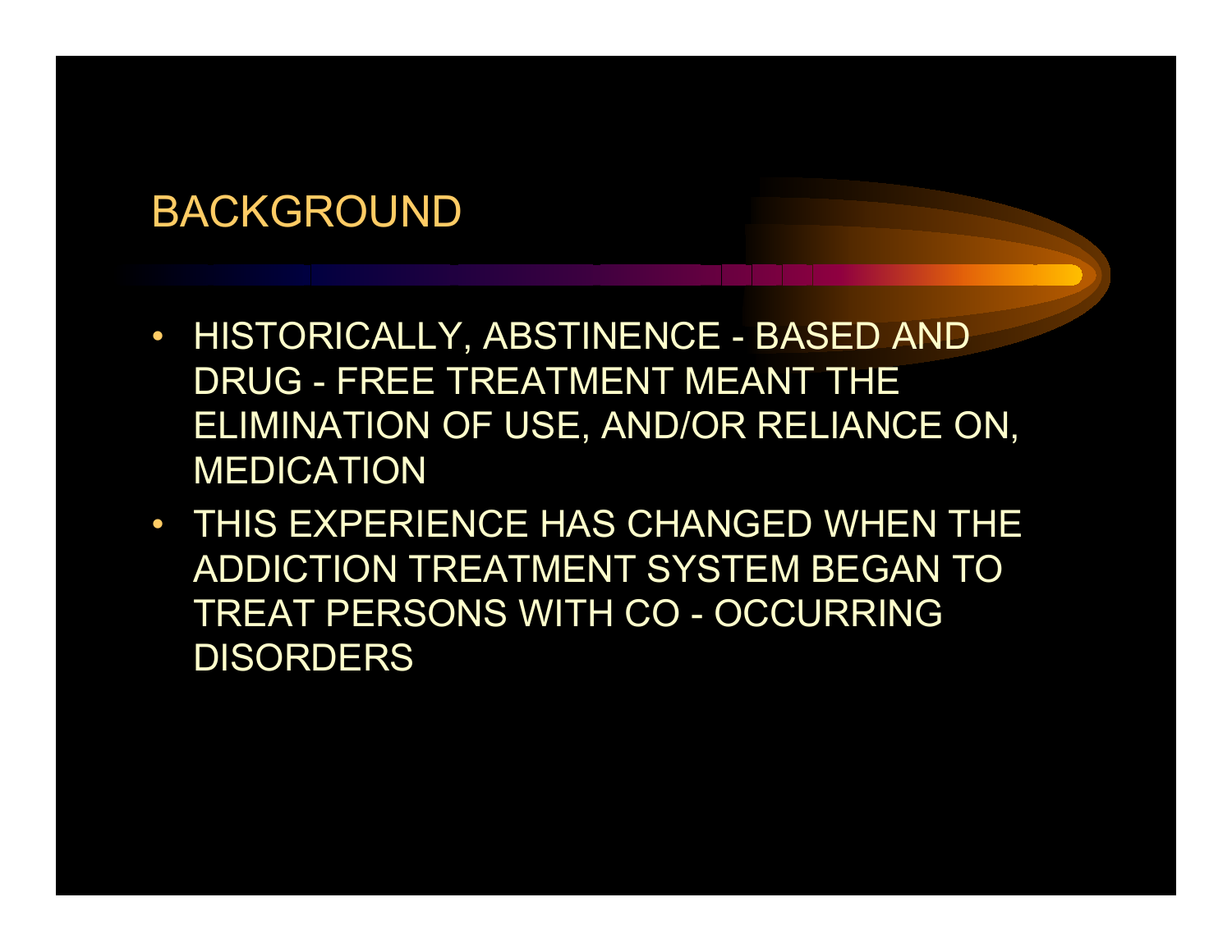# BACKGROUND

- HISTORICALLY, ABSTINENCE - BASED AND DRUG - FREE TREATMENT MEANT THE ELIMINATION OF USE, AND/OR RELIANCE ON, MEDICATION
- THIS EXPERIENCE HAS CHANGED WHEN THE ADDICTION TREATMENT SYSTEM BEGAN TO TREAT PERSONS WITH CO - OCCURRING DISORDERS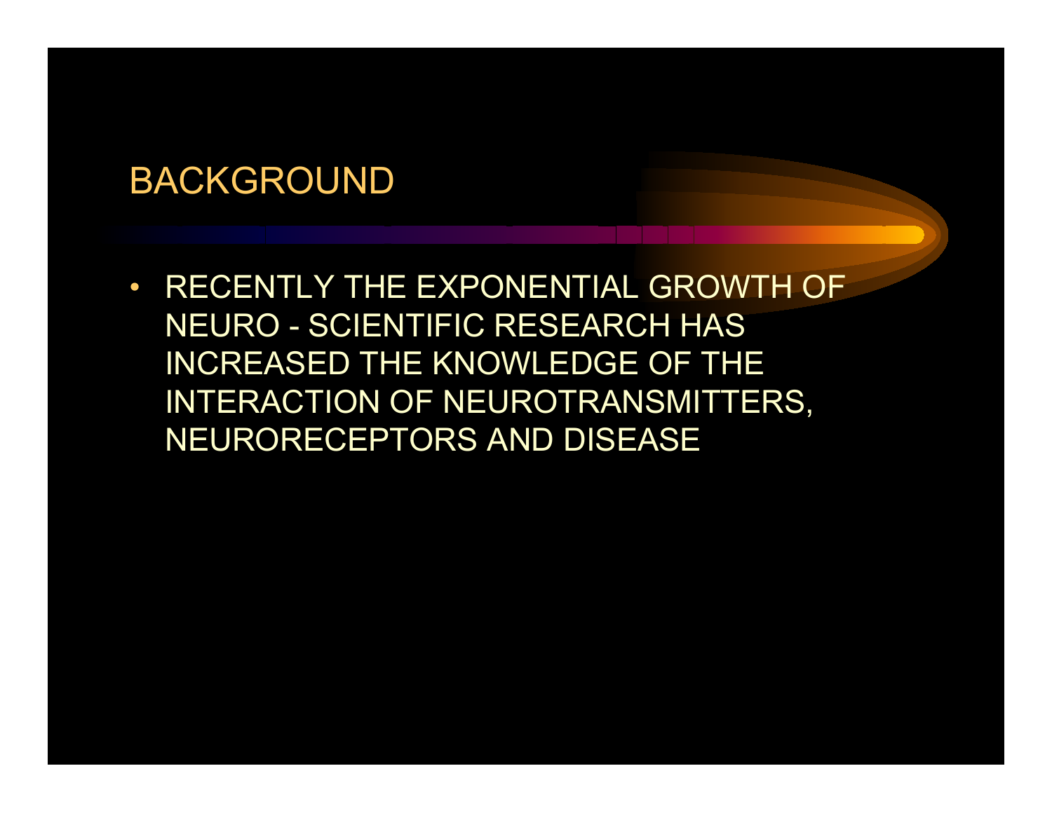# BACKGROUND

- RECENTLY THE EXPONENTIAL GROWTH OF NEURO - SCIENTIFIC RESEARCH HAS INCREASED THE KNOWLEDGE OF THE INTERACTION OF NEUROTRANSMITTERS, NEURORECEPTORS AND DISEASE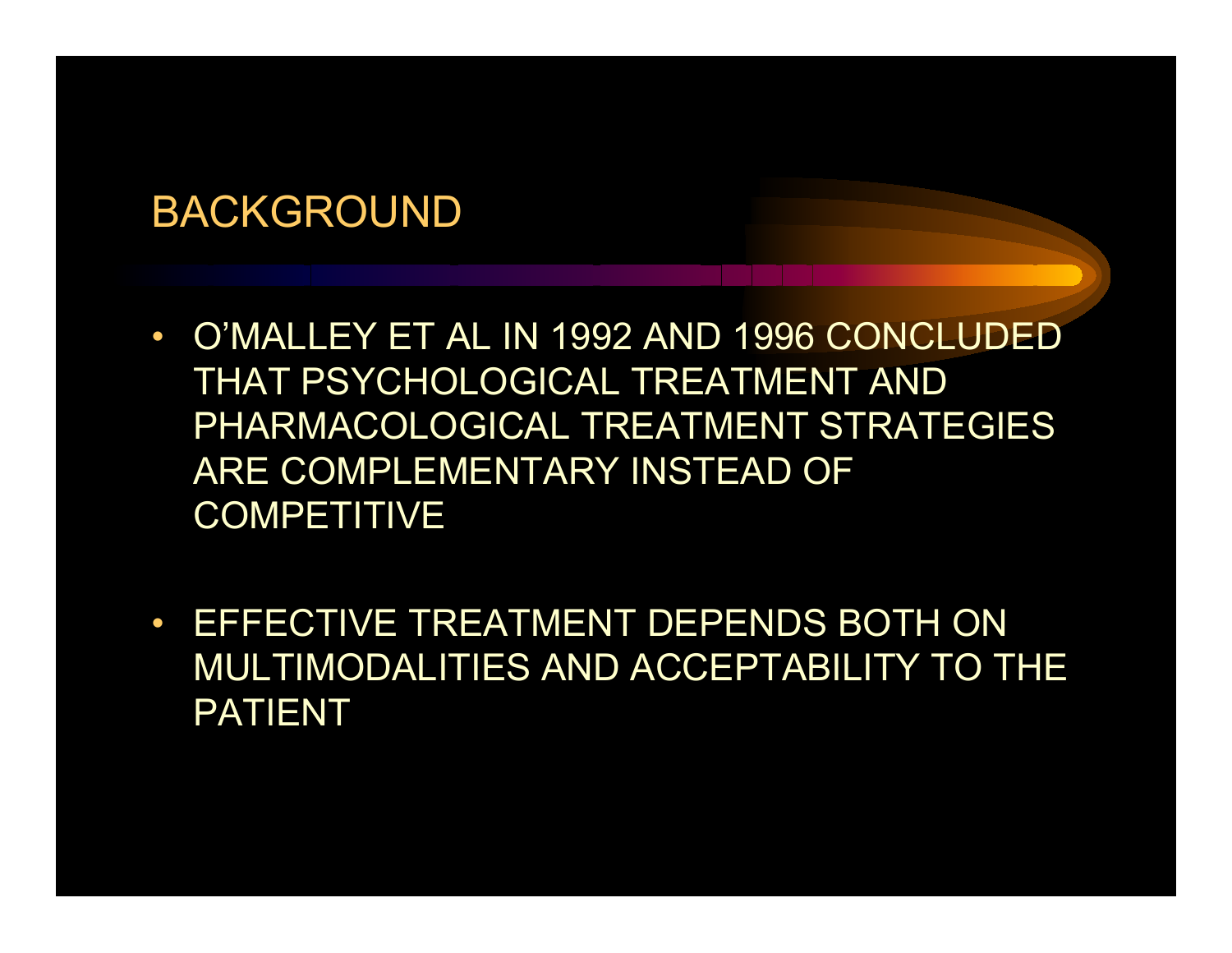# BACKGROUND

- O'MALLEY ET AL IN 1992 AND 1996 CONCLUDED THAT PSYCHOLOGICAL TREATMENT AND PHARMACOLOGICAL TREATMENT STRATEGIES ARE COMPLEMENTARY INSTEAD OF COMPETITIVE

- EFFECTIVE TREATMENT DEPENDS BOTH ON MULTIMODALITIES AND ACCEPTABILITY TO THE PATIENT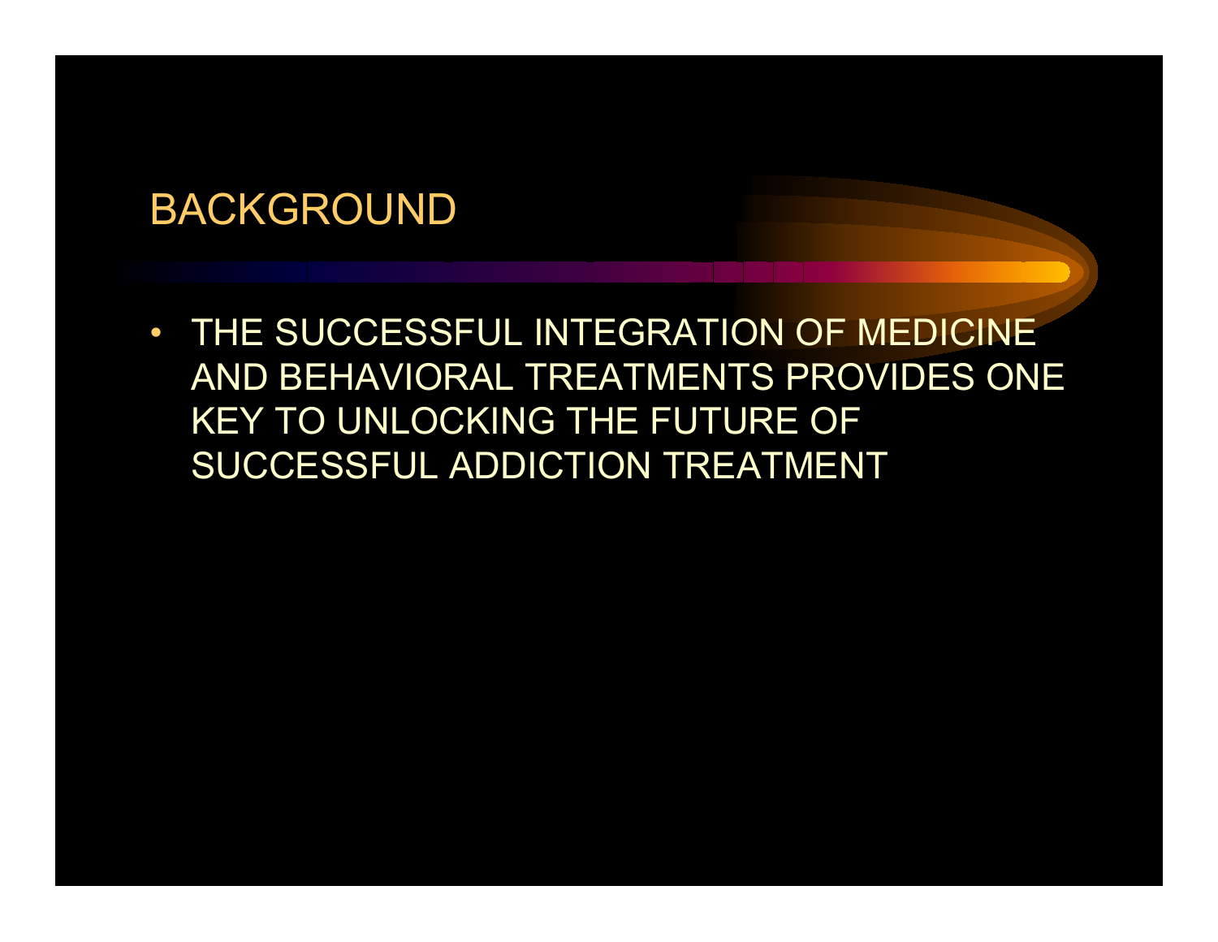# BACKGROUND

- THE SUCCESSFUL INTEGRATION OF MEDICINE AND BEHAVIORAL TREATMENTS PROVIDES ONE KEY TO UNLOCKING THE FUTURE OF SUCCESSFUL ADDICTION TREATMENT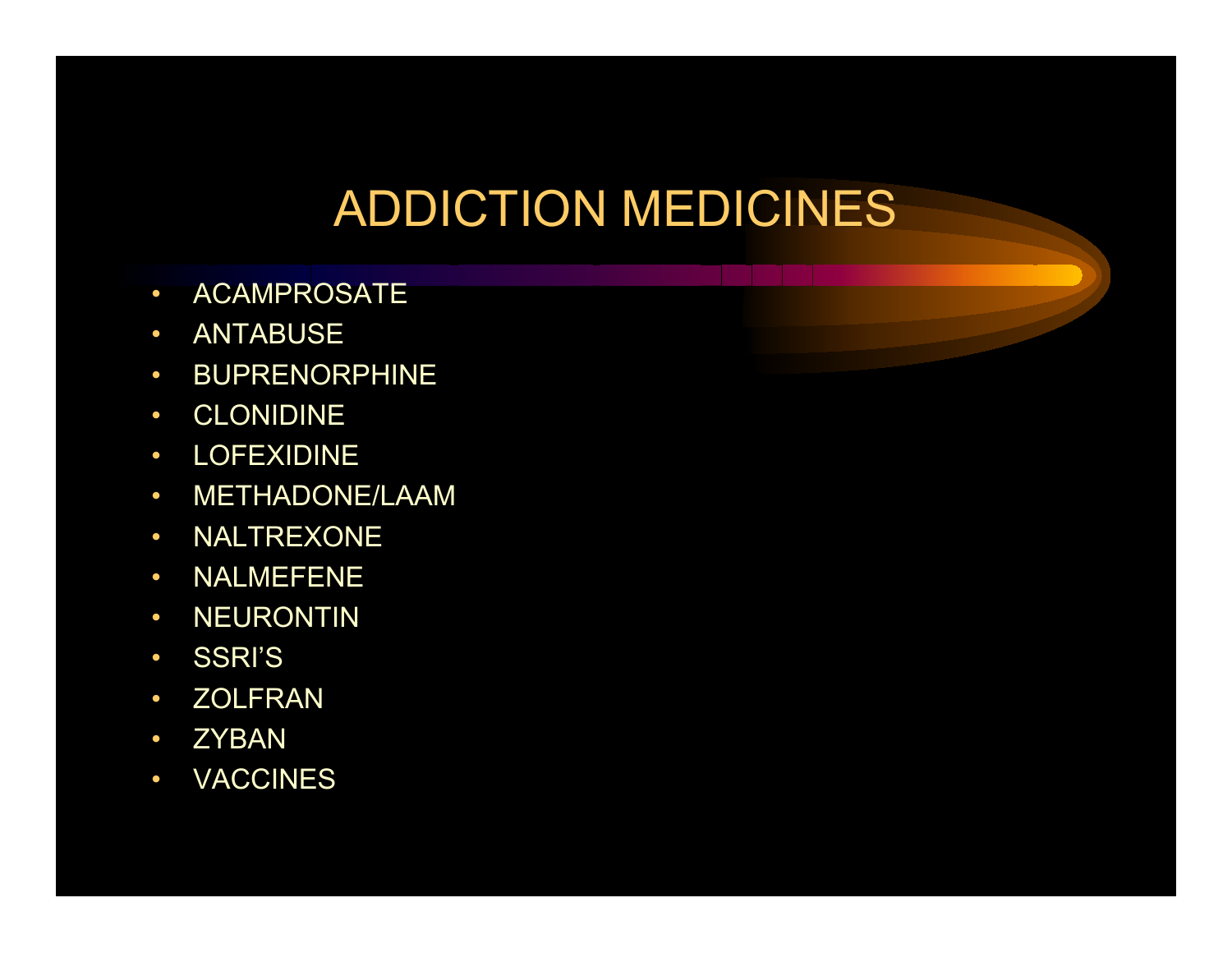# ADDICTION MEDICINES

- ACAMPROSATE
- ANTABUSE
- BUPRENORPHINE
- CLONIDINE
- LOFEXIDINE
- METHADONE/LAAM
- NALTREXONE
- NALMEFENE
- NEURONTIN
- SSRI'S
- ZOLFRAN
- ZYBAN
- VACCINES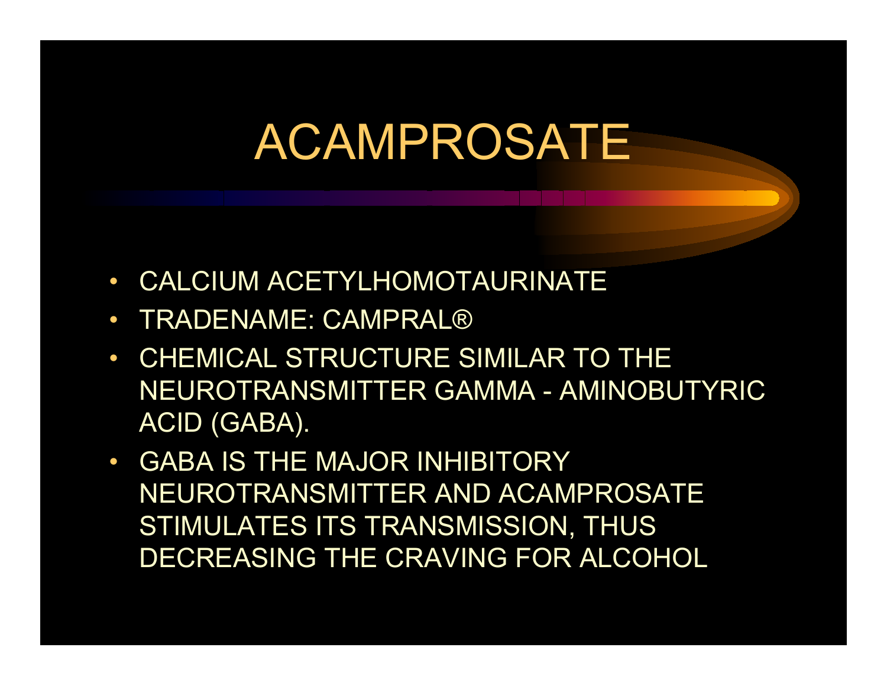# ACAMPROSATE

- CALCIUM ACETYLHOMOTAURINATE
- TRADENAME: CAMPRAL®
- CHEMICAL STRUCTURE SIMILAR TO THE NEUROTRANSMITTER GAMMA - AMINOBUTYRIC ACID (GABA).
- GABA IS THE MAJOR INHIBITORY NEUROTRANSMITTER AND ACAMPROSATE STIMULATES ITS TRANSMISSION, THUS DECREASING THE CRAVING FOR ALCOHOL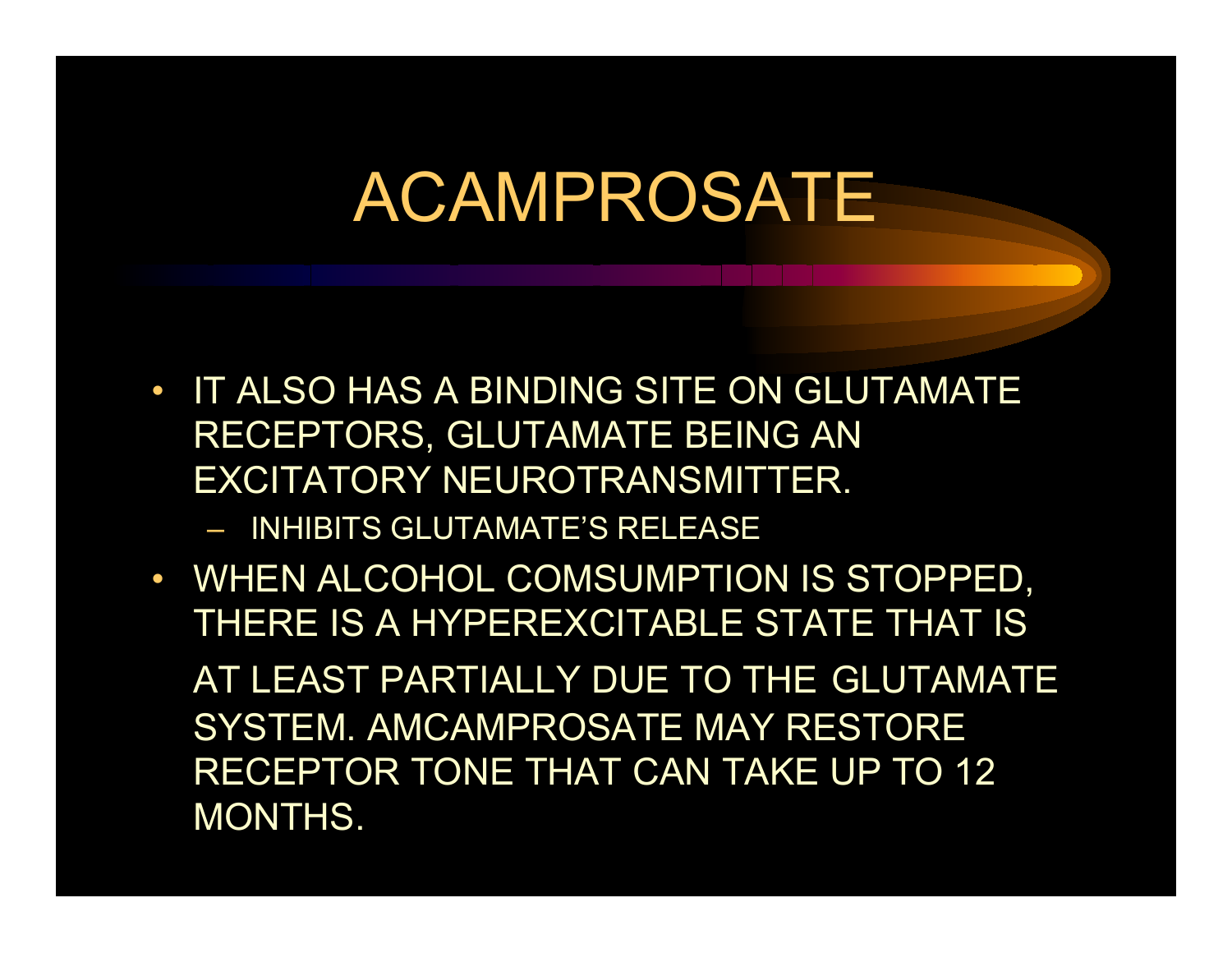# ACAMPROSATE

- IT ALSO HAS A BINDING SITE ON GLUTAMATE RECEPTORS, GLUTAMATE BEING AN EXCITATORY NEUROTRANSMITTER.
  - INHIBITS GLUTAMATE'S RELEASE
- WHEN ALCOHOL COMSUMPTION IS STOPPED, THERE IS A HYPEREXCITABLE STATE THAT IS AT LEAST PARTIALLY DUE TO THE GLUTAMATE SYSTEM. AMCAMPROSATE MAY RESTORE RECEPTOR TONE THAT CAN TAKE UP TO 12 MONTHS.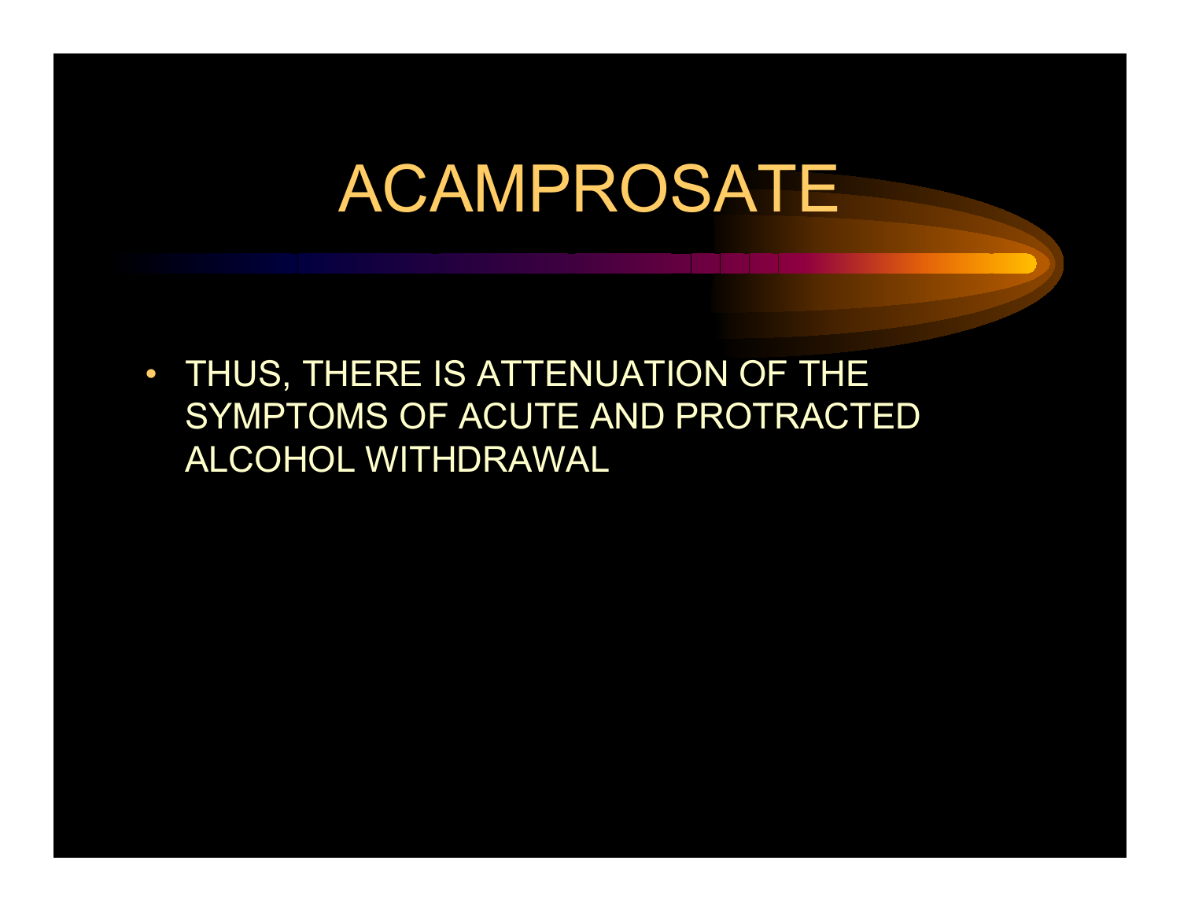# ACAMPROSATE

- THUS, THERE IS ATTENUATION OF THE SYMPTOMS OF ACUTE AND PROTRACTED ALCOHOL WITHDRAWAL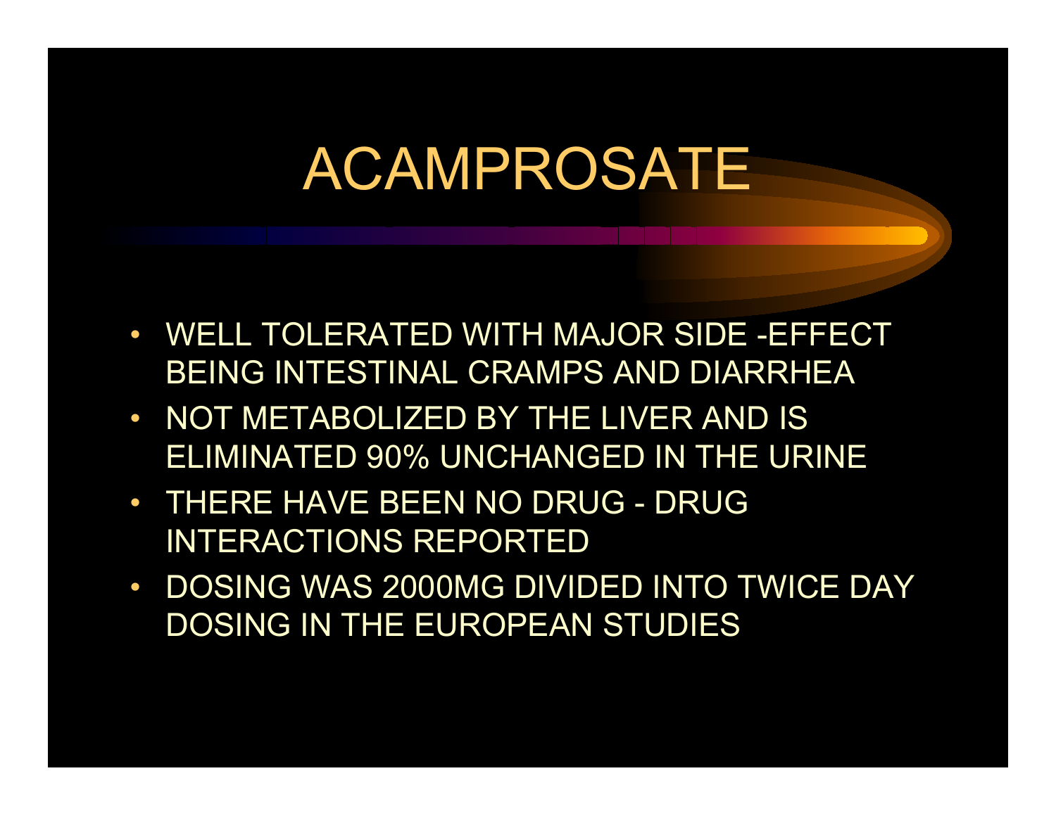# ACAMPROSATE

- WELL TOLERATED WITH MAJOR SIDE -EFFECT BEING INTESTINAL CRAMPS AND DIARRHEA
- NOT METABOLIZED BY THE LIVER AND IS ELIMINATED 90% UNCHANGED IN THE URINE
- THERE HAVE BEEN NO DRUG - DRUG INTERACTIONS REPORTED
- DOSING WAS 2000MG DIVIDED INTO TWICE DAY DOSING IN THE EUROPEAN STUDIES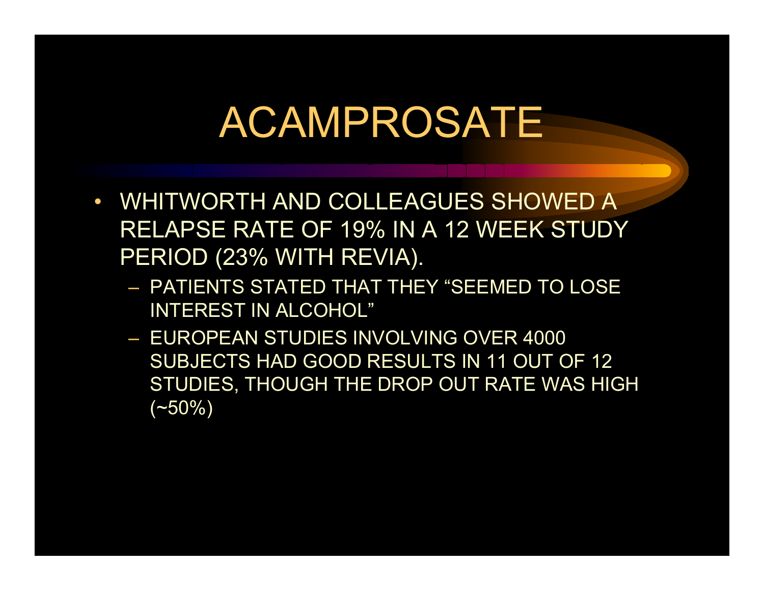# ACAMPROSATE

- WHITWORTH AND COLLEAGUES SHOWED A RELAPSE RATE OF 19% IN A 12 WEEK STUDY PERIOD (23% WITH REVIA).
  - PATIENTS STATED THAT THEY "SEEMED TO LOSE INTEREST IN ALCOHOL"
  - EUROPEAN STUDIES INVOLVING OVER 4000 SUBJECTS HAD GOOD RESULTS IN 11 OUT OF 12 STUDIES, THOUGH THE DROP OUT RATE WAS HIGH (~50%)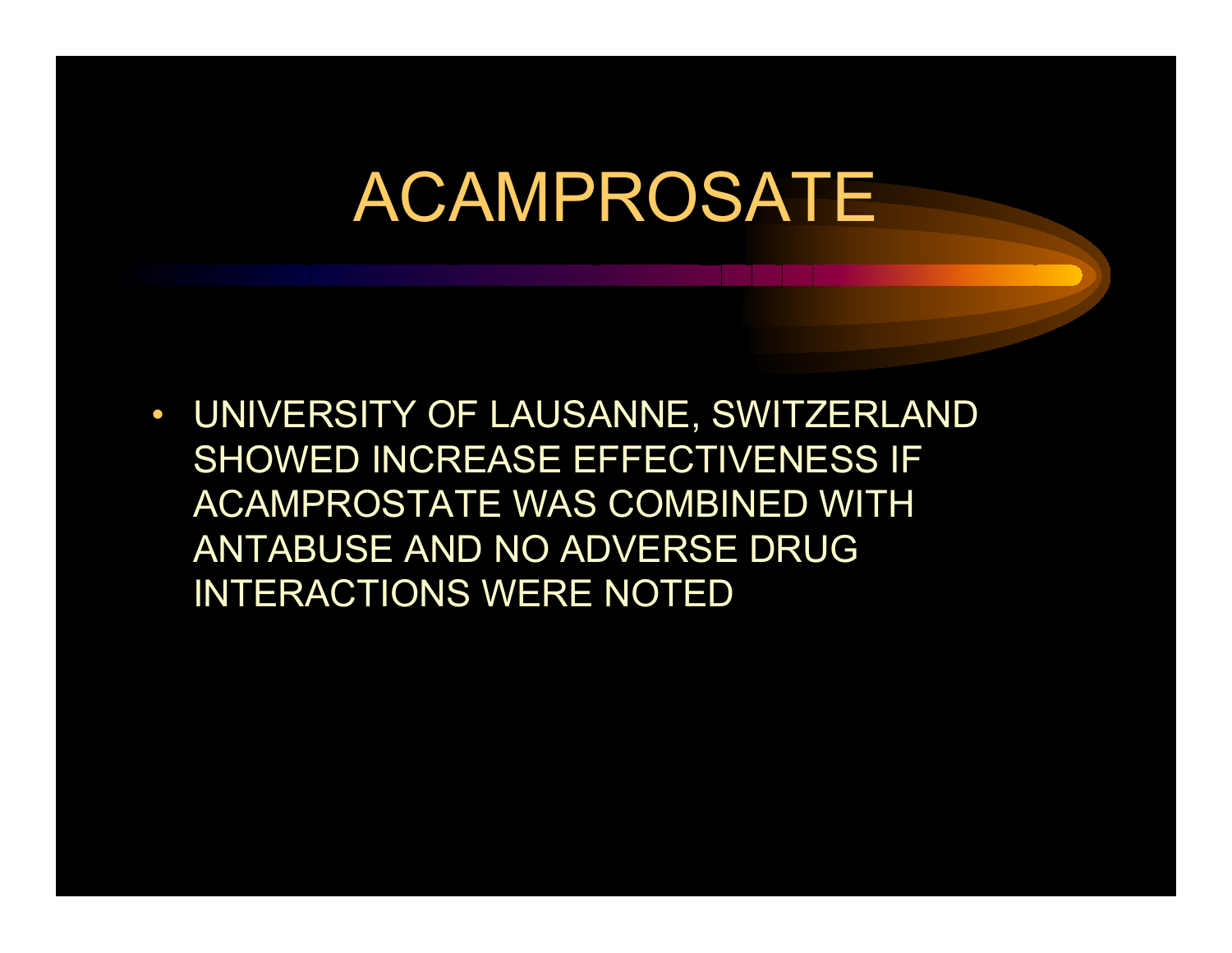# ACAMPROSATE

- UNIVERSITY OF LAUSANNE, SWITZERLAND SHOWED INCREASE EFFECTIVENESS IF ACAMPROSTATE WAS COMBINED WITH ANTABUSE AND NO ADVERSE DRUG INTERACTIONS WERE NOTED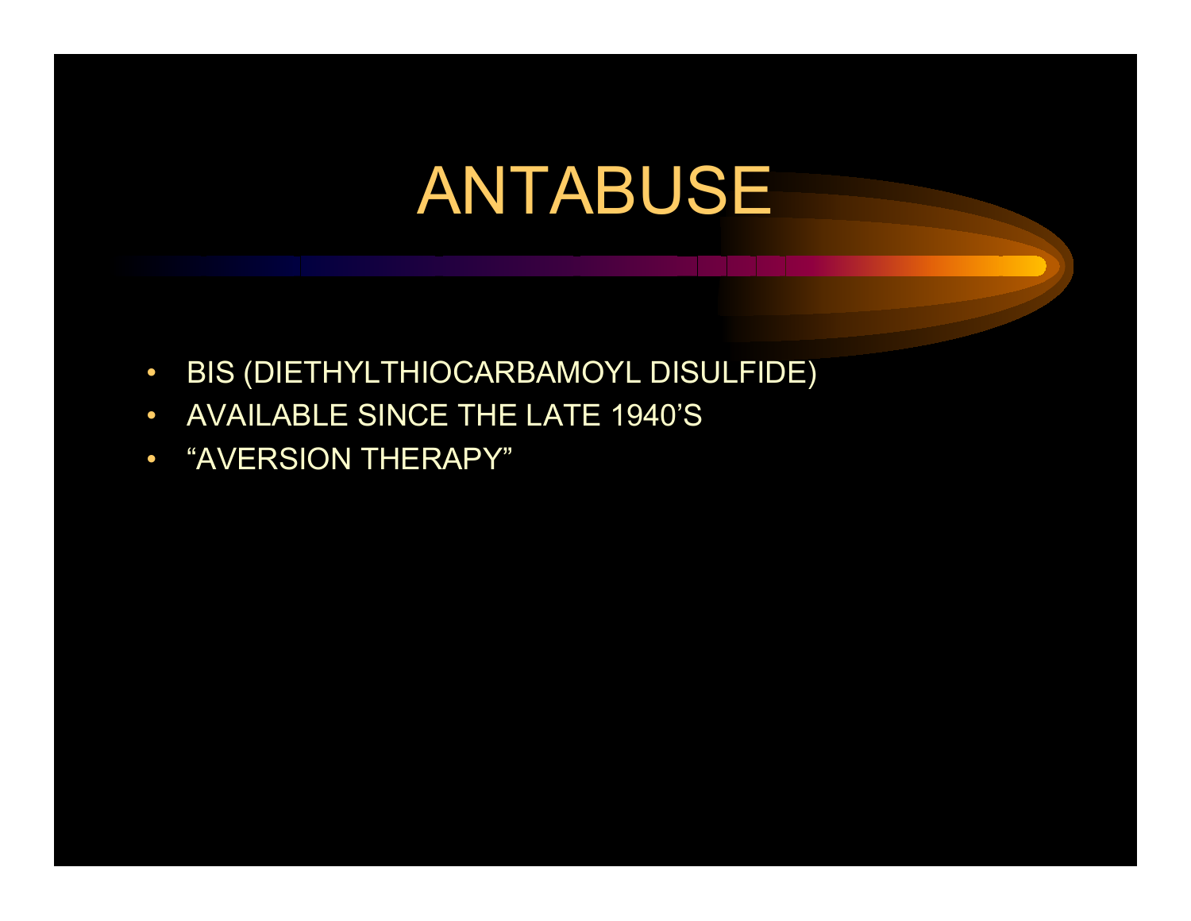# ANTABUSE

- BIS (DIETHYLTHIOCARBAMOYL DISULFIDE)
- AVAILABLE SINCE THE LATE 1940'S
- "AVERSION THERAPY"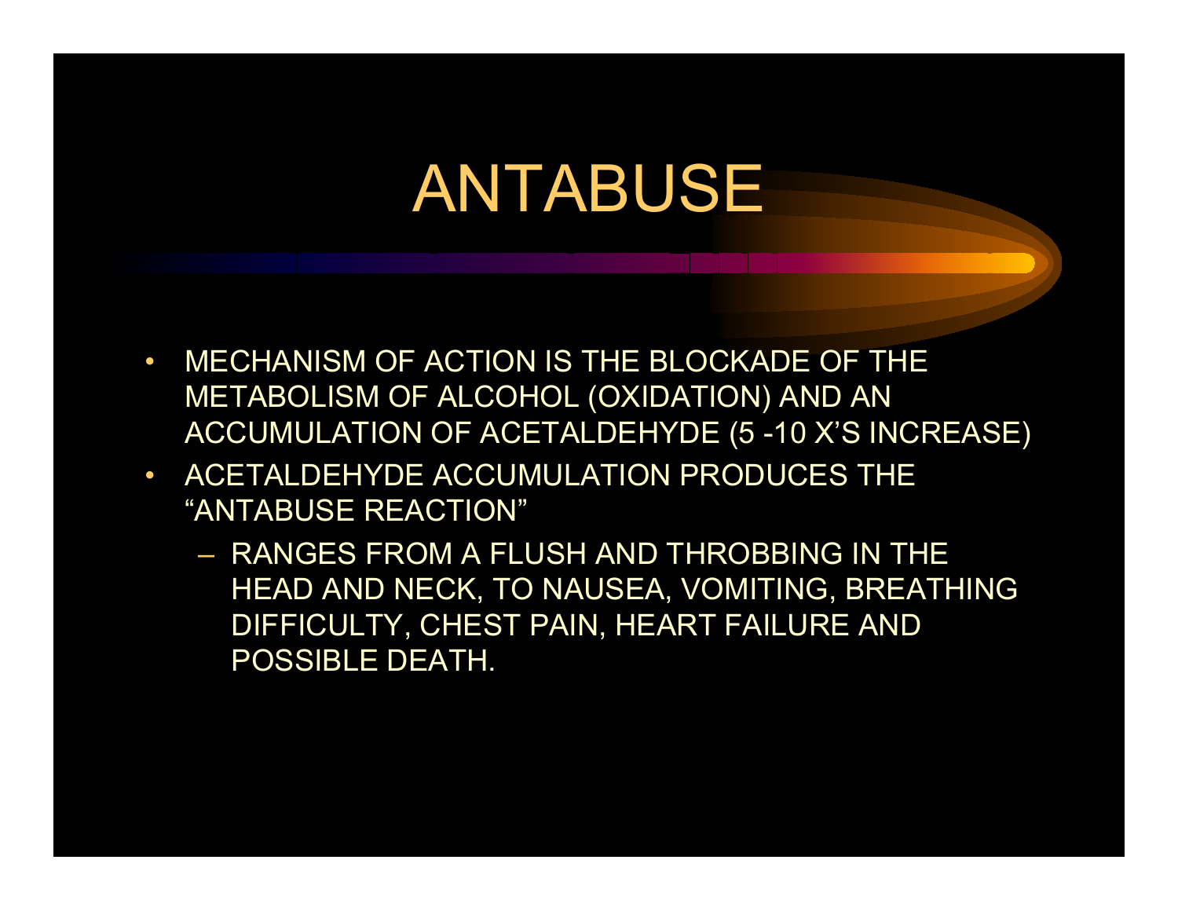# ANTABUSE

- MECHANISM OF ACTION IS THE BLOCKADE OF THE METABOLISM OF ALCOHOL (OXIDATION) AND AN ACCUMULATION OF ACETALDEHYDE (5 -10 X'S INCREASE)
- ACETALDEHYDE ACCUMULATION PRODUCES THE "ANTABUSE REACTION"
  - RANGES FROM A FLUSH AND THROBBING IN THE HEAD AND NECK, TO NAUSEA, VOMITING, BREATHING DIFFICULTY, CHEST PAIN, HEART FAILURE AND POSSIBLE DEATH.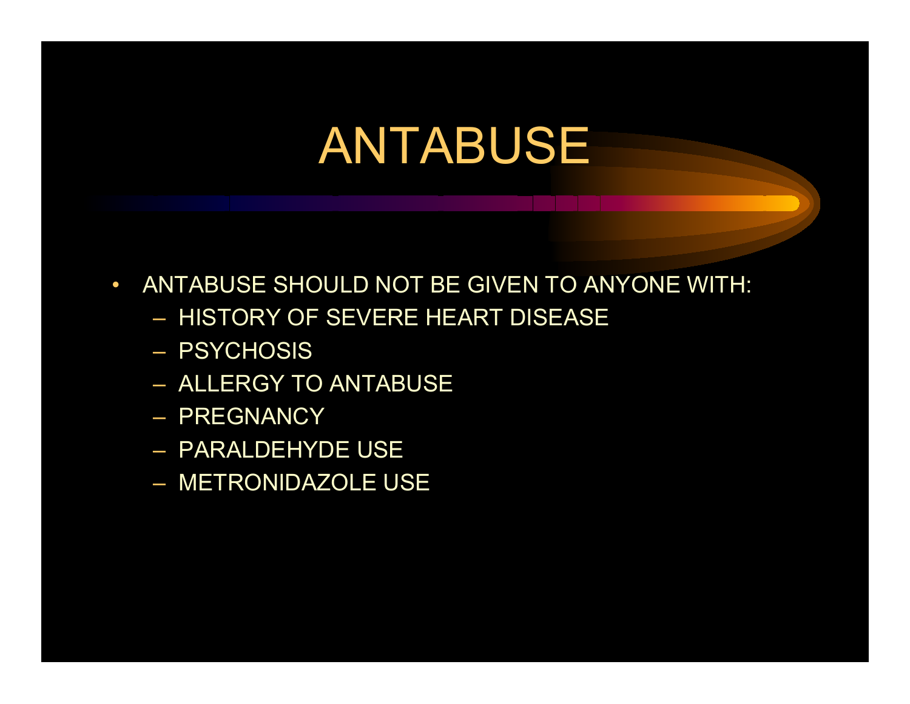# ANTABUSE

- ANTABUSE SHOULD NOT BE GIVEN TO ANYONE WITH:
  - HISTORY OF SEVERE HEART DISEASE
  - PSYCHOSIS
  - ALLERGY TO ANTABUSE
  - PREGNANCY
  - PARALDEHYDE USE
  - METRONIDAZOLE USE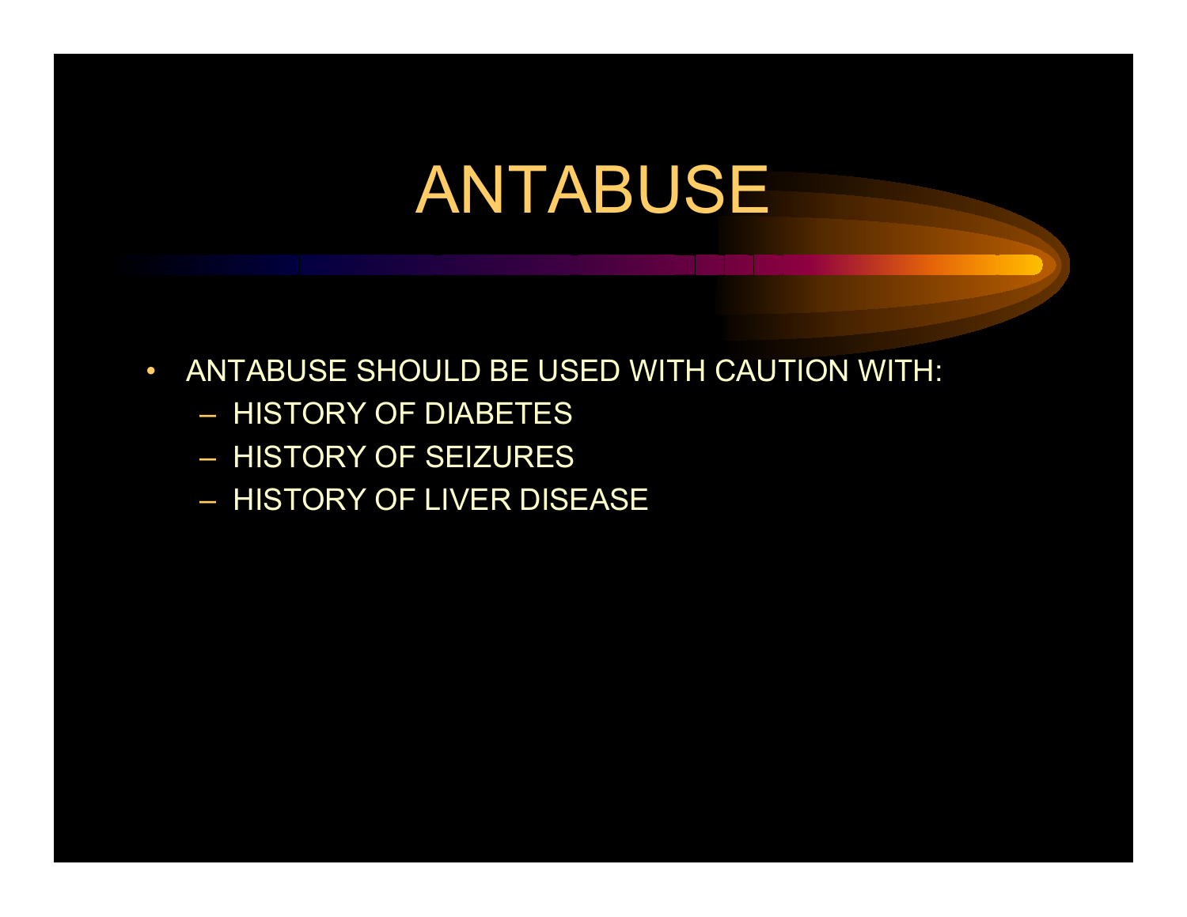# ANTABUSE

- ANTABUSE SHOULD BE USED WITH CAUTION WITH:
  - HISTORY OF DIABETES
  - HISTORY OF SEIZURES
  - HISTORY OF LIVER DISEASE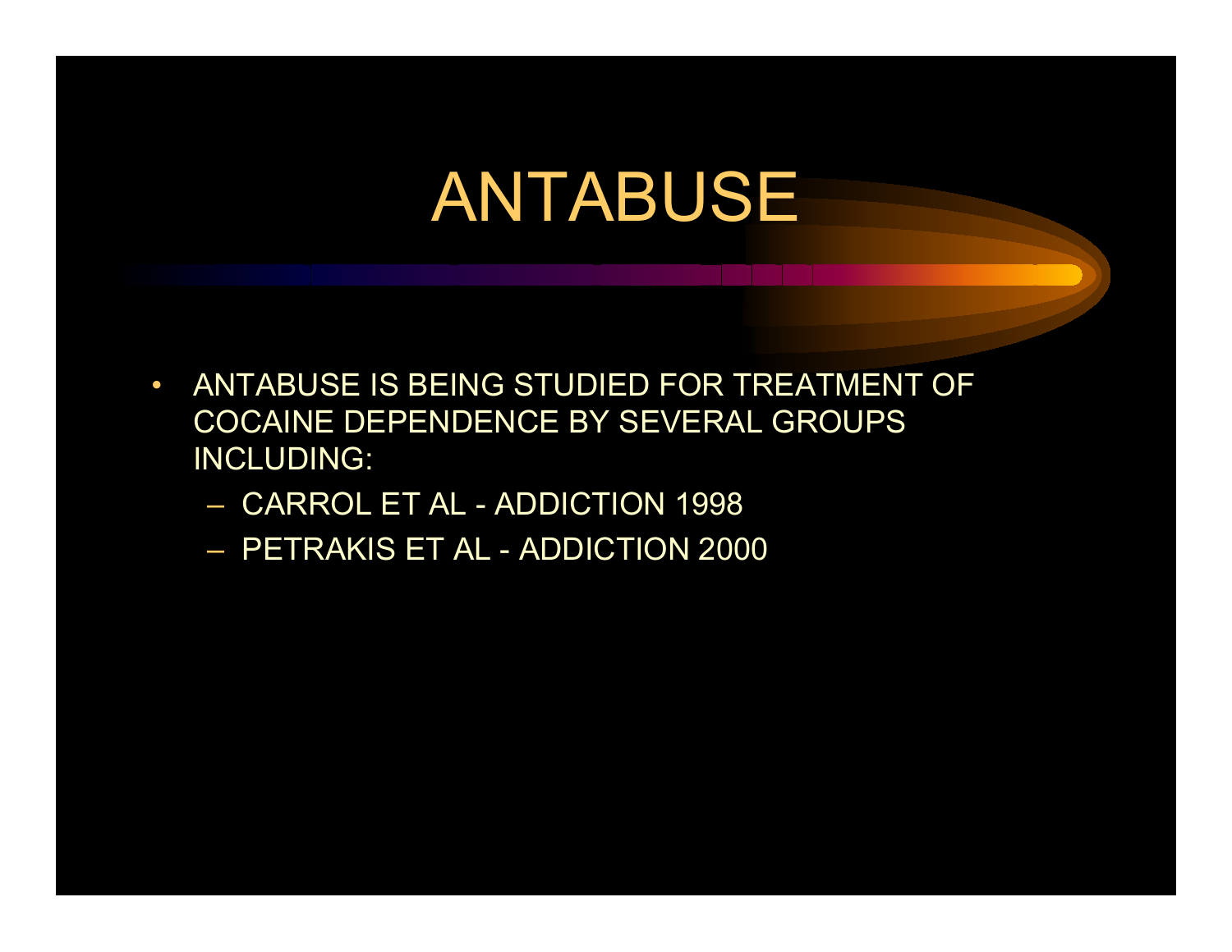# ANTABUSE

- ANTABUSE IS BEING STUDIED FOR TREATMENT OF COCAINE DEPENDENCE BY SEVERAL GROUPS INCLUDING:
  - CARROL ET AL - ADDICTION 1998
  - PETRAKIS ET AL - ADDICTION 2000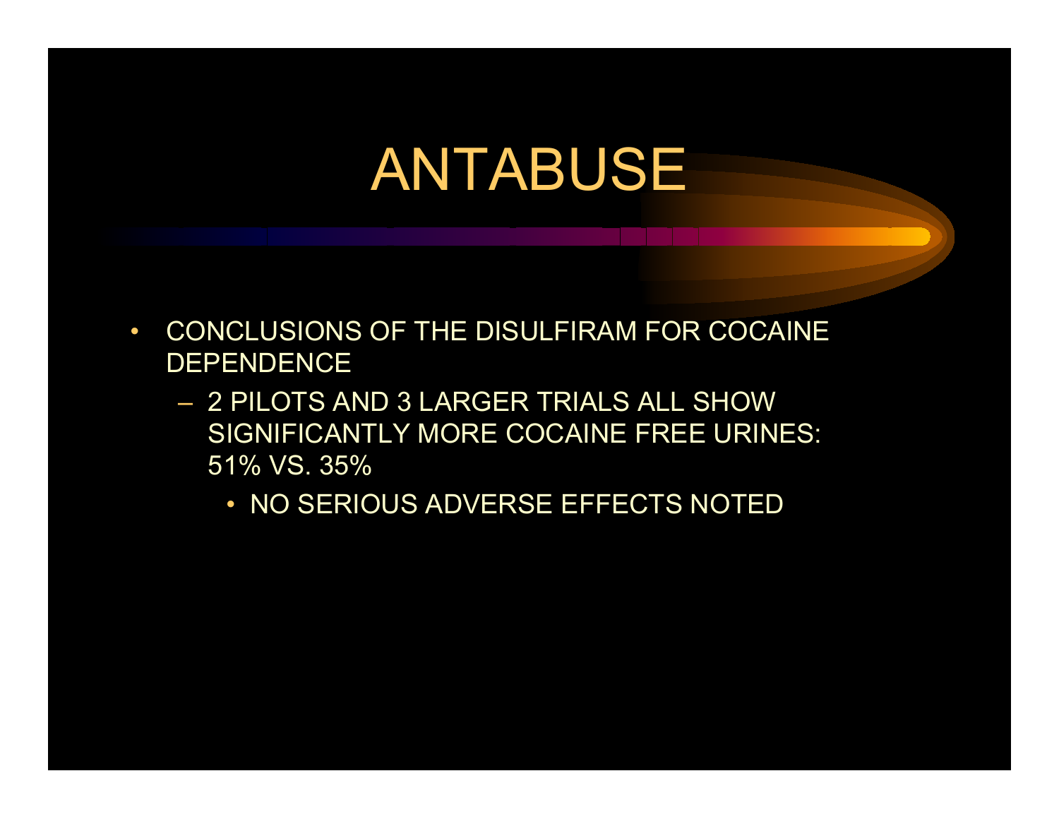# ANTABUSE

- CONCLUSIONS OF THE DISULFIRAM FOR COCAINE DEPENDENCE
  - 2 PILOTS AND 3 LARGER TRIALS ALL SHOW SIGNIFICANTLY MORE COCAINE FREE URINES: 51% VS. 35%
    - NO SERIOUS ADVERSE EFFECTS NOTED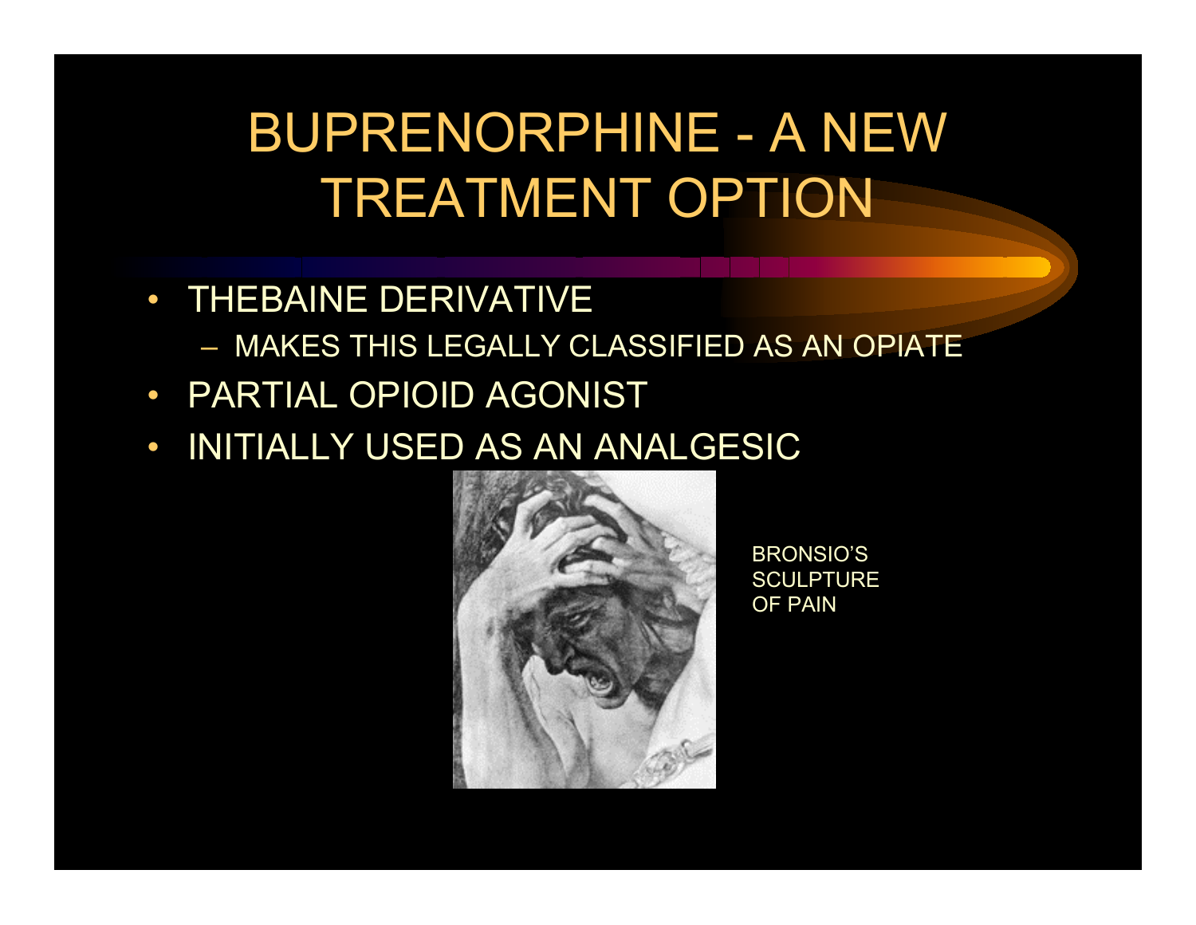# BUPRENORPHINE - A NEW TREATMENT OPTION

- THEBAINE DERIVATIVE
  - MAKES THIS LEGALLY CLASSIFIED AS AN OPIATE
- PARTIAL OPIOID AGONIST
- INITIALLY USED AS AN ANALGESIC

BRONSIO'S SCULPTURE OF PAIN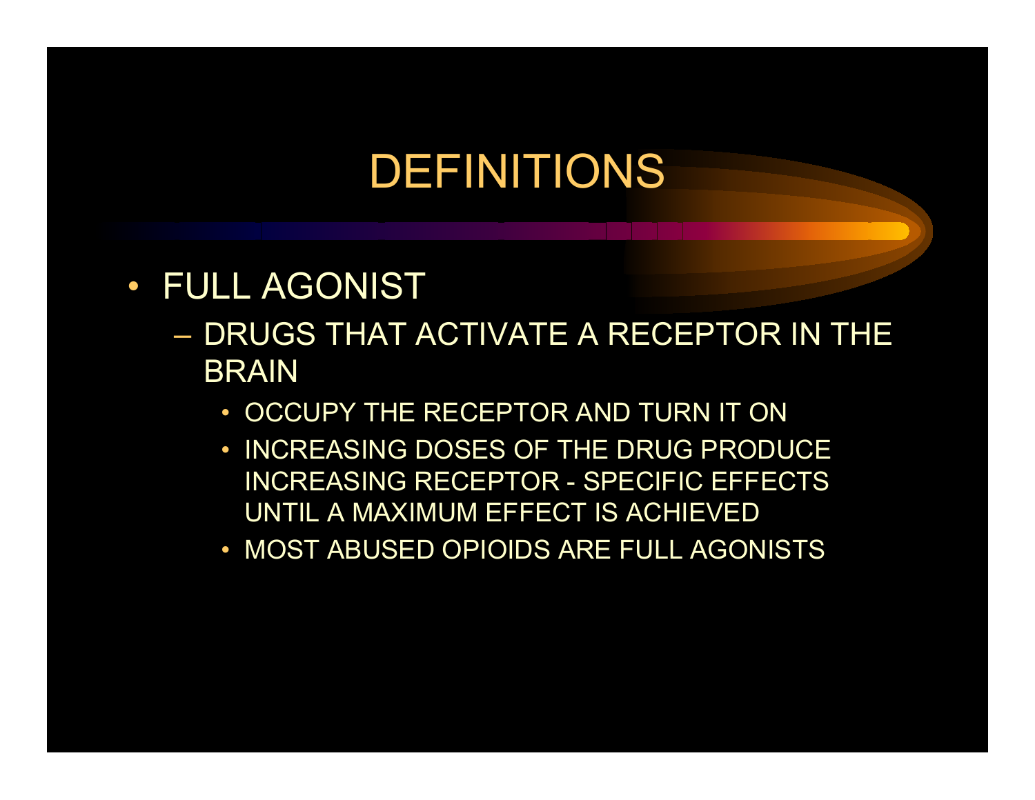# DEFINITIONS

- FULL AGONIST
  - DRUGS THAT ACTIVATE A RECEPTOR IN THE BRAIN
    - OCCUPY THE RECEPTOR AND TURN IT ON
    - INCREASING DOSES OF THE DRUG PRODUCE INCREASING RECEPTOR - SPECIFIC EFFECTS UNTIL A MAXIMUM EFFECT IS ACHIEVED
    - MOST ABUSED OPIOIDS ARE FULL AGONISTS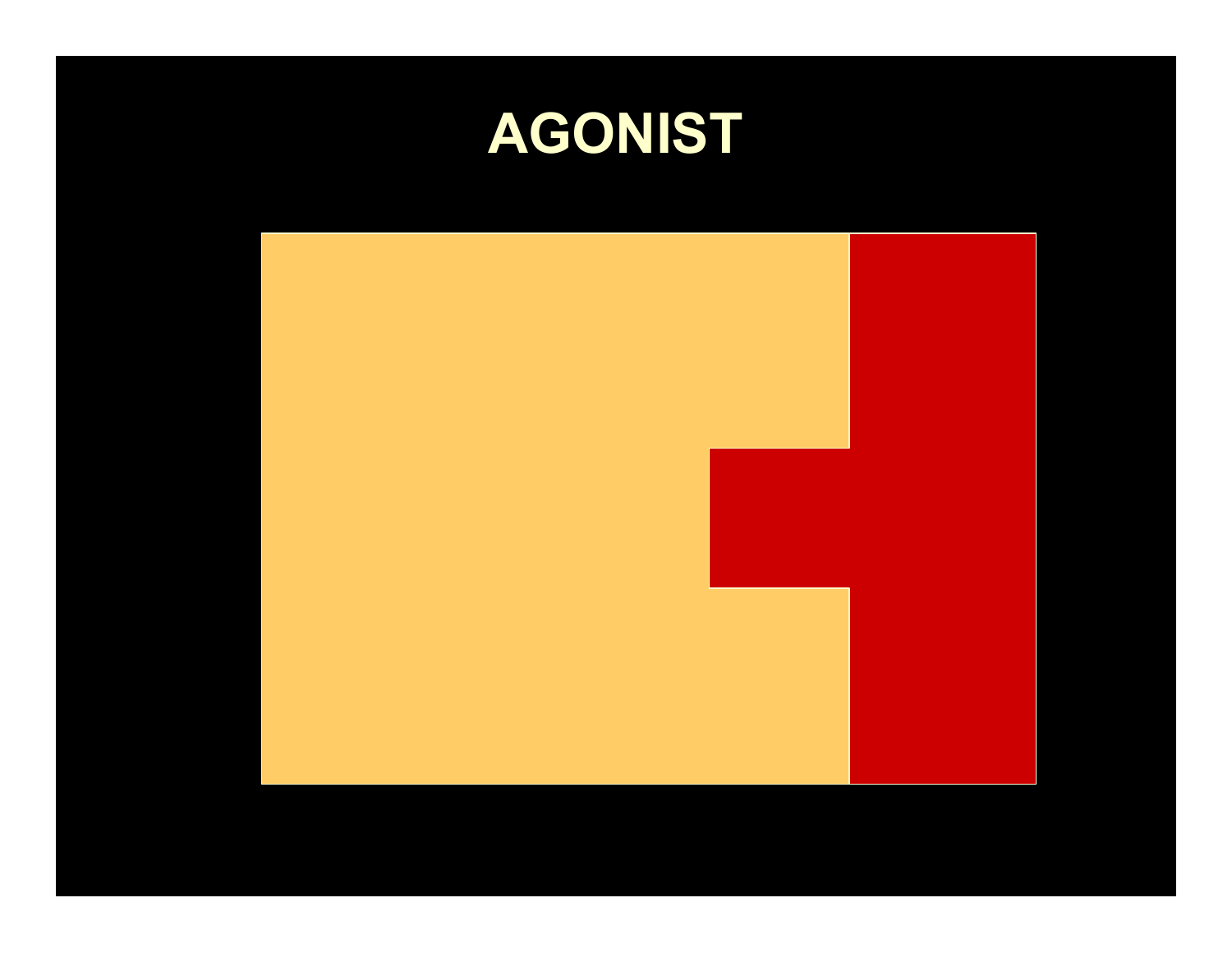# AGONIST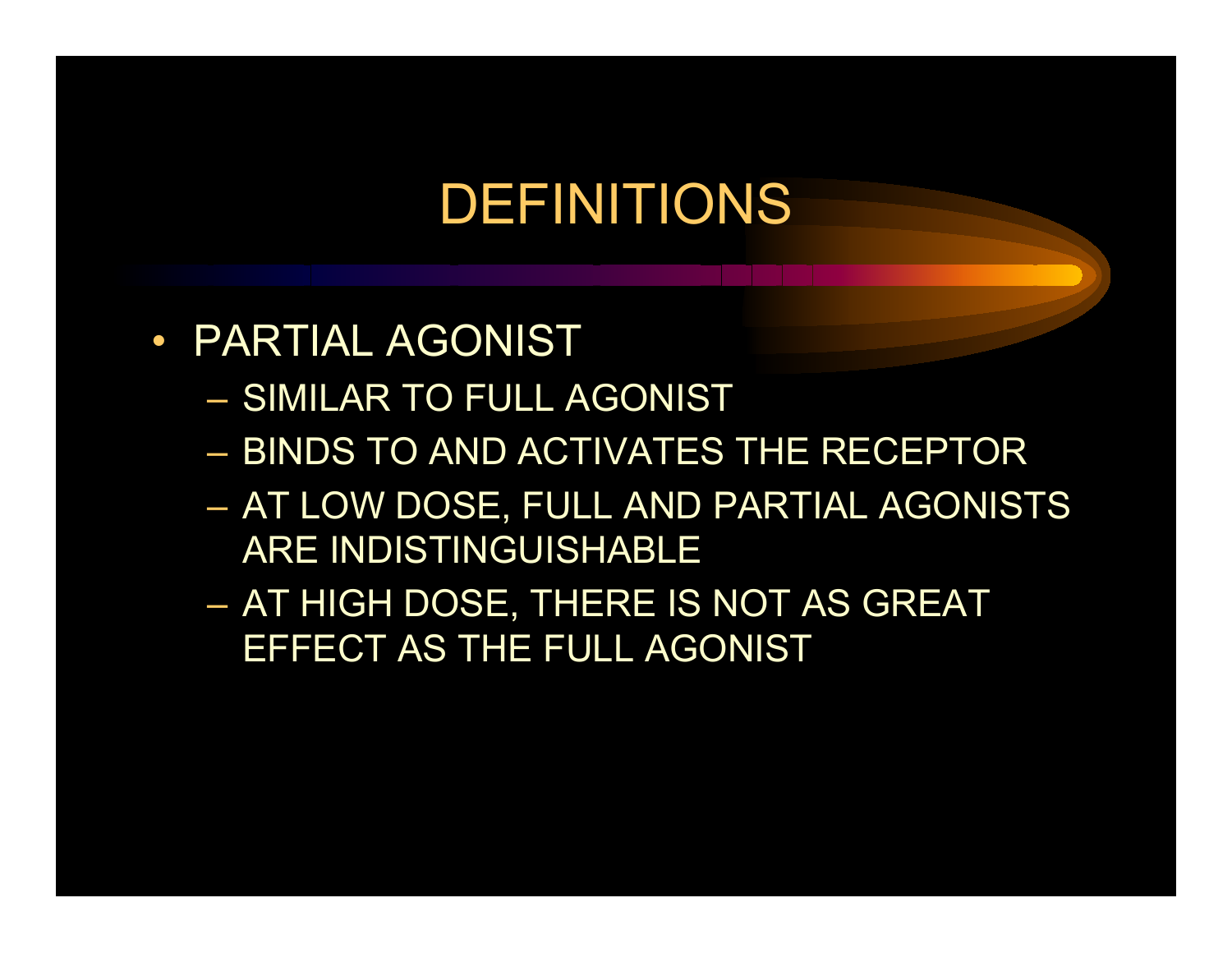# DEFINITIONS

- PARTIAL AGONIST
  - SIMILAR TO FULL AGONIST
  - BINDS TO AND ACTIVATES THE RECEPTOR
  - AT LOW DOSE, FULL AND PARTIAL AGONISTS ARE INDISTINGUISHABLE
  - AT HIGH DOSE, THERE IS NOT AS GREAT EFFECT AS THE FULL AGONIST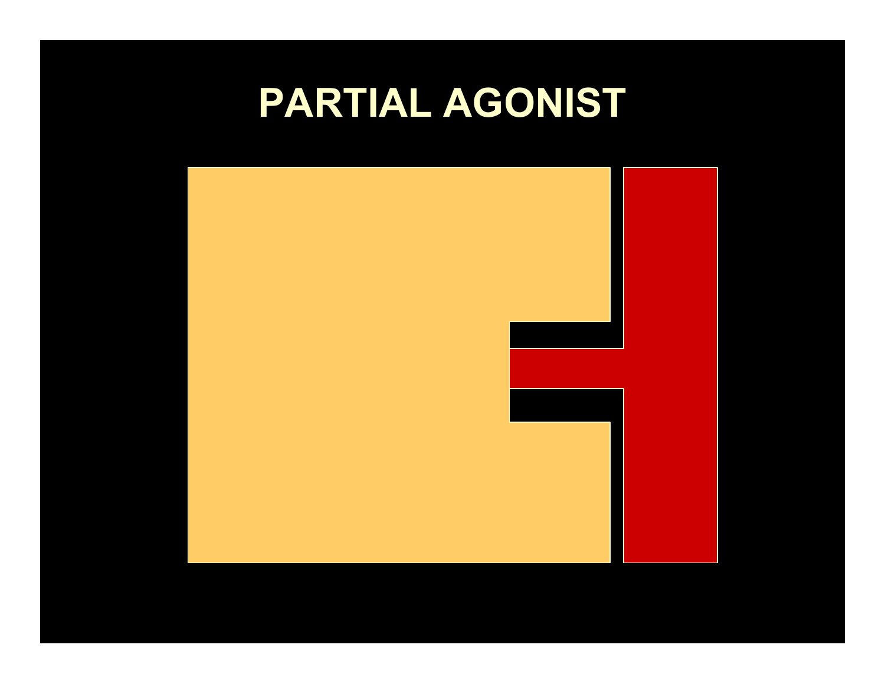# PARTIAL AGONIST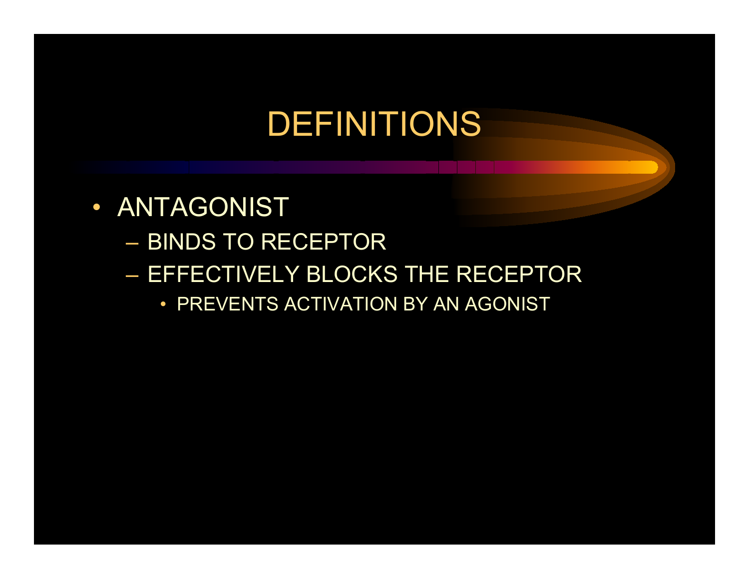# DEFINITIONS

- ANTAGONIST
  - BINDS TO RECEPTOR
  - EFFECTIVELY BLOCKS THE RECEPTOR
    - PREVENTS ACTIVATION BY AN AGONIST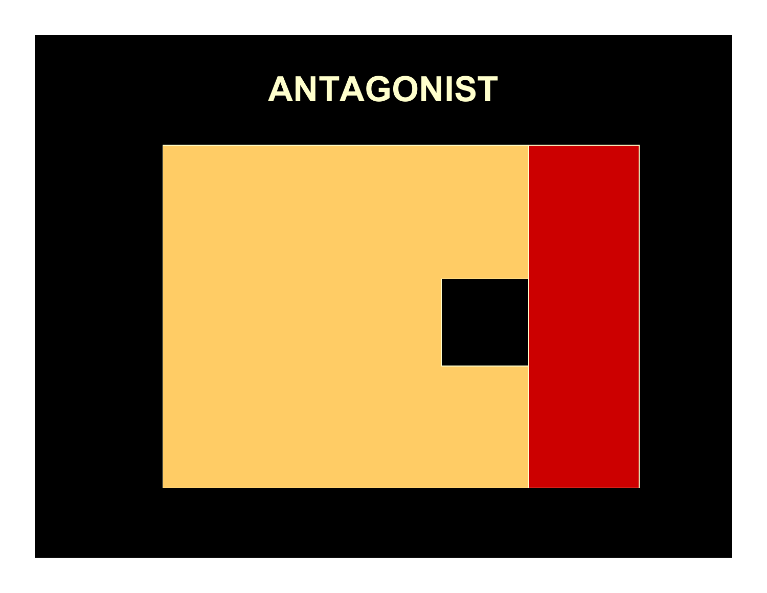# ANTAGONIST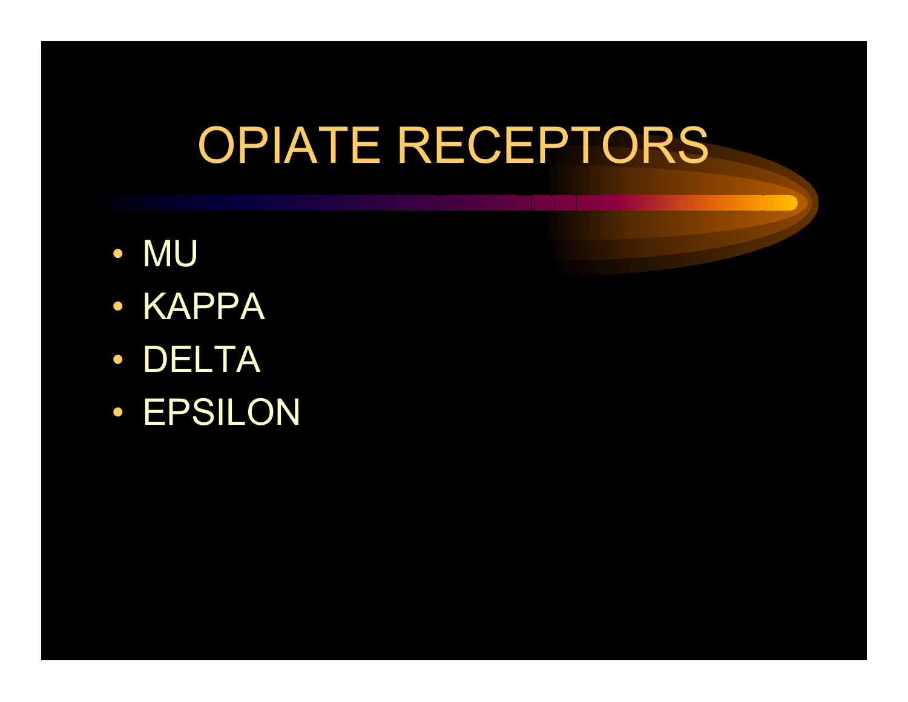# OPIATE RECEPTORS

- MU
- KAPPA
- DELTA
- EPSILON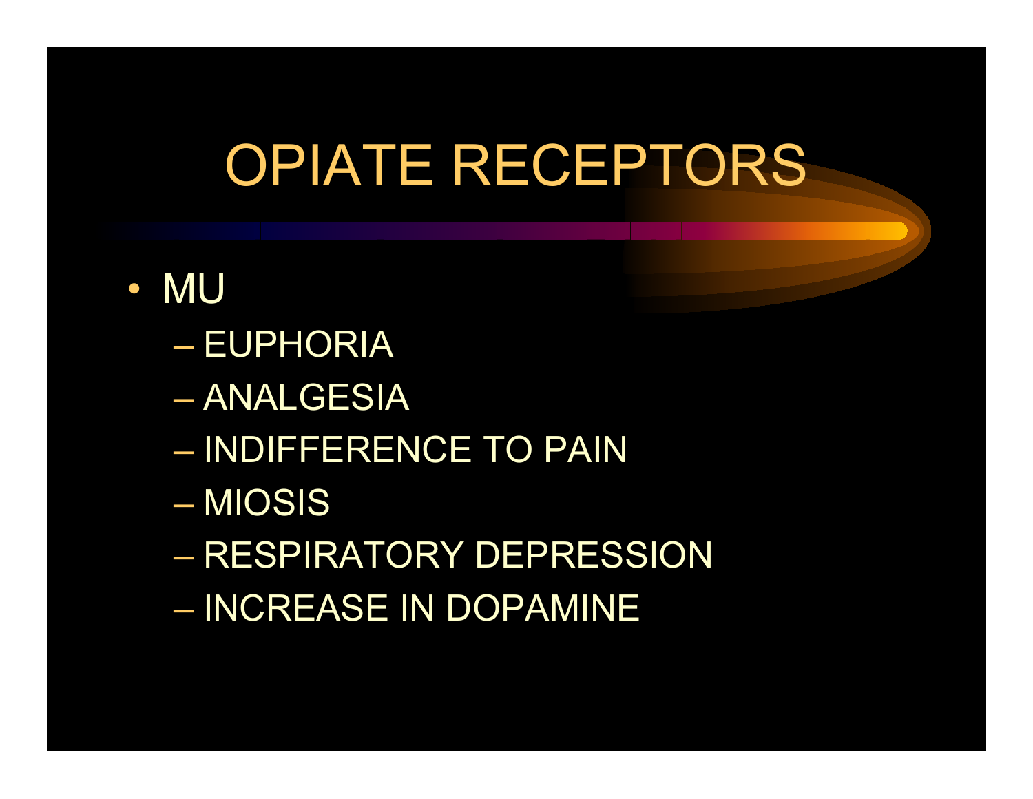# OPIATE RECEPTORS

- MU
  - EUPHORIA
  - ANALGESIA
  - INDIFFERENCE TO PAIN
  - MIOSIS
  - RESPIRATORY DEPRESSION
  - INCREASE IN DOPAMINE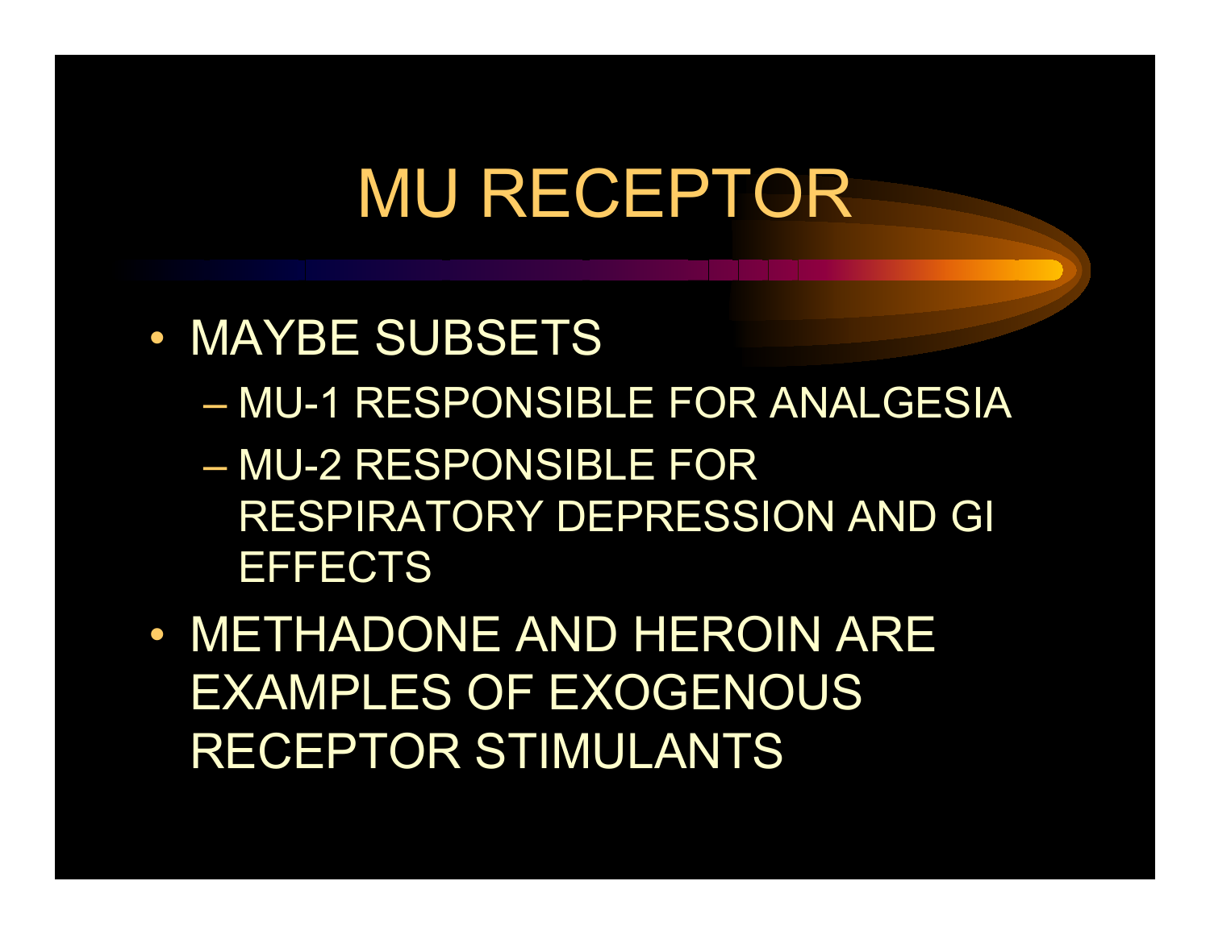# MU RECEPTOR

- MAYBE SUBSETS
  - MU-1 RESPONSIBLE FOR ANALGESIA
  - MU-2 RESPONSIBLE FOR RESPIRATORY DEPRESSION AND GI EFFECTS
- METHADONE AND HEROIN ARE EXAMPLES OF EXOGENOUS RECEPTOR STIMULANTS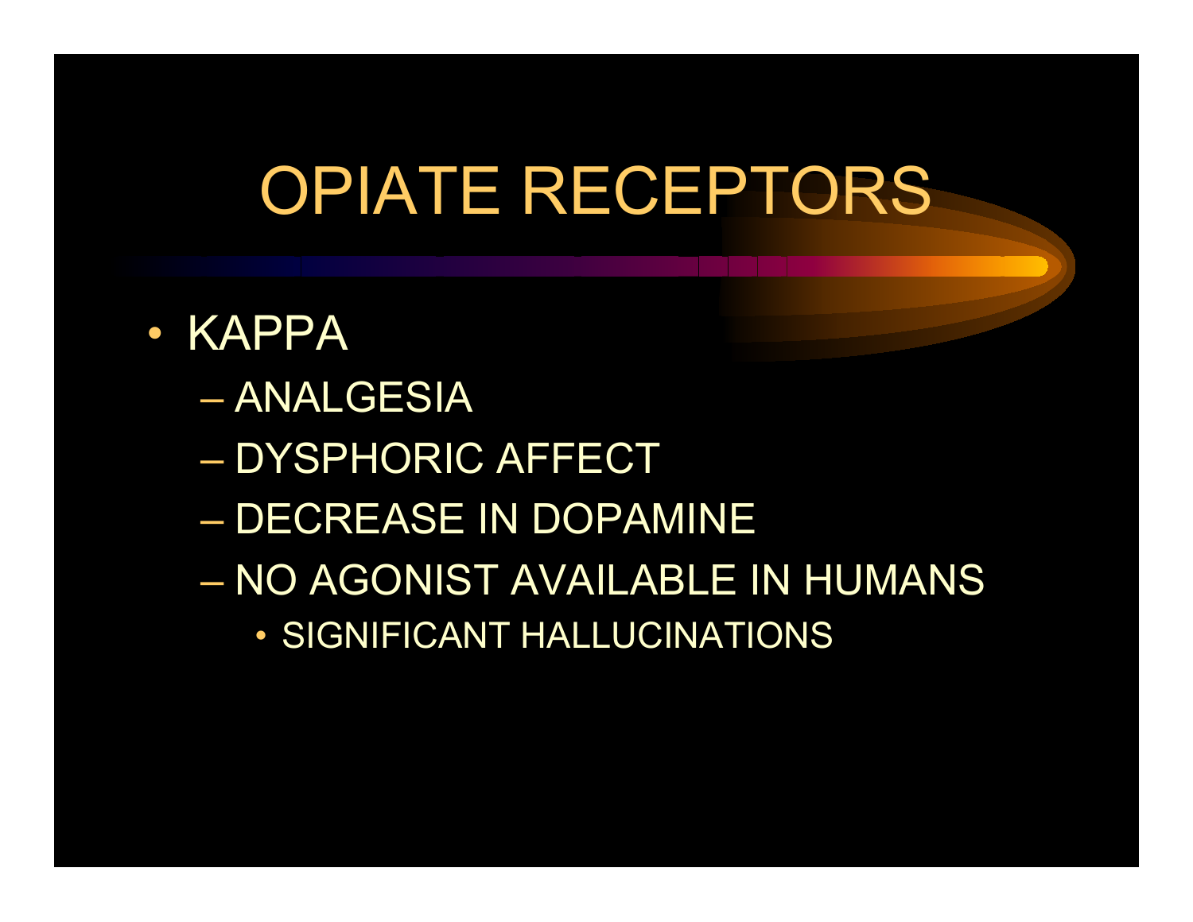# OPIATE RECEPTORS

- KAPPA
  - ANALGESIA
  - DYSPHORIC AFFECT
  - DECREASE IN DOPAMINE
  - NO AGONIST AVAILABLE IN HUMANS
    - SIGNIFICANT HALLUCINATIONS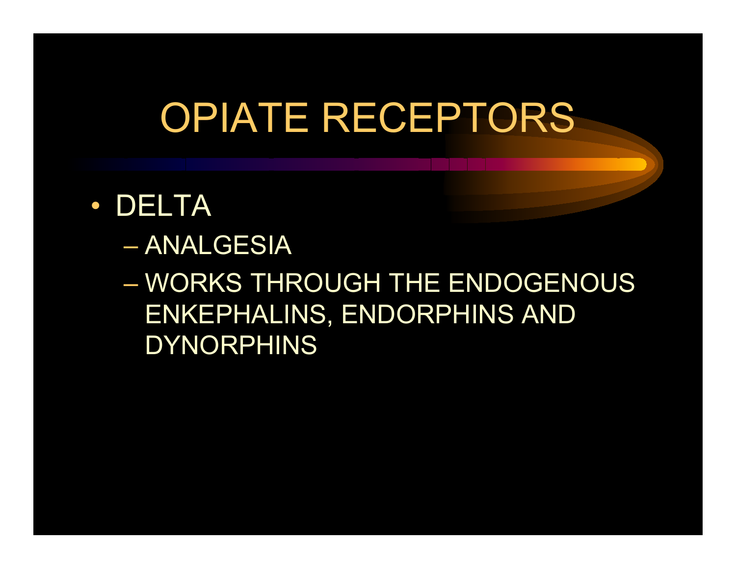# OPIATE RECEPTORS

- DELTA
  - ANALGESIA
  - WORKS THROUGH THE ENDOGENOUS ENKEPHALINS, ENDORPHINS AND DYNORPHINS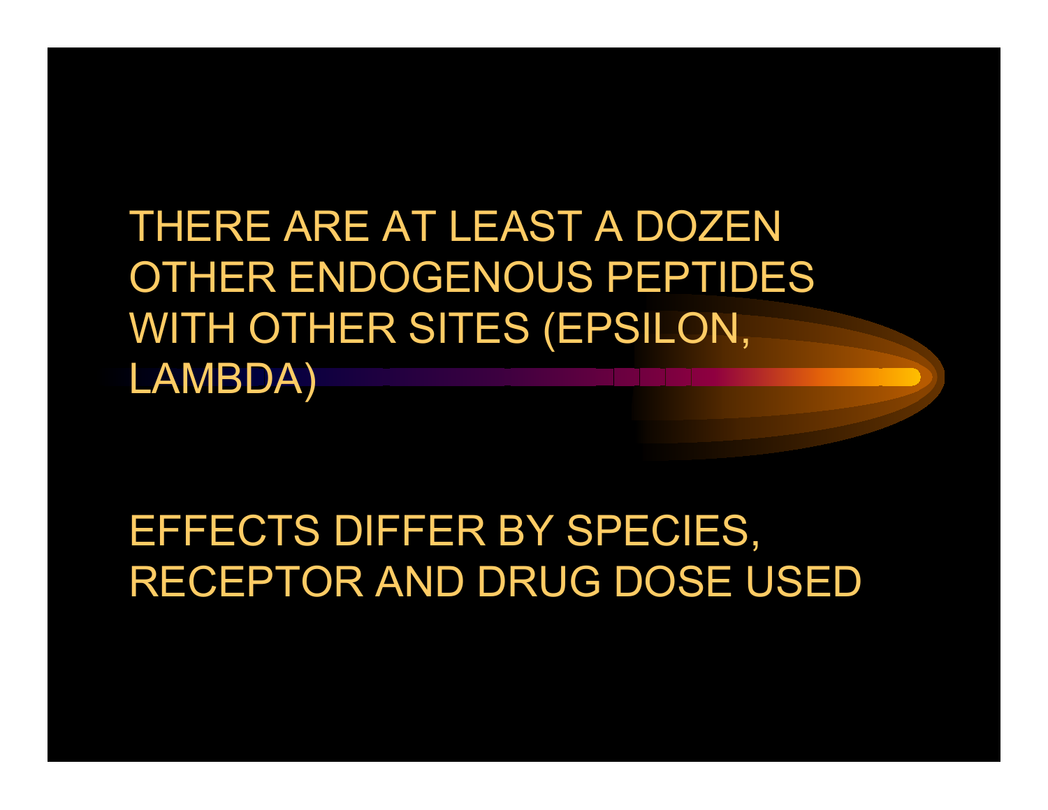THERE ARE AT LEAST A DOZEN OTHER ENDOGENOUS PEPTIDES WITH OTHER SITES (EPSILON, LAMBDA)

EFFECTS DIFFER BY SPECIES, RECEPTOR AND DRUG DOSE USED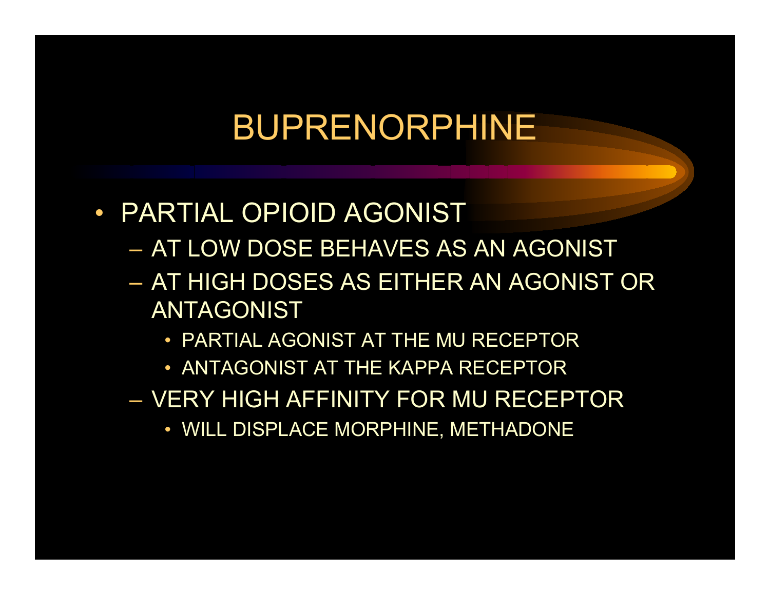# BUPRENORPHINE

- PARTIAL OPIOID AGONIST
  - AT LOW DOSE BEHAVES AS AN AGONIST
  - AT HIGH DOSES AS EITHER AN AGONIST OR ANTAGONIST
    - PARTIAL AGONIST AT THE MU RECEPTOR
    - ANTAGONIST AT THE KAPPA RECEPTOR
  - VERY HIGH AFFINITY FOR MU RECEPTOR
    - WILL DISPLACE MORPHINE, METHADONE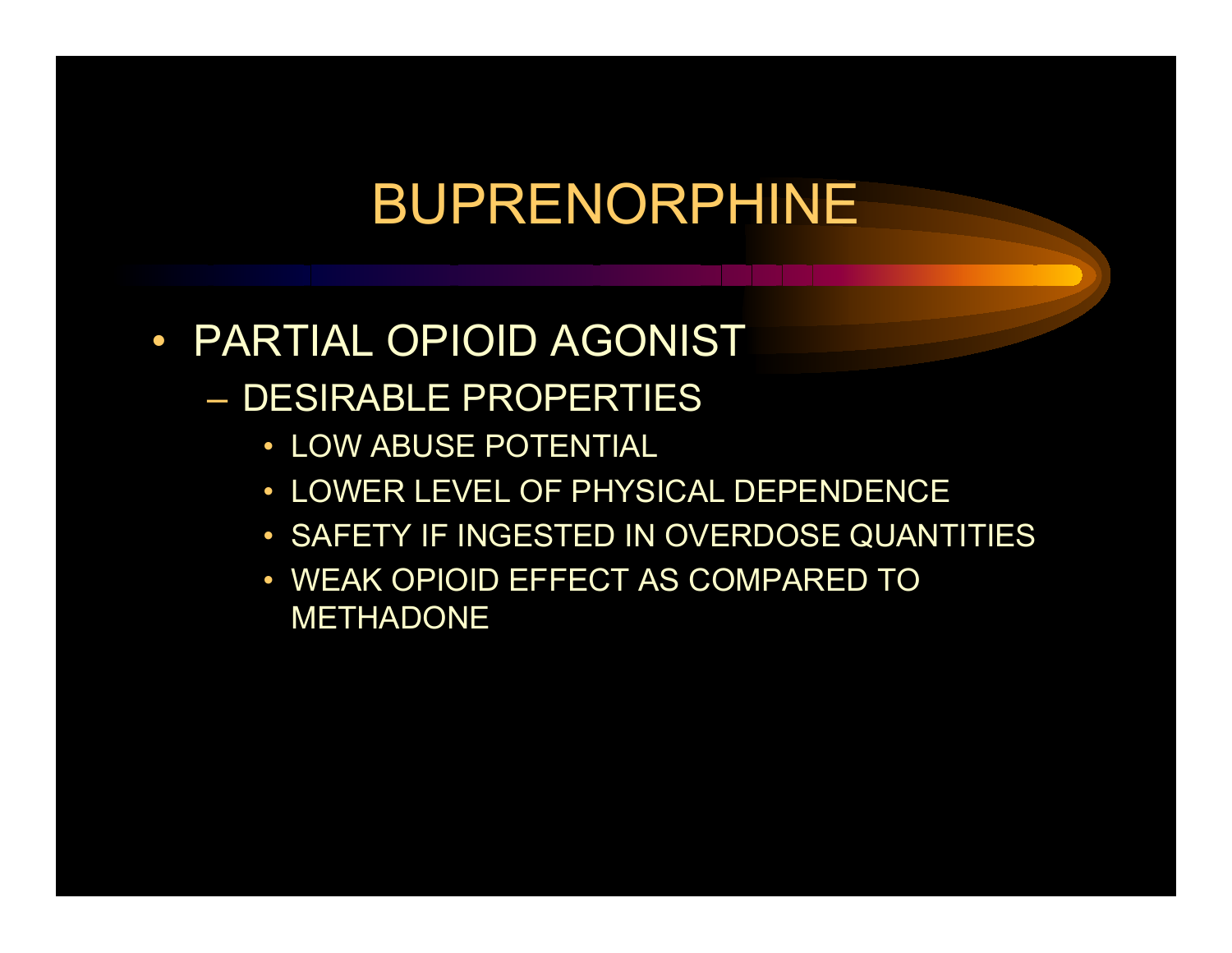# BUPRENORPHINE

- PARTIAL OPIOID AGONIST
  - DESIRABLE PROPERTIES
    - LOW ABUSE POTENTIAL
    - LOWER LEVEL OF PHYSICAL DEPENDENCE
    - SAFETY IF INGESTED IN OVERDOSE QUANTITIES
    - WEAK OPIOID EFFECT AS COMPARED TO METHADONE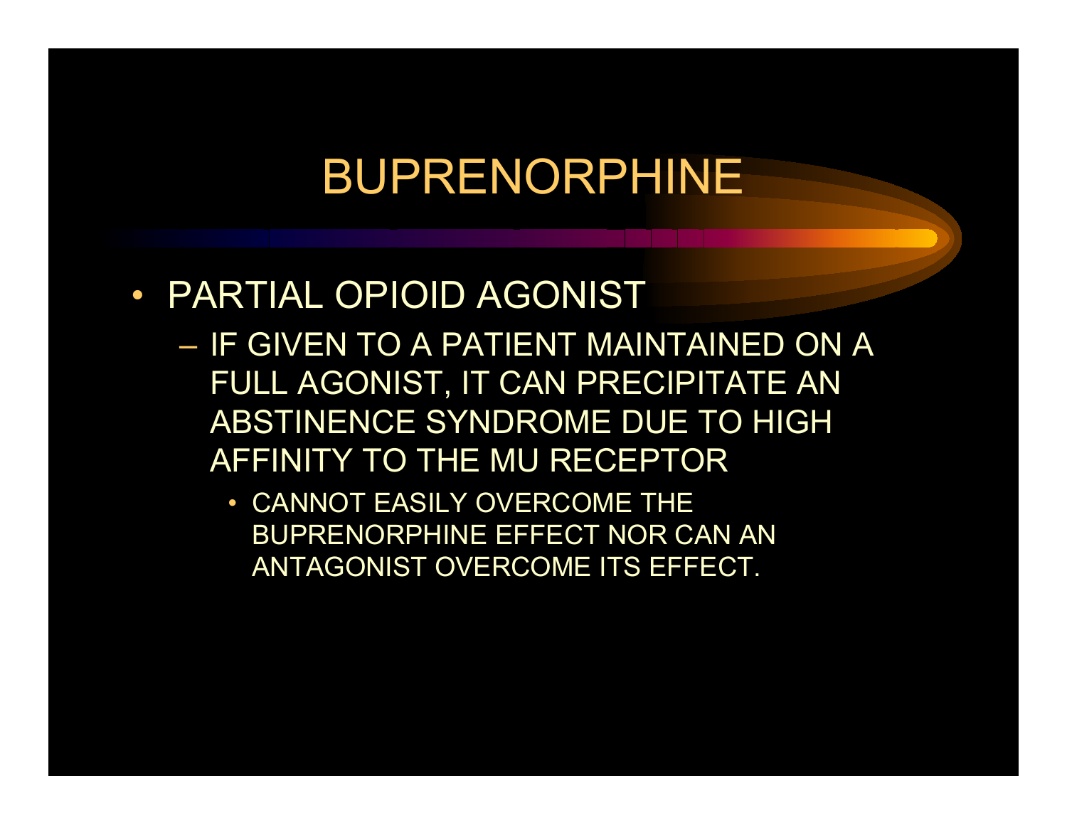# BUPRENORPHINE

- PARTIAL OPIOID AGONIST
  - IF GIVEN TO A PATIENT MAINTAINED ON A FULL AGONIST, IT CAN PRECIPITATE AN ABSTINENCE SYNDROME DUE TO HIGH AFFINITY TO THE MU RECEPTOR
    - CANNOT EASILY OVERCOME THE BUPRENORPHINE EFFECT NOR CAN AN ANTAGONIST OVERCOME ITS EFFECT.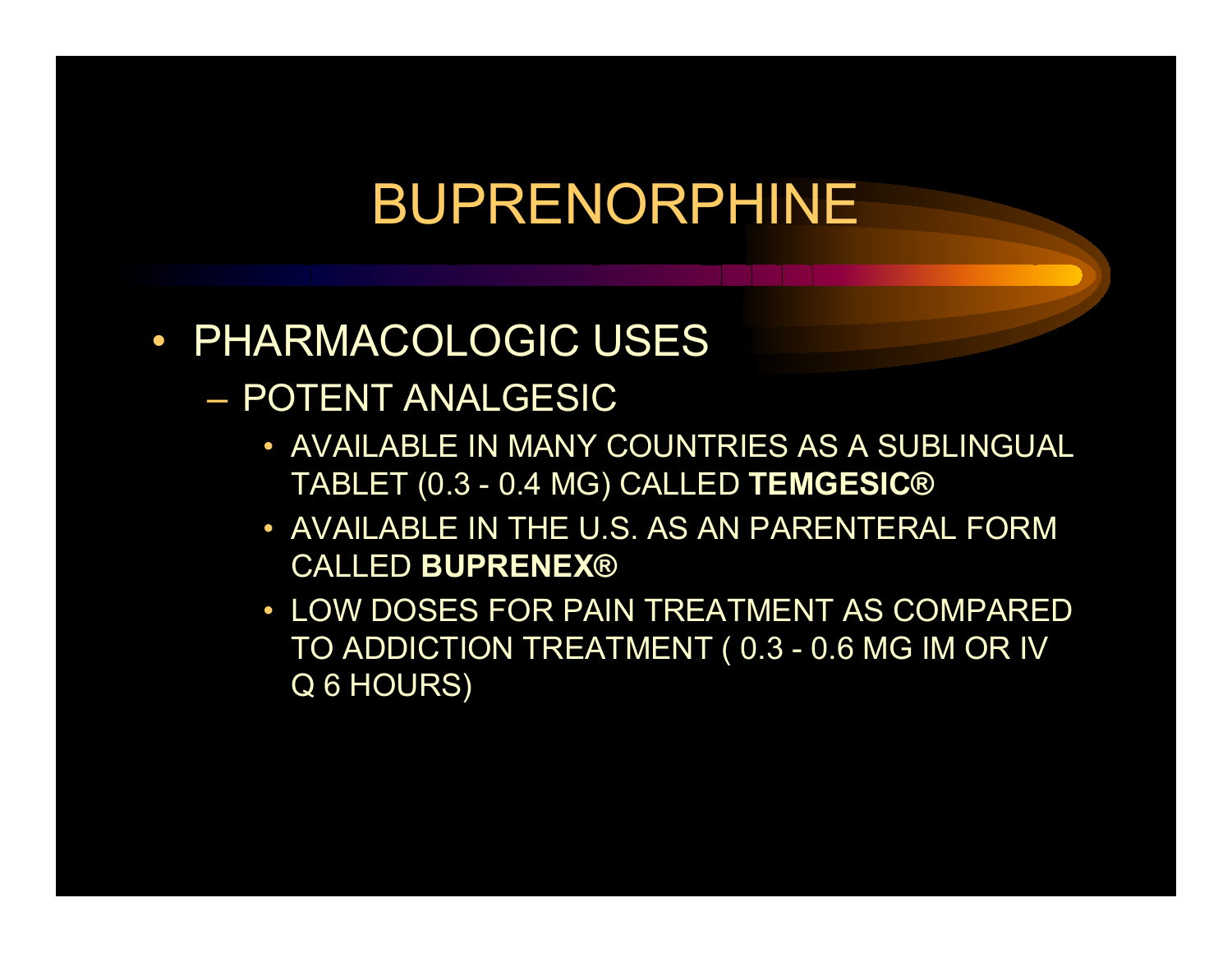# BUPRENORPHINE

- PHARMACOLOGIC USES
  - POTENT ANALGESIC
    - AVAILABLE IN MANY COUNTRIES AS A SUBLINGUAL TABLET (0.3 - 0.4 MG) CALLED **TEMGESIC®**
    - AVAILABLE IN THE U.S. AS AN PARENTERAL FORM CALLED **BUPRENEX®**
    - LOW DOSES FOR PAIN TREATMENT AS COMPARED TO ADDICTION TREATMENT ( 0.3 - 0.6 MG IM OR IV Q 6 HOURS)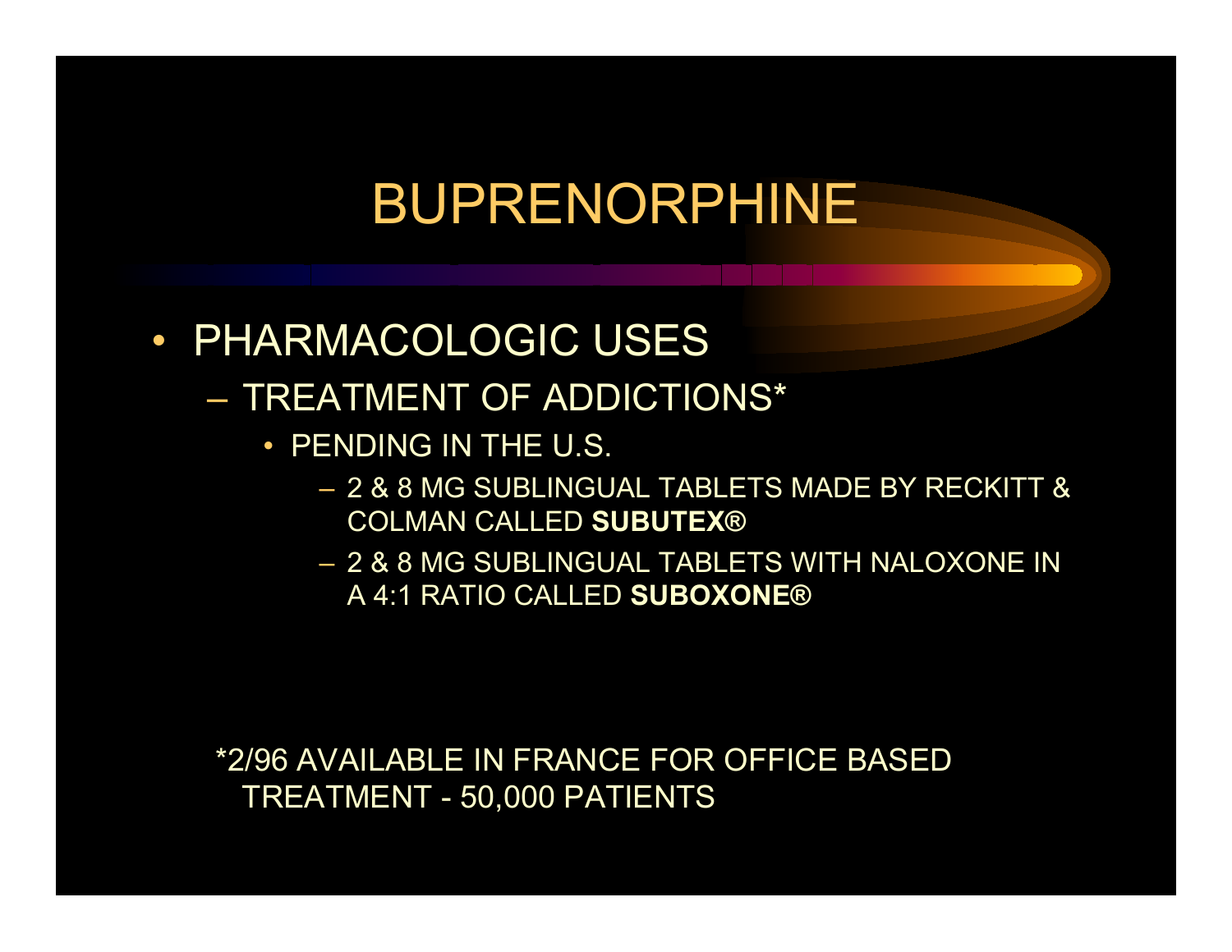# BUPRENORPHINE

- PHARMACOLOGIC USES
  - TREATMENT OF ADDICTIONS*
    - PENDING IN THE U.S.
      - 2 & 8 MG SUBLINGUAL TABLETS MADE BY RECKITT & COLMAN CALLED **SUBUTEX®**
      - 2 & 8 MG SUBLINGUAL TABLETS WITH NALOXONE IN A 4:1 RATIO CALLED **SUBOXONE®**

*2/96 AVAILABLE IN FRANCE FOR OFFICE BASED TREATMENT - 50,000 PATIENTS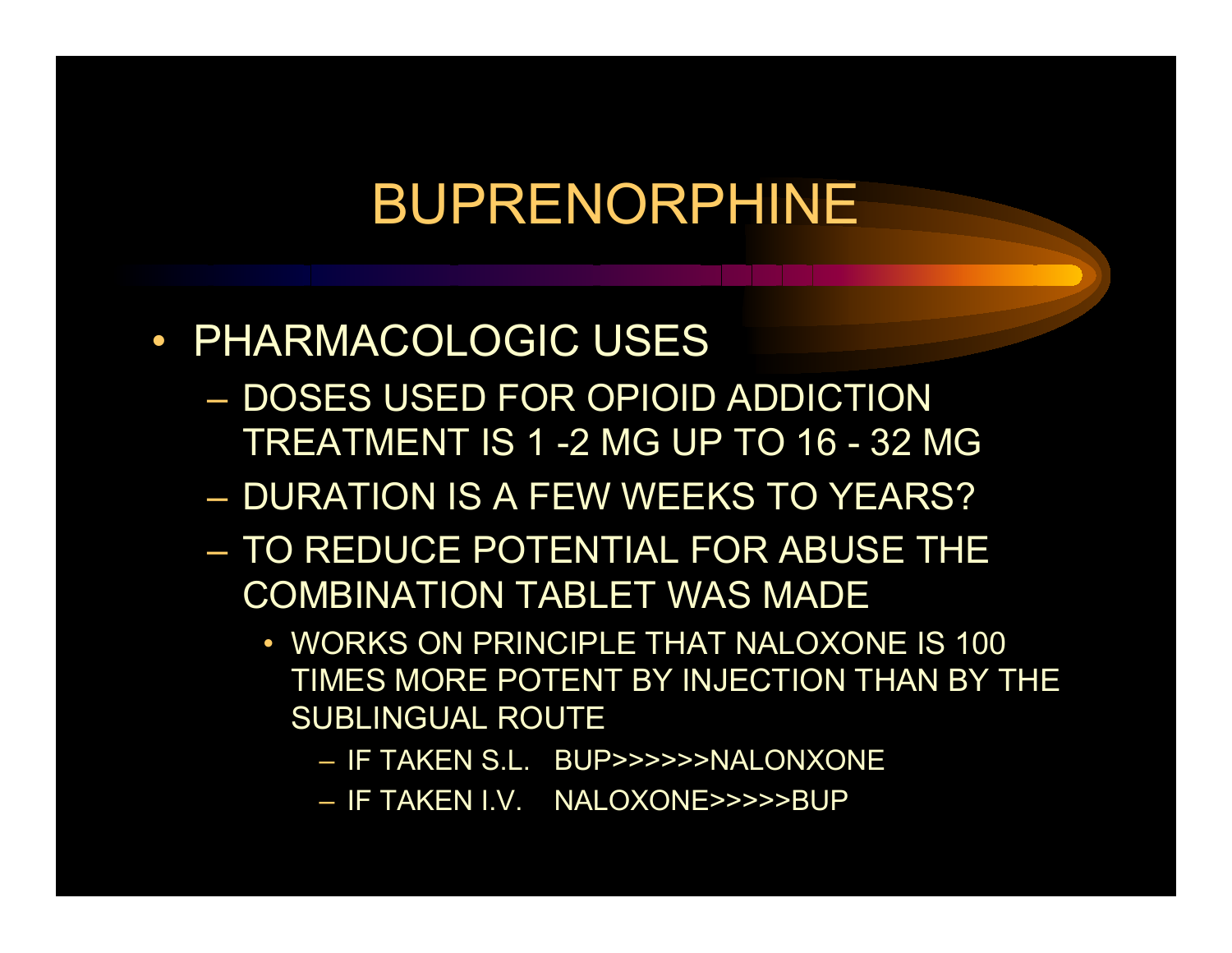# BUPRENORPHINE

- PHARMACOLOGIC USES
  - DOSES USED FOR OPIOID ADDICTION TREATMENT IS 1 -2 MG UP TO 16 - 32 MG
  - DURATION IS A FEW WEEKS TO YEARS?
  - TO REDUCE POTENTIAL FOR ABUSE THE COMBINATION TABLET WAS MADE
    - WORKS ON PRINCIPLE THAT NALOXONE IS 100 TIMES MORE POTENT BY INJECTION THAN BY THE SUBLINGUAL ROUTE
      - IF TAKEN S.L. BUP>>>>>>NALONXONE
      - IF TAKEN I.V. NALOXONE>>>>>BUP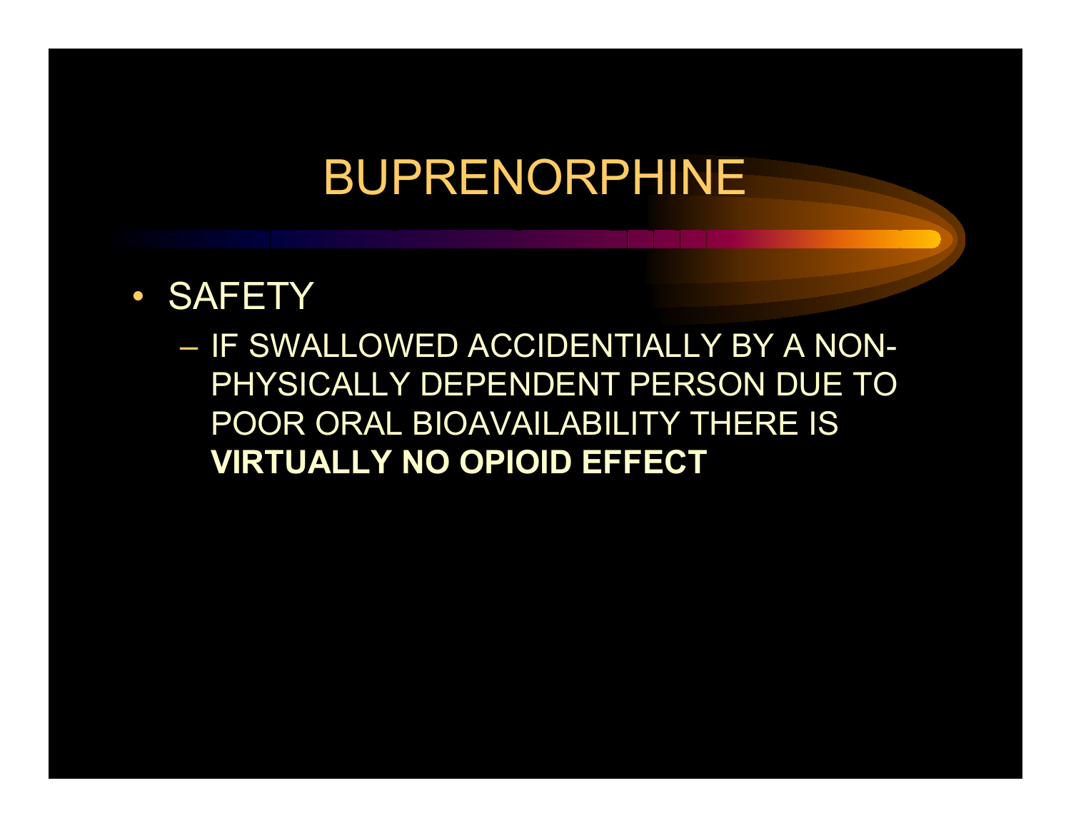# BUPRENORPHINE

- SAFETY
  - IF SWALLOWED ACCIDENTIALLY BY A NON-PHYSICALLY DEPENDENT PERSON DUE TO POOR ORAL BIOAVAILABILITY THERE IS **VIRTUALLY NO OPIOID EFFECT**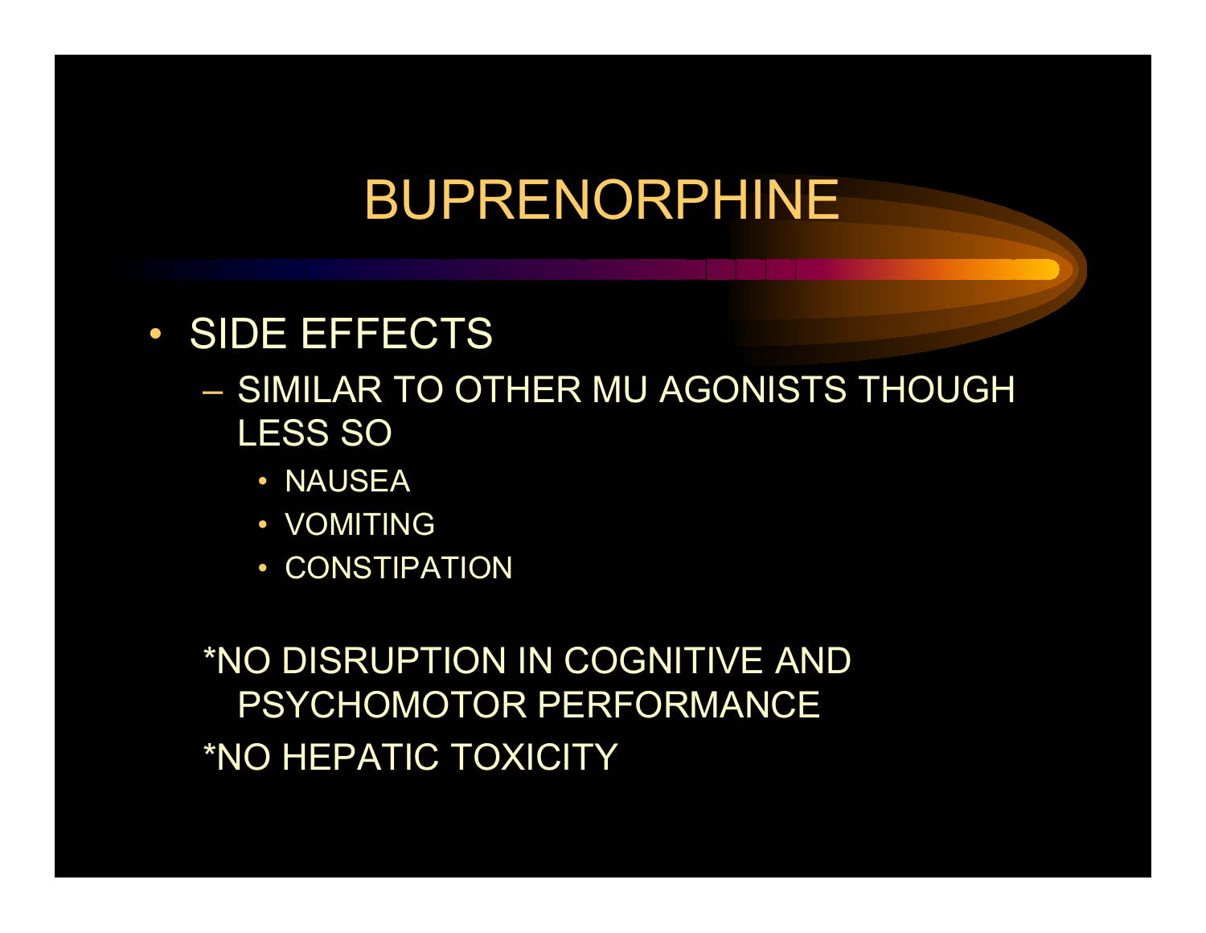# BUPRENORPHINE

- SIDE EFFECTS
  - SIMILAR TO OTHER MU AGONISTS THOUGH LESS SO
    - NAUSEA
    - VOMITING
    - CONSTIPATION

*NO DISRUPTION IN COGNITIVE AND PSYCHOMOTOR PERFORMANCE

*NO HEPATIC TOXICITY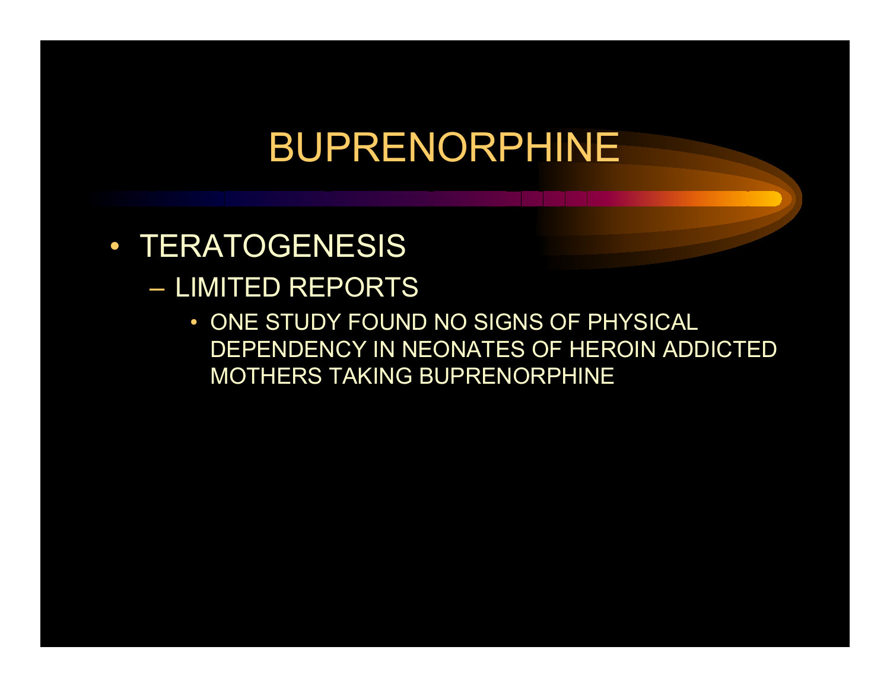# BUPRENORPHINE

- TERATOGENESIS
  - LIMITED REPORTS
    - ONE STUDY FOUND NO SIGNS OF PHYSICAL DEPENDENCY IN NEONATES OF HEROIN ADDICTED MOTHERS TAKING BUPRENORPHINE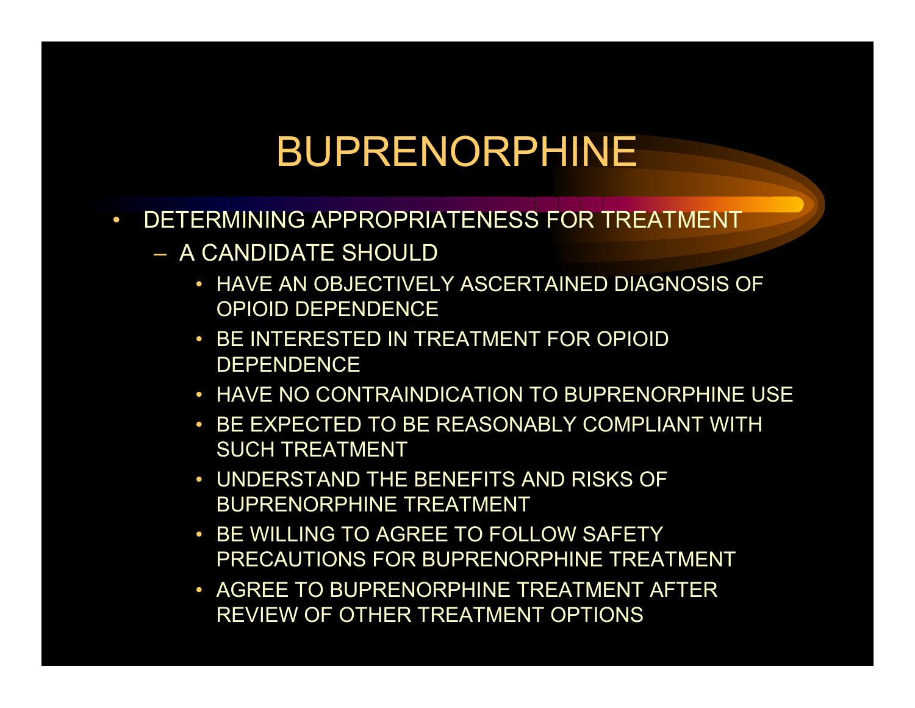# BUPRENORPHINE

- DETERMINING APPROPRIATENESS FOR TREATMENT
  - A CANDIDATE SHOULD
    - HAVE AN OBJECTIVELY ASCERTAINED DIAGNOSIS OF OPIOID DEPENDENCE
    - BE INTERESTED IN TREATMENT FOR OPIOID DEPENDENCE
    - HAVE NO CONTRAINDICATION TO BUPRENORPHINE USE
    - BE EXPECTED TO BE REASONABLY COMPLIANT WITH SUCH TREATMENT
    - UNDERSTAND THE BENEFITS AND RISKS OF BUPRENORPHINE TREATMENT
    - BE WILLING TO AGREE TO FOLLOW SAFETY PRECAUTIONS FOR BUPRENORPHINE TREATMENT
    - AGREE TO BUPRENORPHINE TREATMENT AFTER REVIEW OF OTHER TREATMENT OPTIONS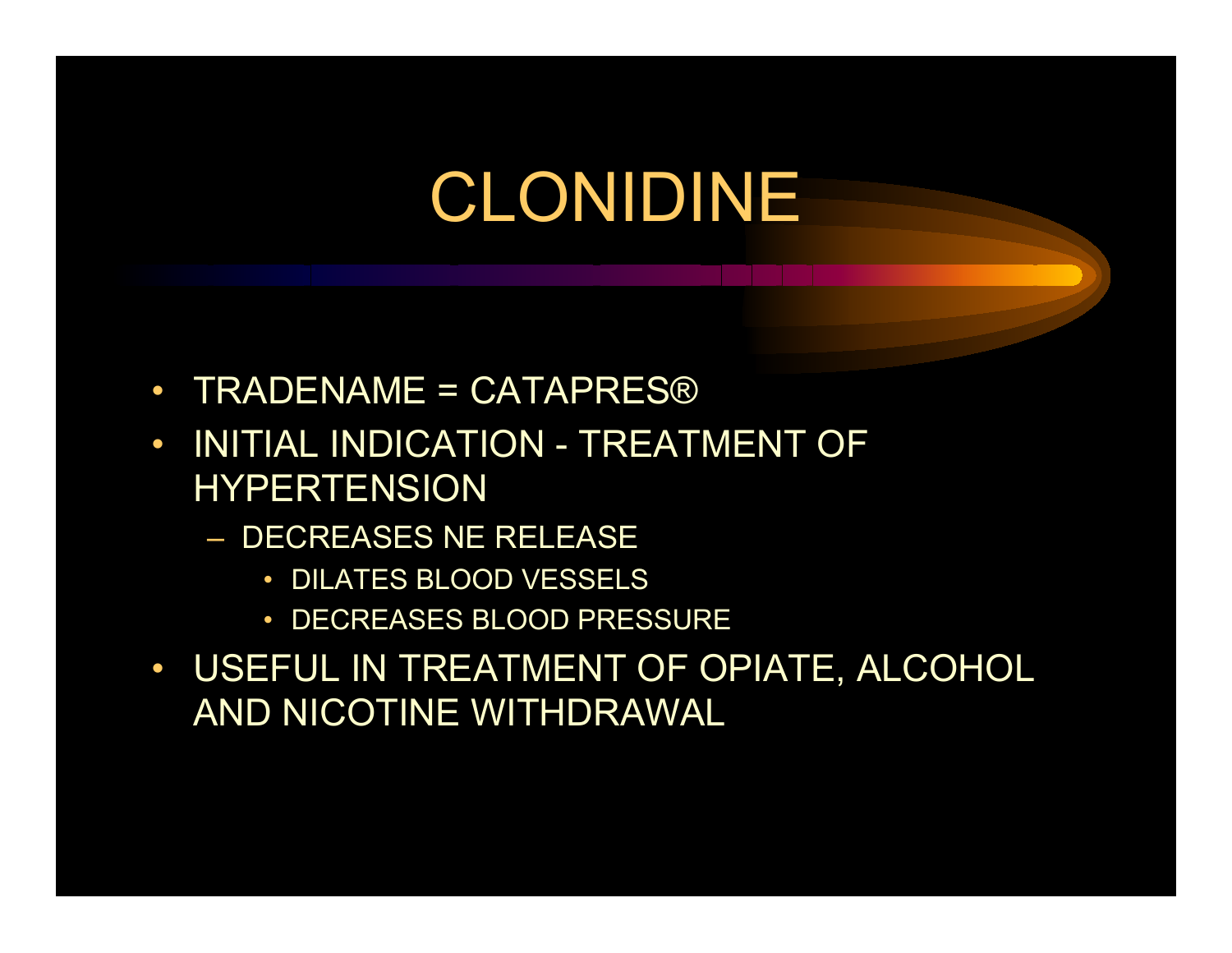# CLONIDINE

- TRADENAME = CATAPRES®
- INITIAL INDICATION - TREATMENT OF HYPERTENSION
  - DECREASES NE RELEASE
    - DILATES BLOOD VESSELS
    - DECREASES BLOOD PRESSURE
- USEFUL IN TREATMENT OF OPIATE, ALCOHOL AND NICOTINE WITHDRAWAL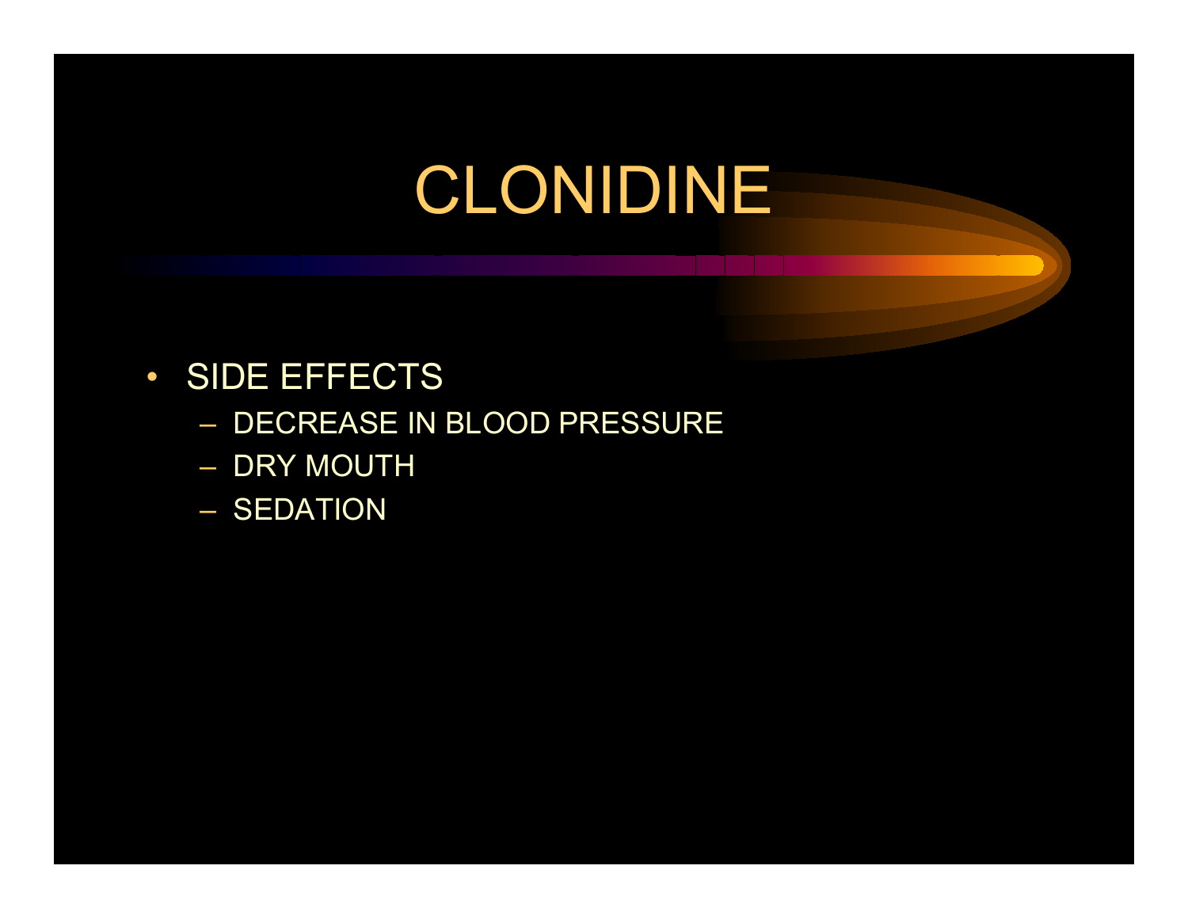# CLONIDINE

- SIDE EFFECTS
  - DECREASE IN BLOOD PRESSURE
  - DRY MOUTH
  - SEDATION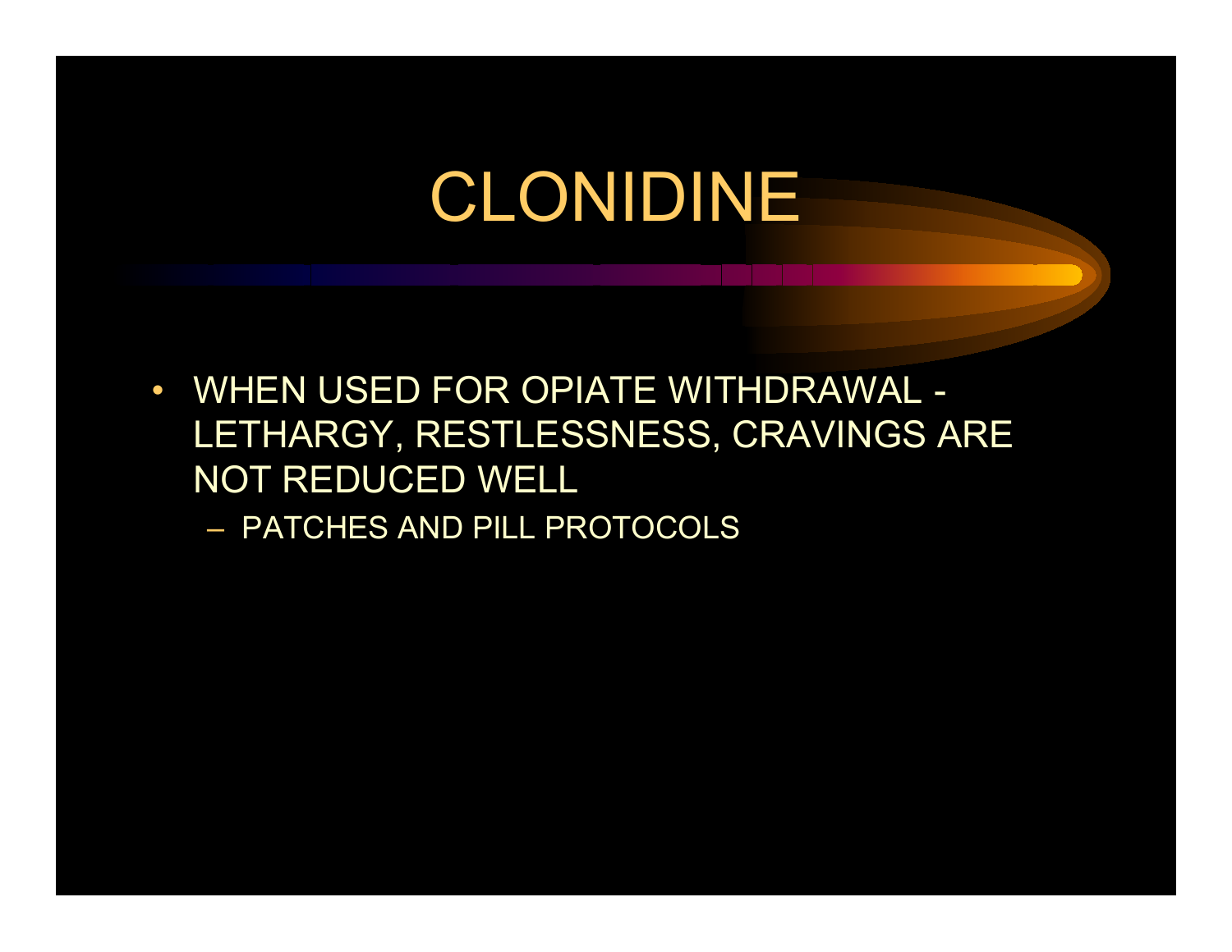# CLONIDINE

- WHEN USED FOR OPIATE WITHDRAWAL - LETHARGY, RESTLESSNESS, CRAVINGS ARE NOT REDUCED WELL
  - PATCHES AND PILL PROTOCOLS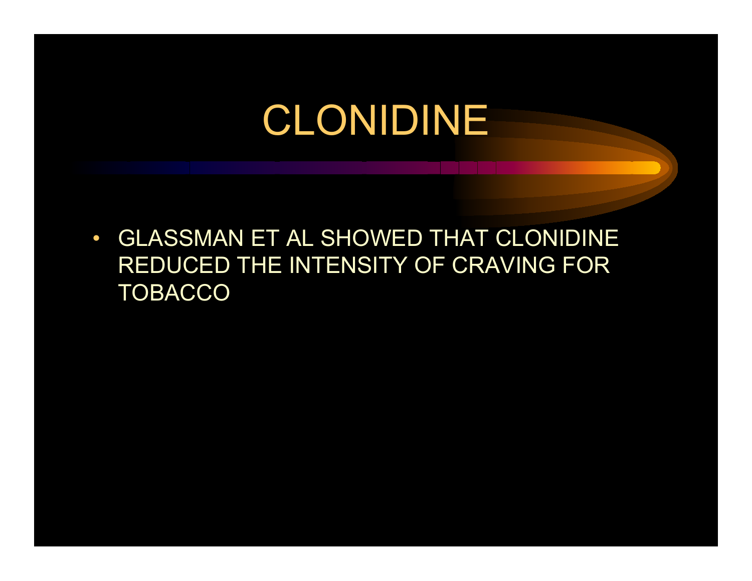# CLONIDINE

- GLASSMAN ET AL SHOWED THAT CLONIDINE REDUCED THE INTENSITY OF CRAVING FOR TOBACCO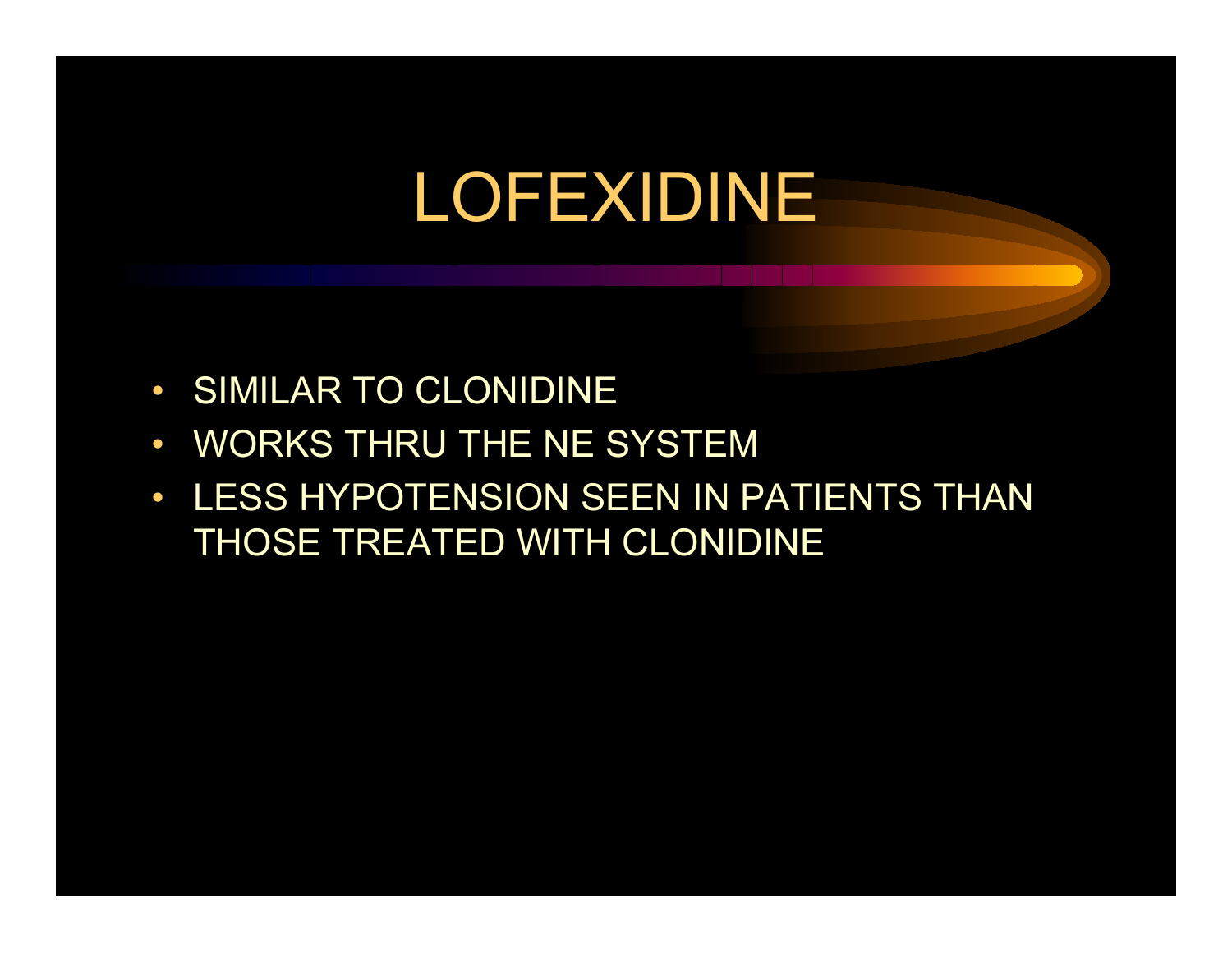# LOFEXIDINE

- SIMILAR TO CLONIDINE
- WORKS THRU THE NE SYSTEM
- LESS HYPOTENSION SEEN IN PATIENTS THAN THOSE TREATED WITH CLONIDINE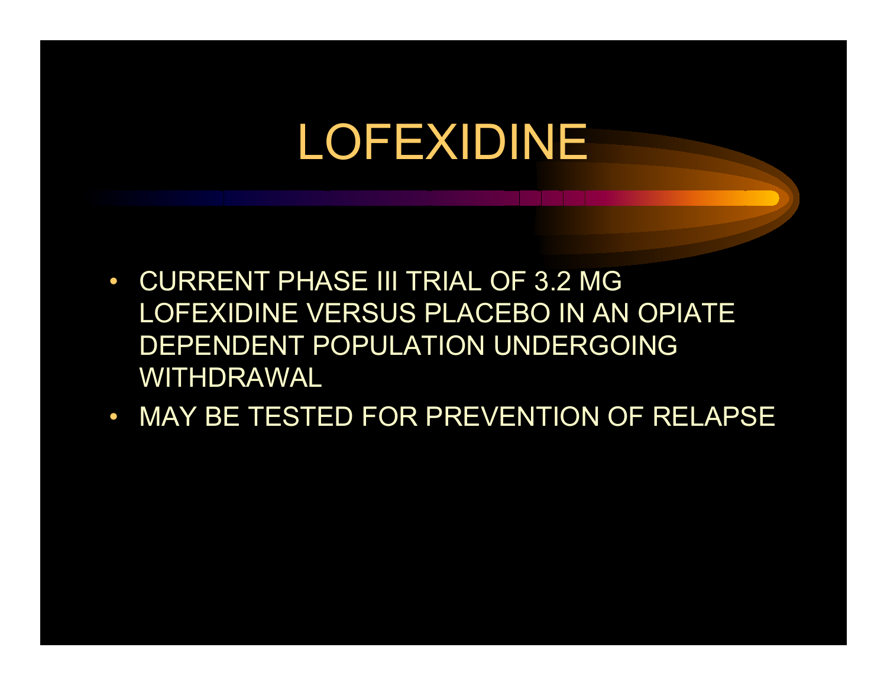# LOFEXIDINE

- CURRENT PHASE III TRIAL OF 3.2 MG LOFEXIDINE VERSUS PLACEBO IN AN OPIATE DEPENDENT POPULATION UNDERGOING WITHDRAWAL
- MAY BE TESTED FOR PREVENTION OF RELAPSE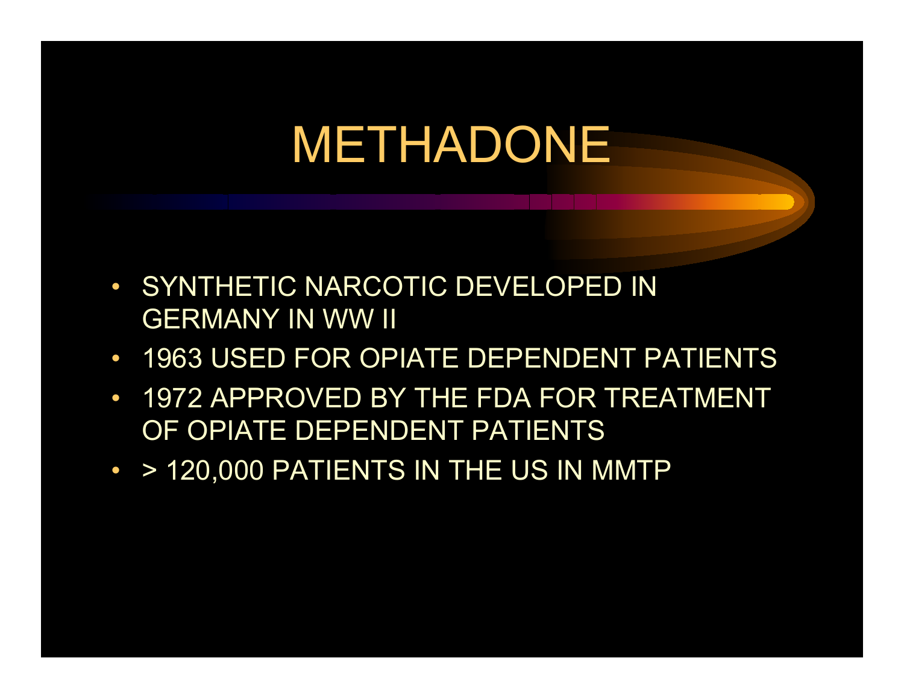# METHADONE

- SYNTHETIC NARCOTIC DEVELOPED IN GERMANY IN WW II
- 1963 USED FOR OPIATE DEPENDENT PATIENTS
- 1972 APPROVED BY THE FDA FOR TREATMENT OF OPIATE DEPENDENT PATIENTS
- > 120,000 PATIENTS IN THE US IN MMTP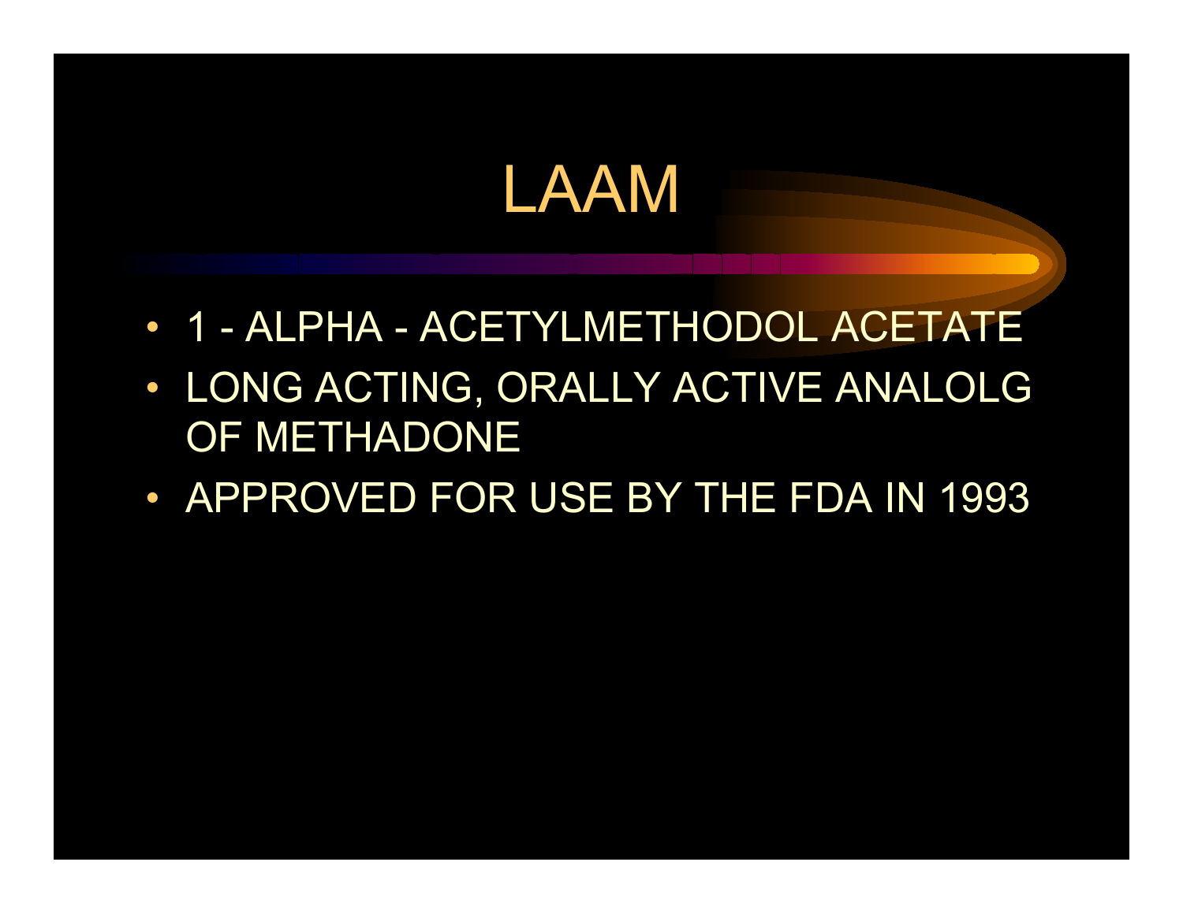# LAAM

- 1 - ALPHA - ACETYLMETHODOL ACETATE
- LONG ACTING, ORALLY ACTIVE ANALOLG OF METHADONE
- APPROVED FOR USE BY THE FDA IN 1993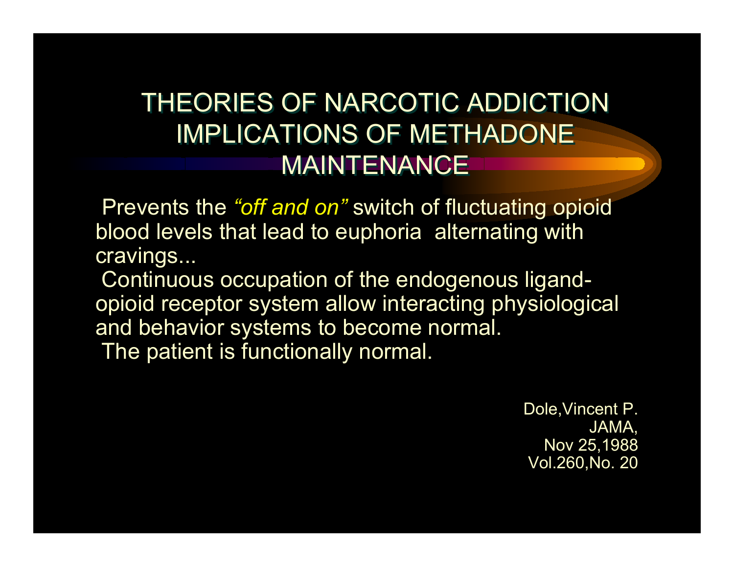# THEORIES OF NARCOTIC ADDICTION IMPLICATIONS OF METHADONE MAINTENANCE

Prevents the *"off and on"* switch of fluctuating opioid blood levels that lead to euphoria alternating with cravings...

Continuous occupation of the endogenous ligand-opioid receptor system allow interacting physiological and behavior systems to become normal.

The patient is functionally normal.

Dole,Vincent P.
JAMA,
Nov 25,1988
Vol.260,No. 20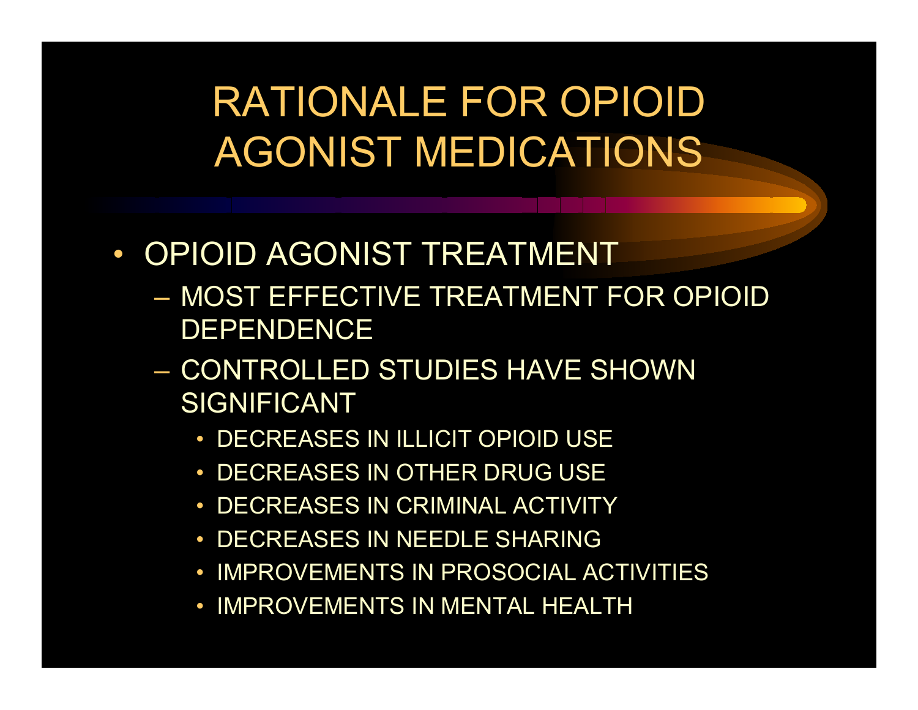# RATIONALE FOR OPIOID AGONIST MEDICATIONS

- OPIOID AGONIST TREATMENT
  - MOST EFFECTIVE TREATMENT FOR OPIOID DEPENDENCE
  - CONTROLLED STUDIES HAVE SHOWN SIGNIFICANT
    - DECREASES IN ILLICIT OPIOID USE
    - DECREASES IN OTHER DRUG USE
    - DECREASES IN CRIMINAL ACTIVITY
    - DECREASES IN NEEDLE SHARING
    - IMPROVEMENTS IN PROSOCIAL ACTIVITIES
    - IMPROVEMENTS IN MENTAL HEALTH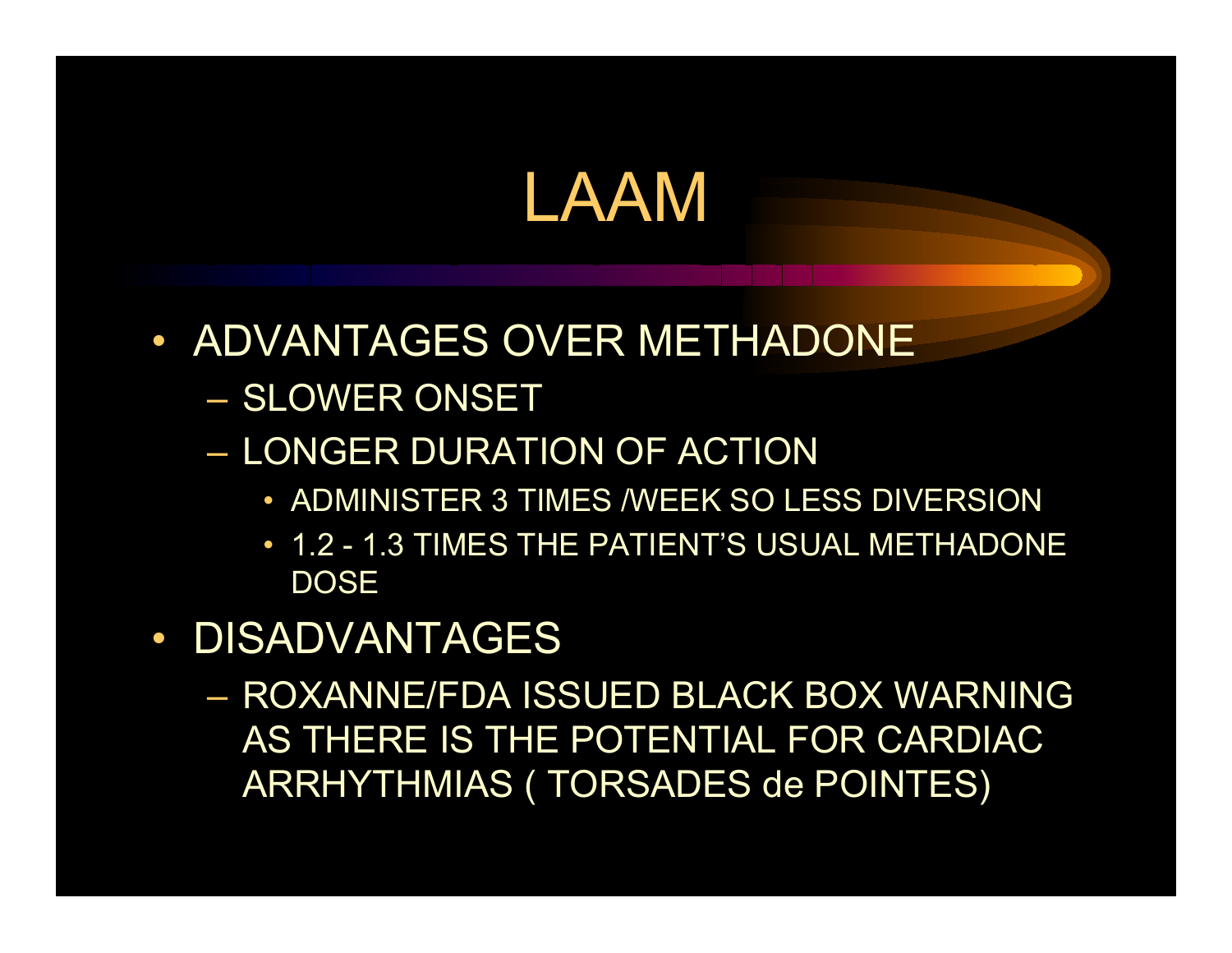# LAAM

- ADVANTAGES OVER METHADONE
  - SLOWER ONSET
  - LONGER DURATION OF ACTION
    - ADMINISTER 3 TIMES /WEEK SO LESS DIVERSION
    - 1.2 - 1.3 TIMES THE PATIENT'S USUAL METHADONE DOSE
- DISADVANTAGES
  - ROXANNE/FDA ISSUED BLACK BOX WARNING AS THERE IS THE POTENTIAL FOR CARDIAC ARRHYTHMIAS ( TORSADES de POINTES)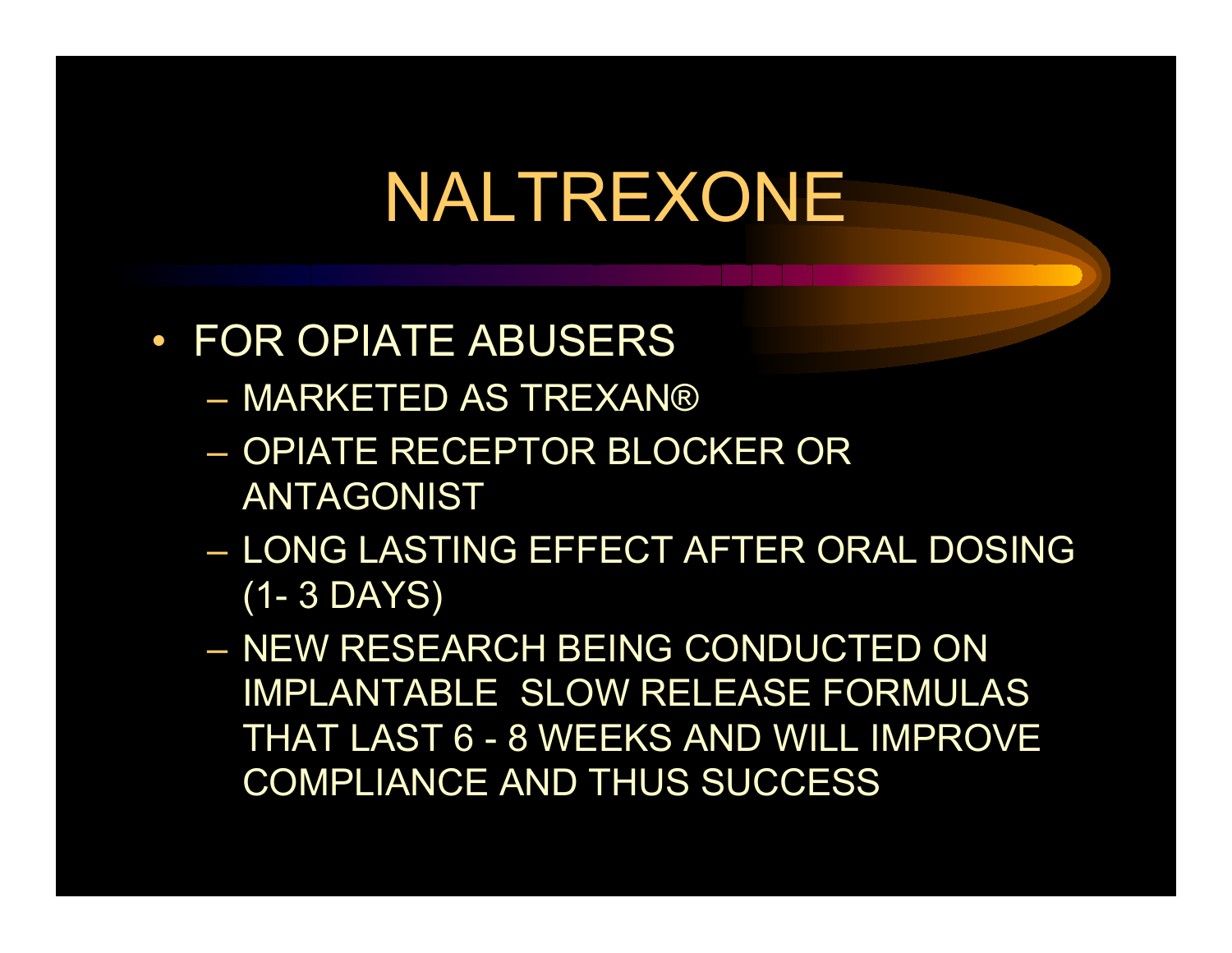# NALTREXONE

- FOR OPIATE ABUSERS
  - MARKETED AS TREXAN®
  - OPIATE RECEPTOR BLOCKER OR ANTAGONIST
  - LONG LASTING EFFECT AFTER ORAL DOSING (1- 3 DAYS)
  - NEW RESEARCH BEING CONDUCTED ON IMPLANTABLE SLOW RELEASE FORMULAS THAT LAST 6 - 8 WEEKS AND WILL IMPROVE COMPLIANCE AND THUS SUCCESS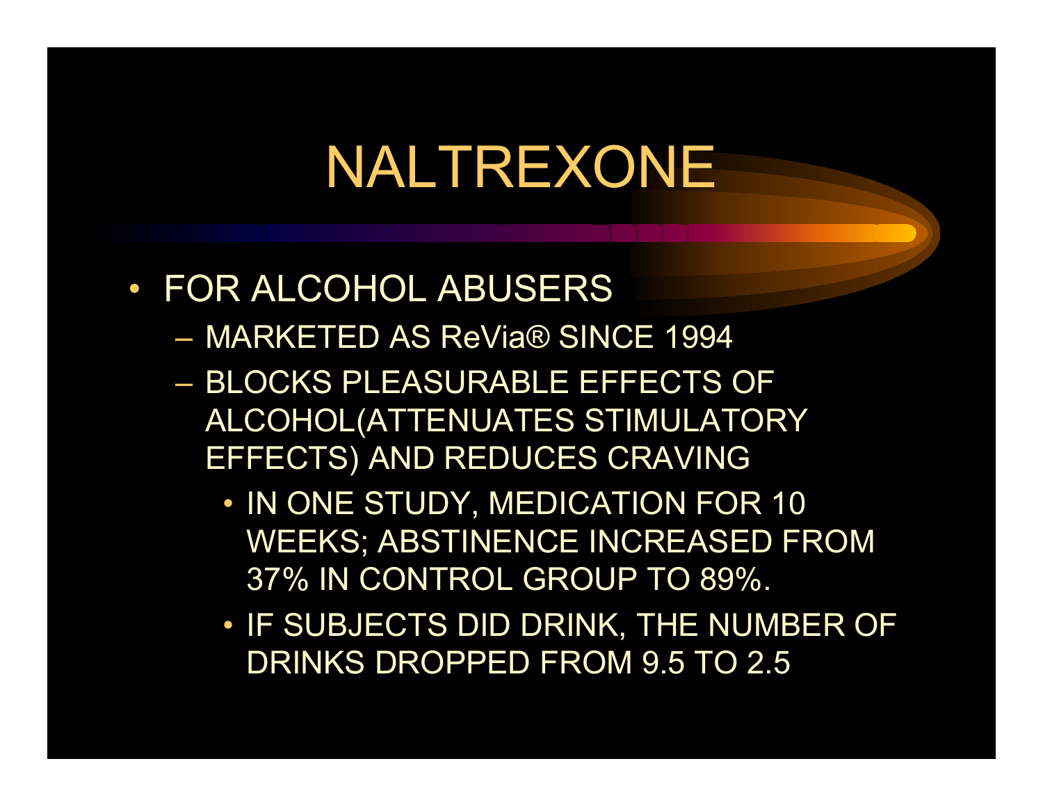# NALTREXONE

- FOR ALCOHOL ABUSERS
  - MARKETED AS ReVia® SINCE 1994
  - BLOCKS PLEASURABLE EFFECTS OF ALCOHOL(ATTENUATES STIMULATORY EFFECTS) AND REDUCES CRAVING
    - IN ONE STUDY, MEDICATION FOR 10 WEEKS; ABSTINENCE INCREASED FROM 37% IN CONTROL GROUP TO 89%.
    - IF SUBJECTS DID DRINK, THE NUMBER OF DRINKS DROPPED FROM 9.5 TO 2.5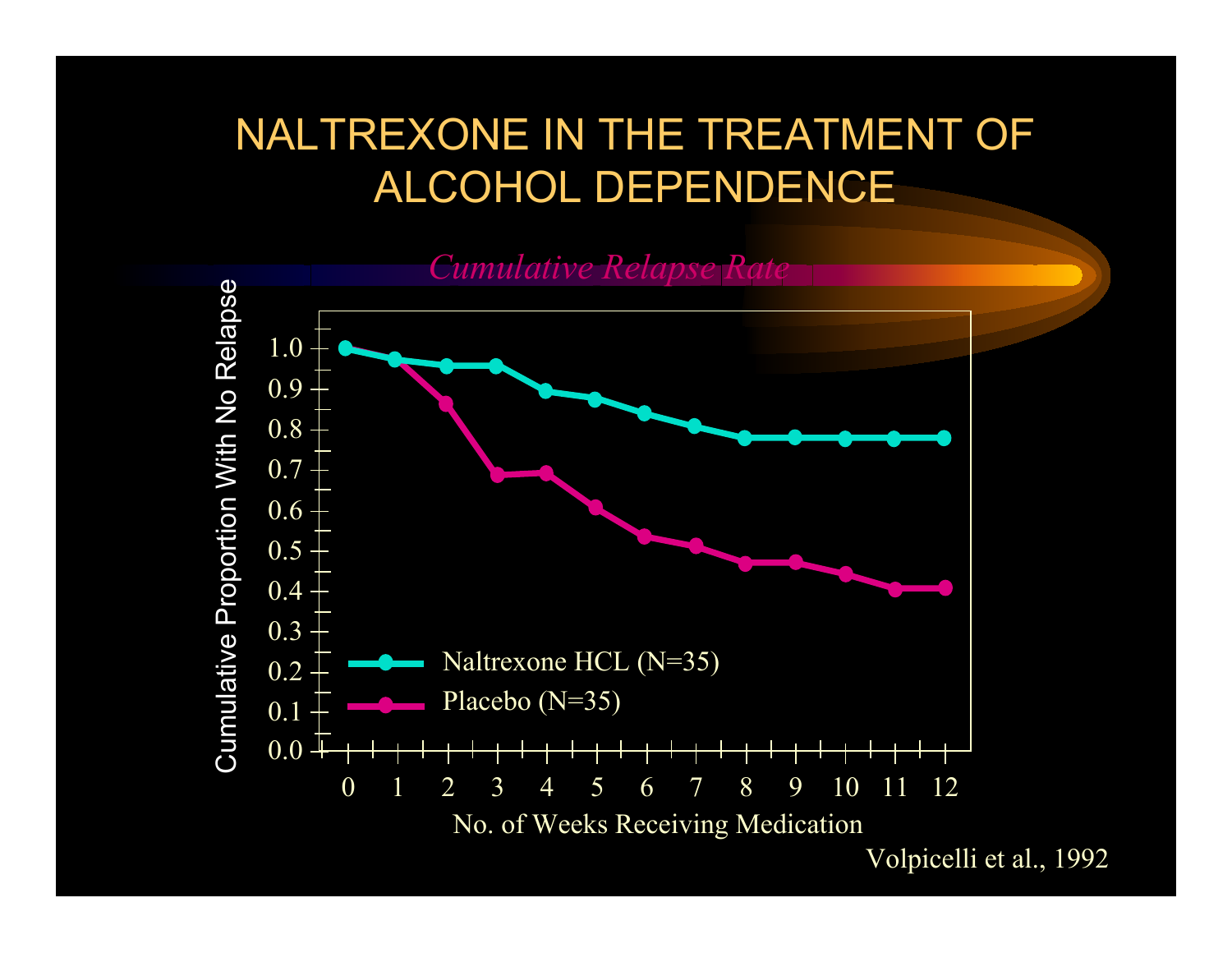# NALTREXONE IN THE TREATMENT OF ALCOHOL DEPENDENCE

*Cumulative Relapse Rate*

Cumulative Proportion With No Relapse

1.0
0.9
0.8
0.7
0.6
0.5
0.4
0.3
0.2
0.1
0.0

0 1 2 3 4 5 6 7 8 9 10 11 12

No. of Weeks Receiving Medication

Naltrexone HCL (N=35)

Placebo (N=35)

Volpicelli et al., 1992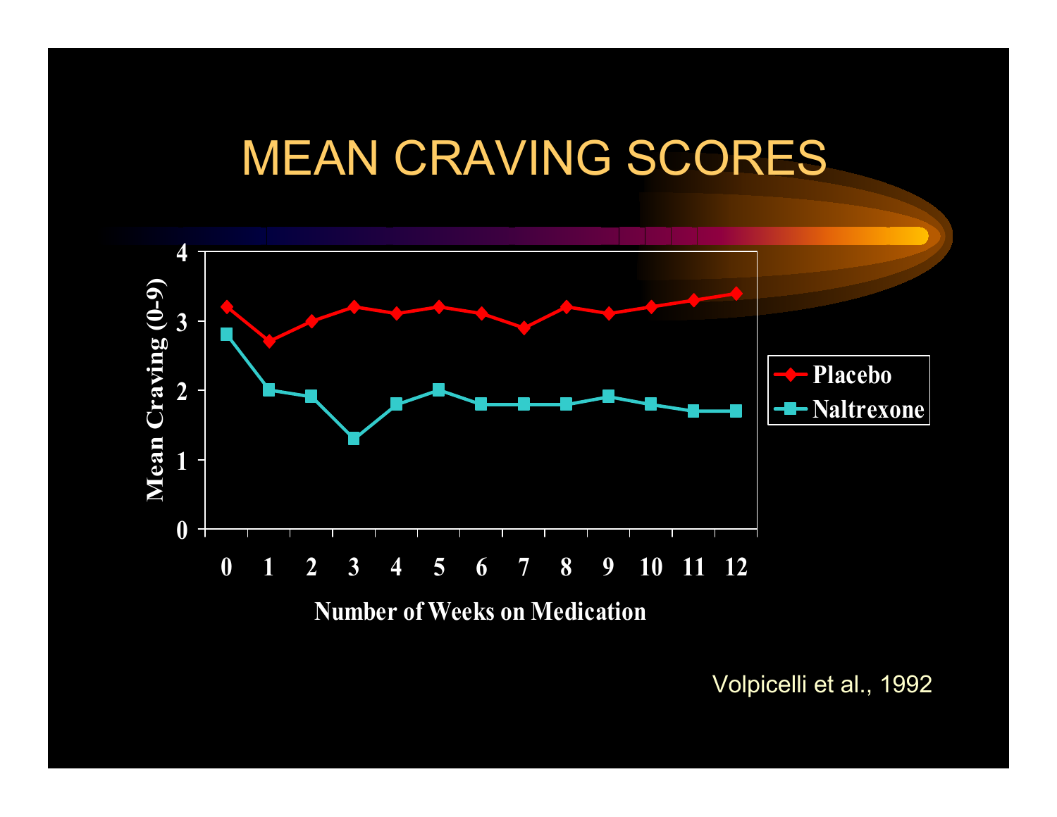# MEAN CRAVING SCORES

Volpicelli et al., 1992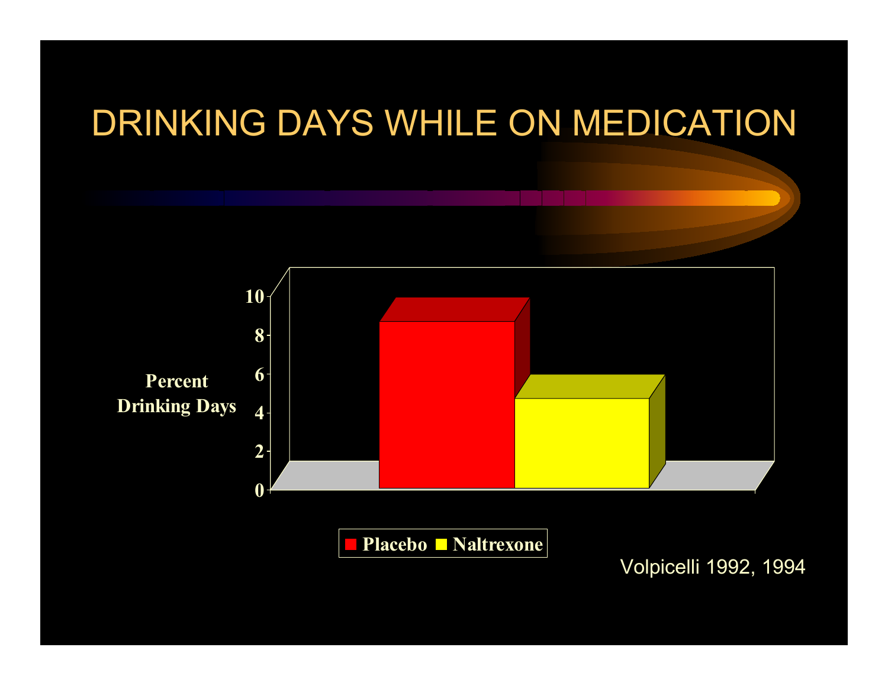# DRINKING DAYS WHILE ON MEDICATION

Percent Drinking Days

| | Percent Drinking Days |
|---|---|
| Placebo | ~8.6 |
| Naltrexone | ~4.6 |

Placebo  Naltrexone

Volpicelli 1992, 1994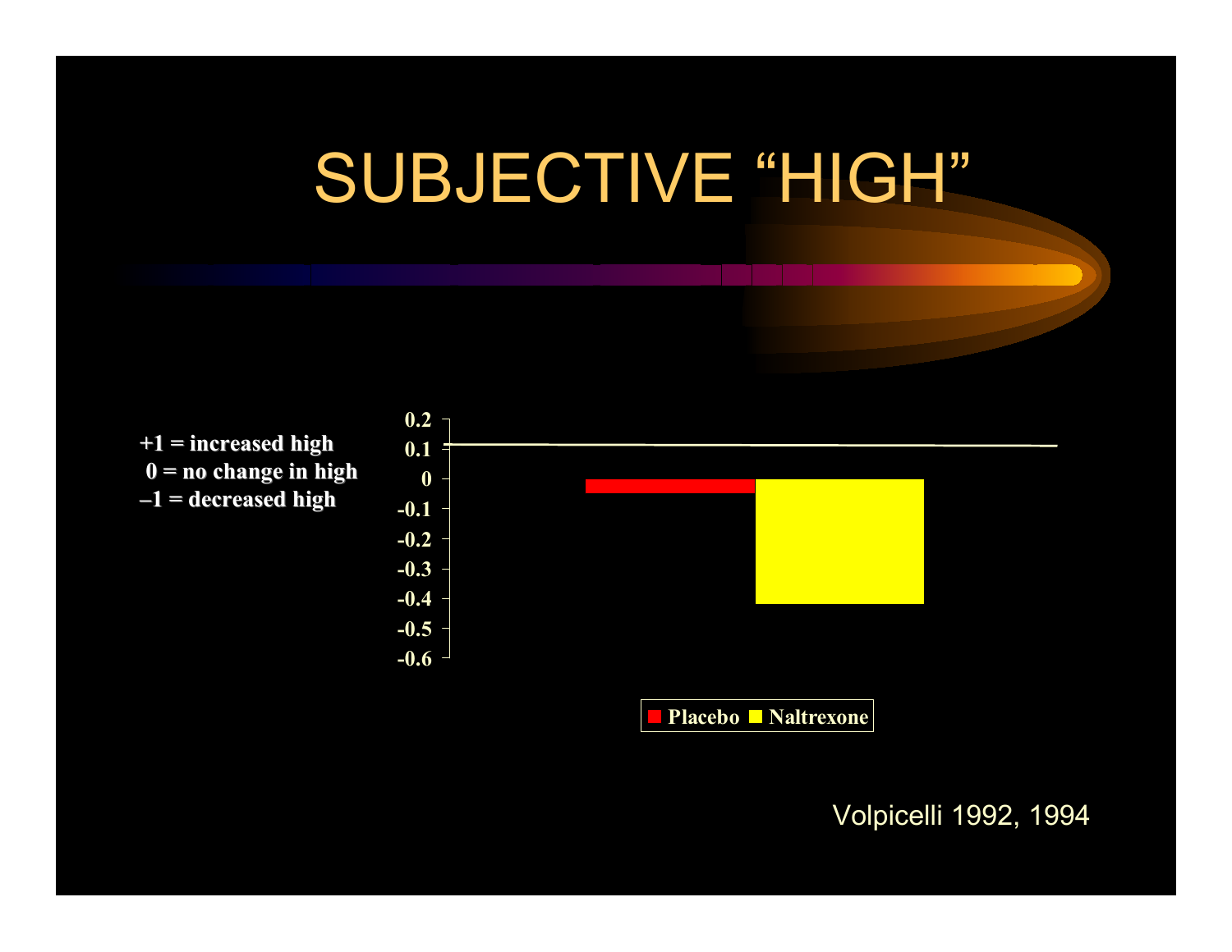# SUBJECTIVE "HIGH"

+1 = increased high
0 = no change in high
–1 = decreased high

0.2
0.1
0
-0.1
-0.2
-0.3
-0.4
-0.5
-0.6

Placebo  Naltrexone

Volpicelli 1992, 1994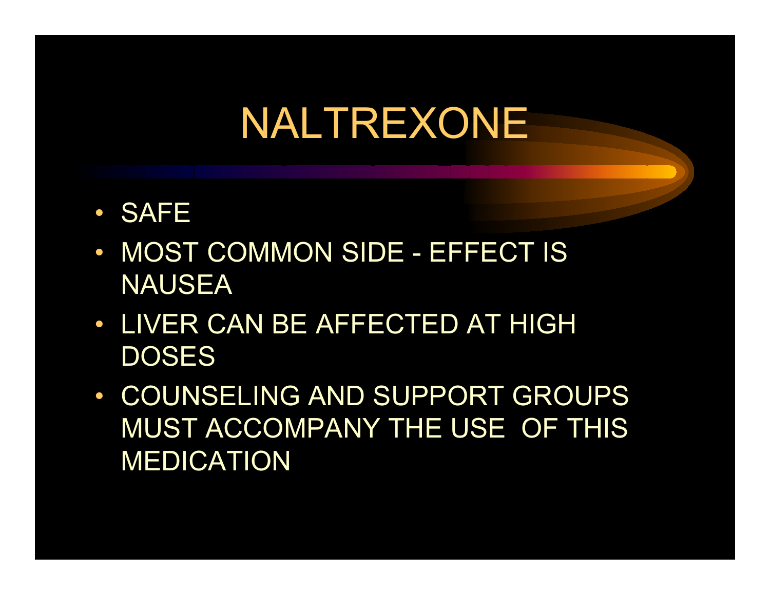# NALTREXONE

- SAFE
- MOST COMMON SIDE - EFFECT IS NAUSEA
- LIVER CAN BE AFFECTED AT HIGH DOSES
- COUNSELING AND SUPPORT GROUPS MUST ACCOMPANY THE USE OF THIS MEDICATION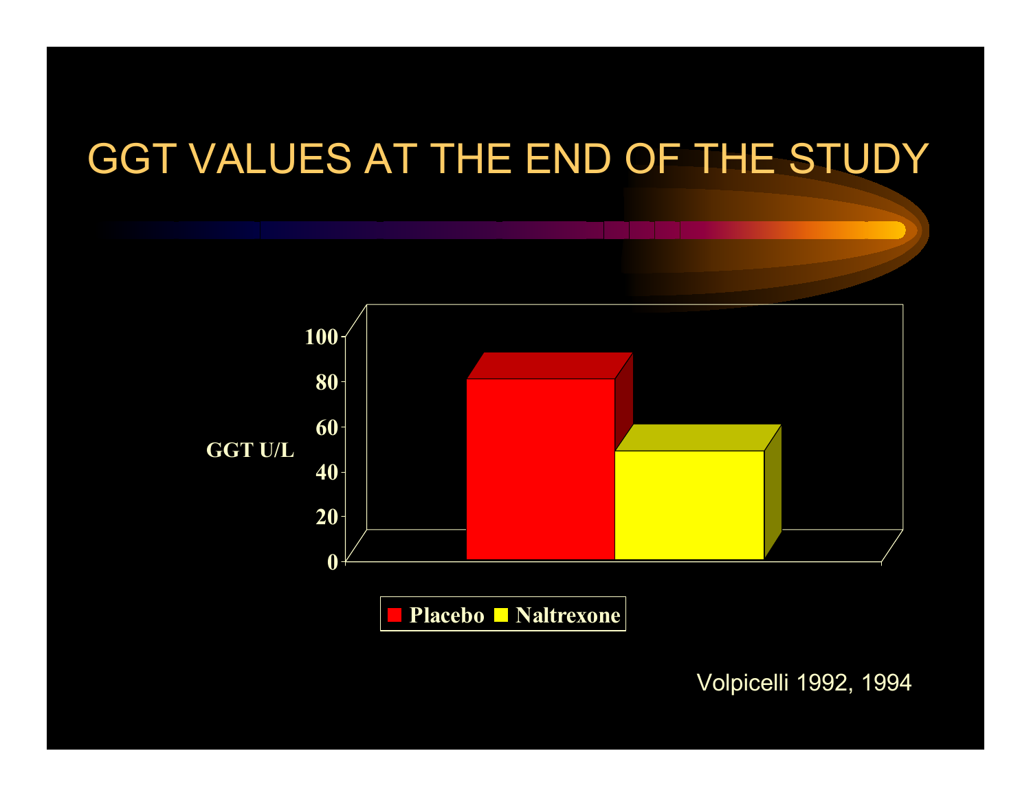# GGT VALUES AT THE END OF THE STUDY

GGT U/L

100

80

60

40

20

0

Placebo Naltrexone

Volpicelli 1992, 1994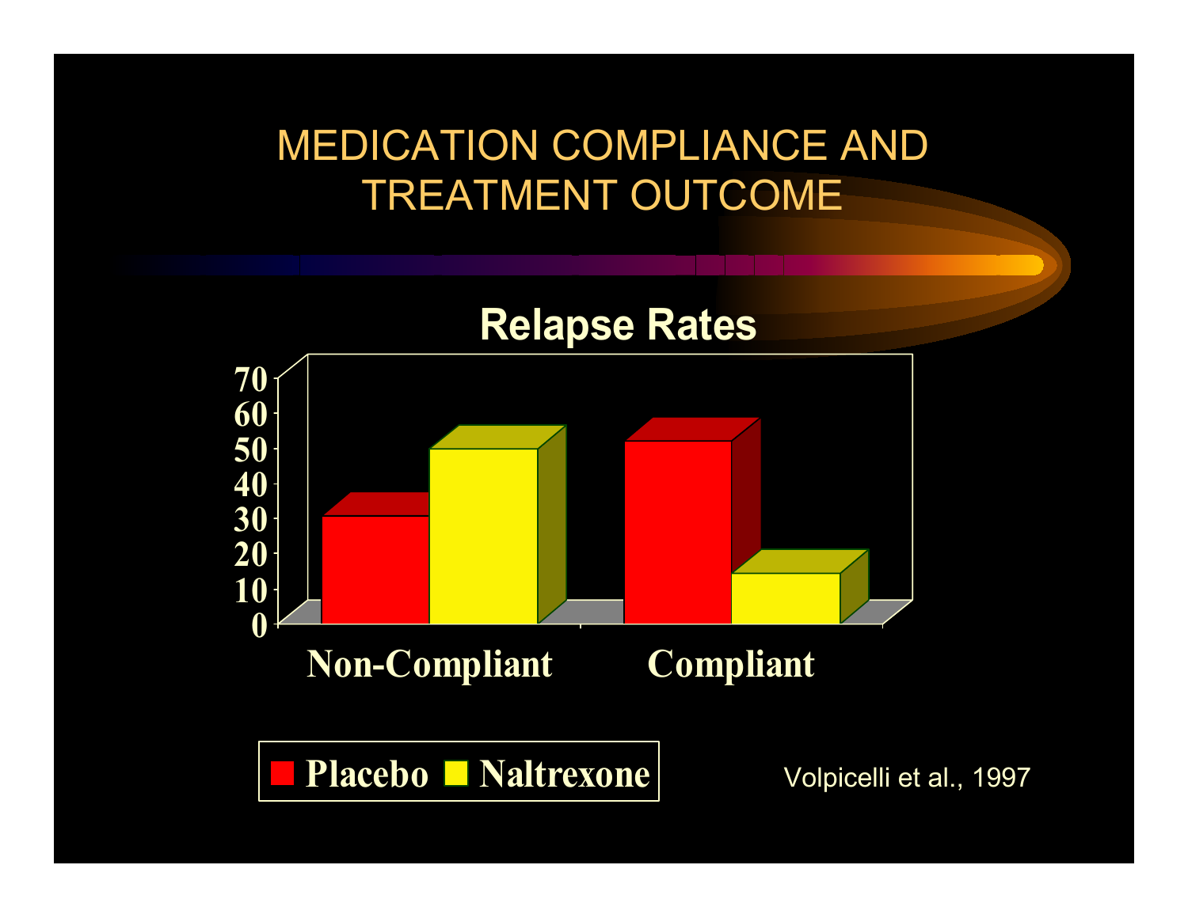# MEDICATION COMPLIANCE AND TREATMENT OUTCOME

## Relapse Rates

| | Placebo | Naltrexone |
|---|---|---|
| Non-Compliant | 30 | 49 |
| Compliant | 51 | 14 |

Volpicelli et al., 1997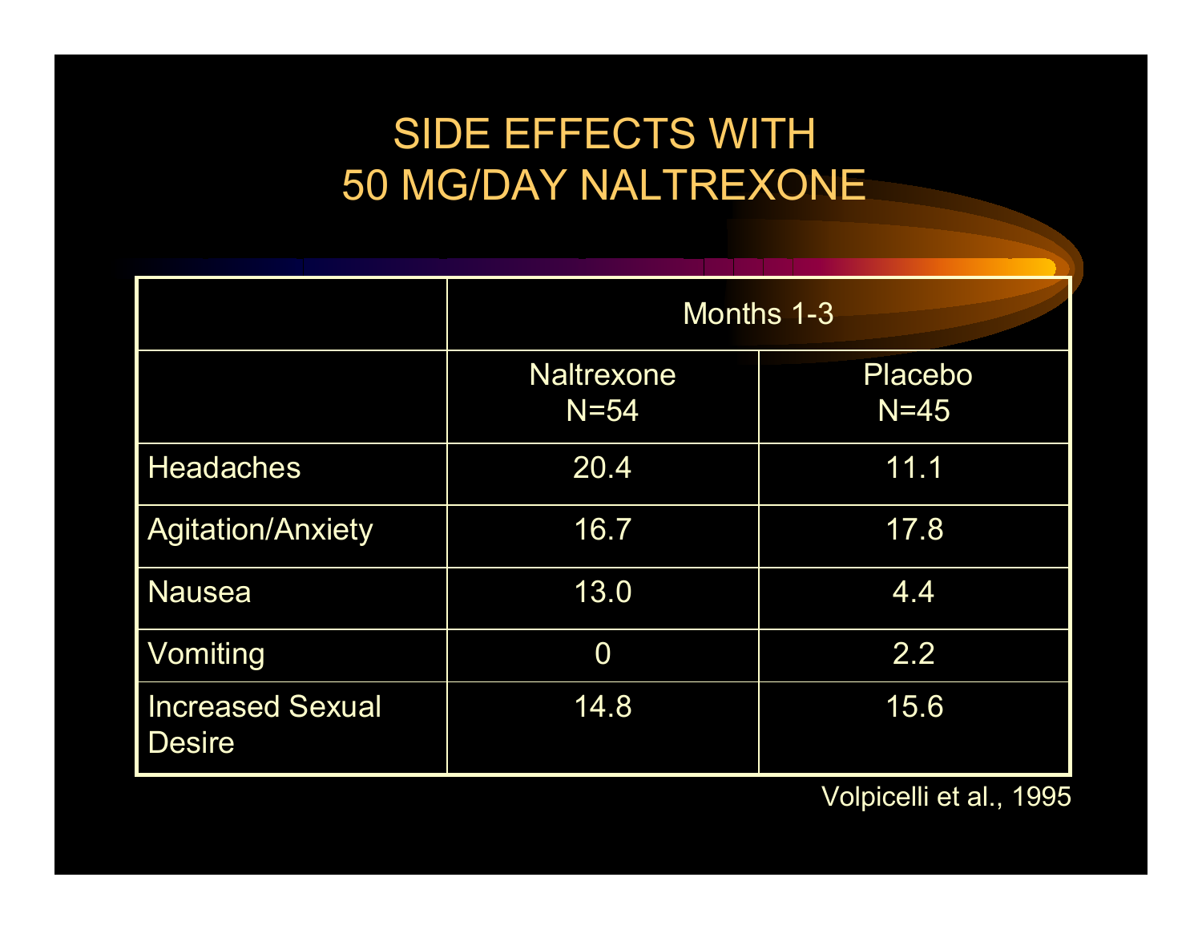# SIDE EFFECTS WITH 50 MG/DAY NALTREXONE

| | Months 1-3 | |
|---|---|---|
| | Naltrexone N=54 | Placebo N=45 |
| Headaches | 20.4 | 11.1 |
| Agitation/Anxiety | 16.7 | 17.8 |
| Nausea | 13.0 | 4.4 |
| Vomiting | 0 | 2.2 |
| Increased Sexual Desire | 14.8 | 15.6 |

Volpicelli et al., 1995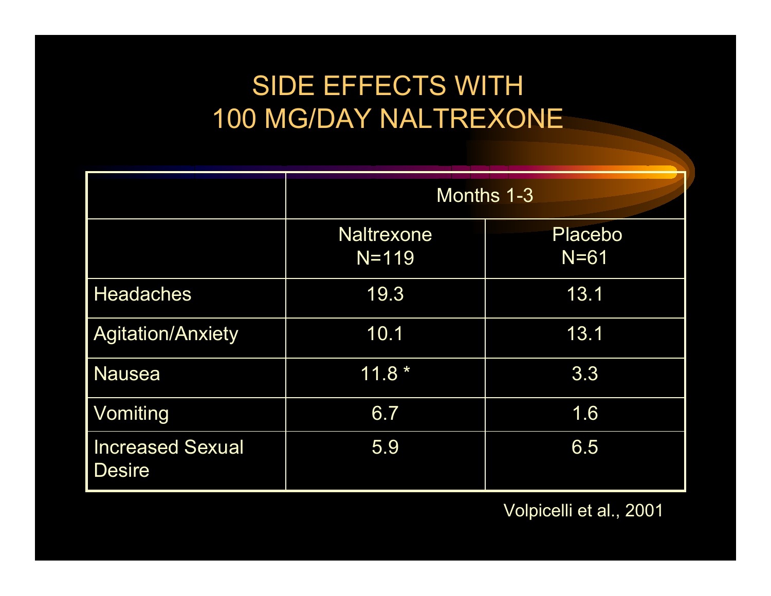# SIDE EFFECTS WITH 100 MG/DAY NALTREXONE

| | Months 1-3 | |
|---|---|---|
| | Naltrexone N=119 | Placebo N=61 |
| Headaches | 19.3 | 13.1 |
| Agitation/Anxiety | 10.1 | 13.1 |
| Nausea | 11.8 * | 3.3 |
| Vomiting | 6.7 | 1.6 |
| Increased Sexual Desire | 5.9 | 6.5 |

Volpicelli et al., 2001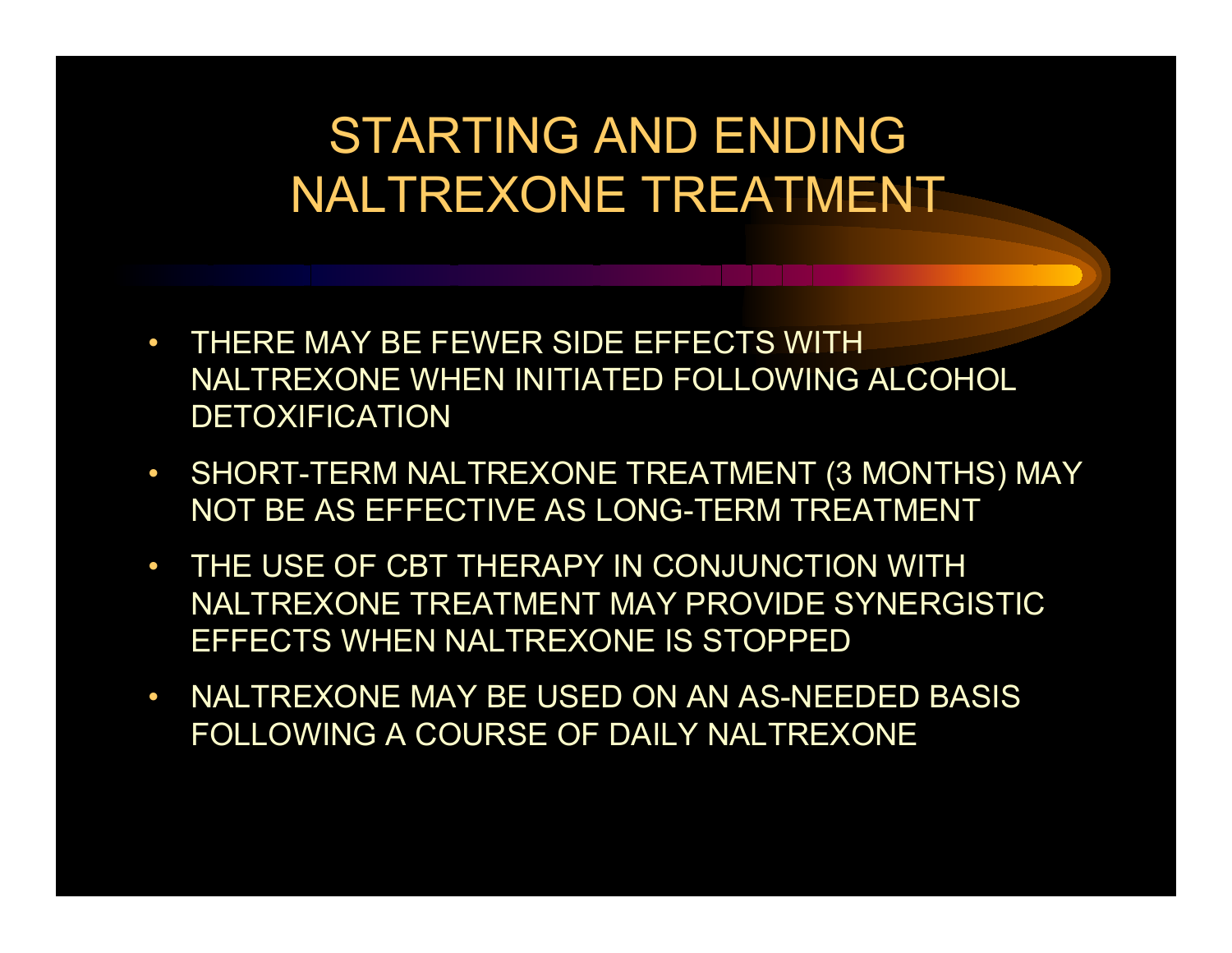# STARTING AND ENDING NALTREXONE TREATMENT

- THERE MAY BE FEWER SIDE EFFECTS WITH NALTREXONE WHEN INITIATED FOLLOWING ALCOHOL DETOXIFICATION
- SHORT-TERM NALTREXONE TREATMENT (3 MONTHS) MAY NOT BE AS EFFECTIVE AS LONG-TERM TREATMENT
- THE USE OF CBT THERAPY IN CONJUNCTION WITH NALTREXONE TREATMENT MAY PROVIDE SYNERGISTIC EFFECTS WHEN NALTREXONE IS STOPPED
- NALTREXONE MAY BE USED ON AN AS-NEEDED BASIS FOLLOWING A COURSE OF DAILY NALTREXONE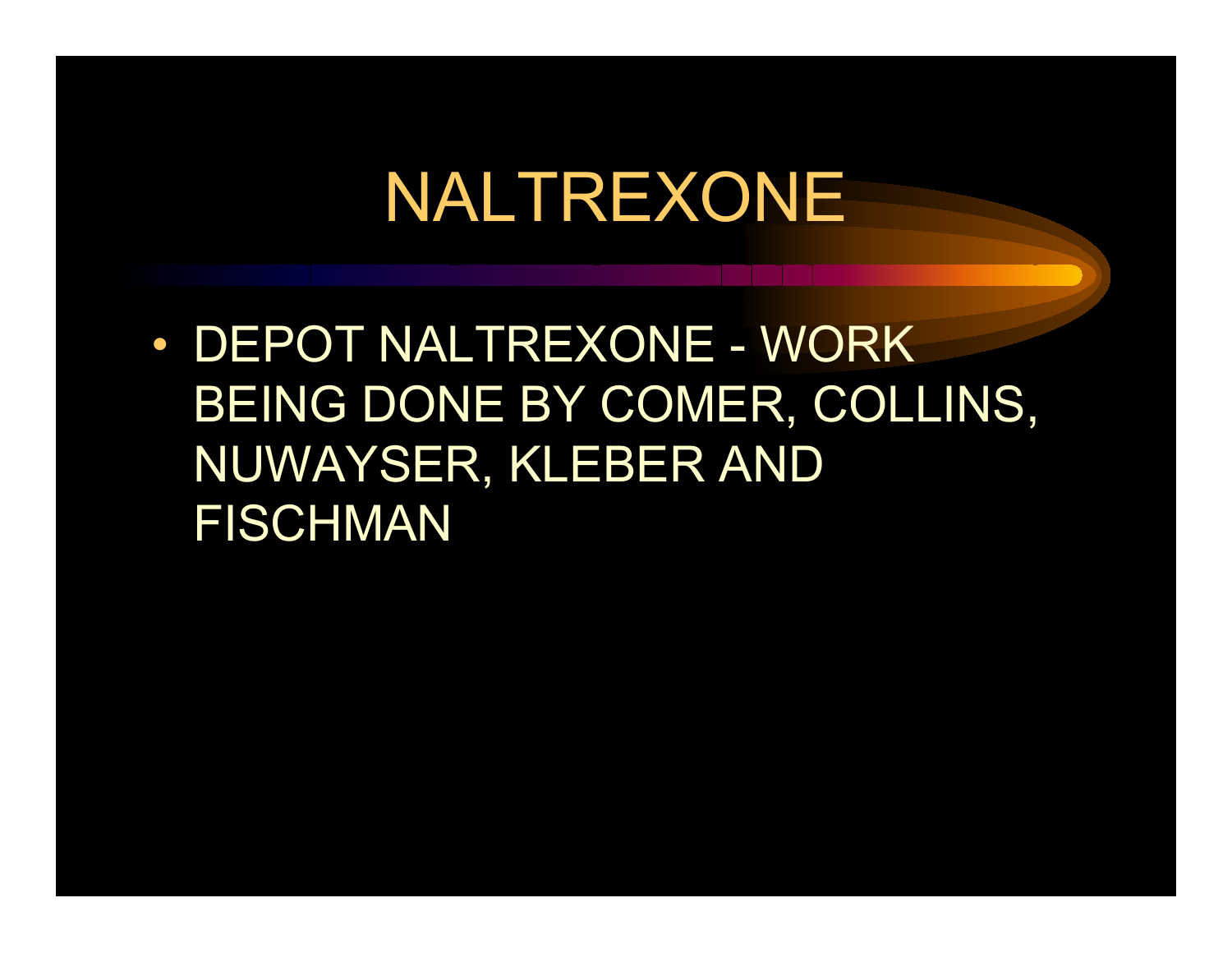# NALTREXONE

- DEPOT NALTREXONE - WORK BEING DONE BY COMER, COLLINS, NUWAYSER, KLEBER AND FISCHMAN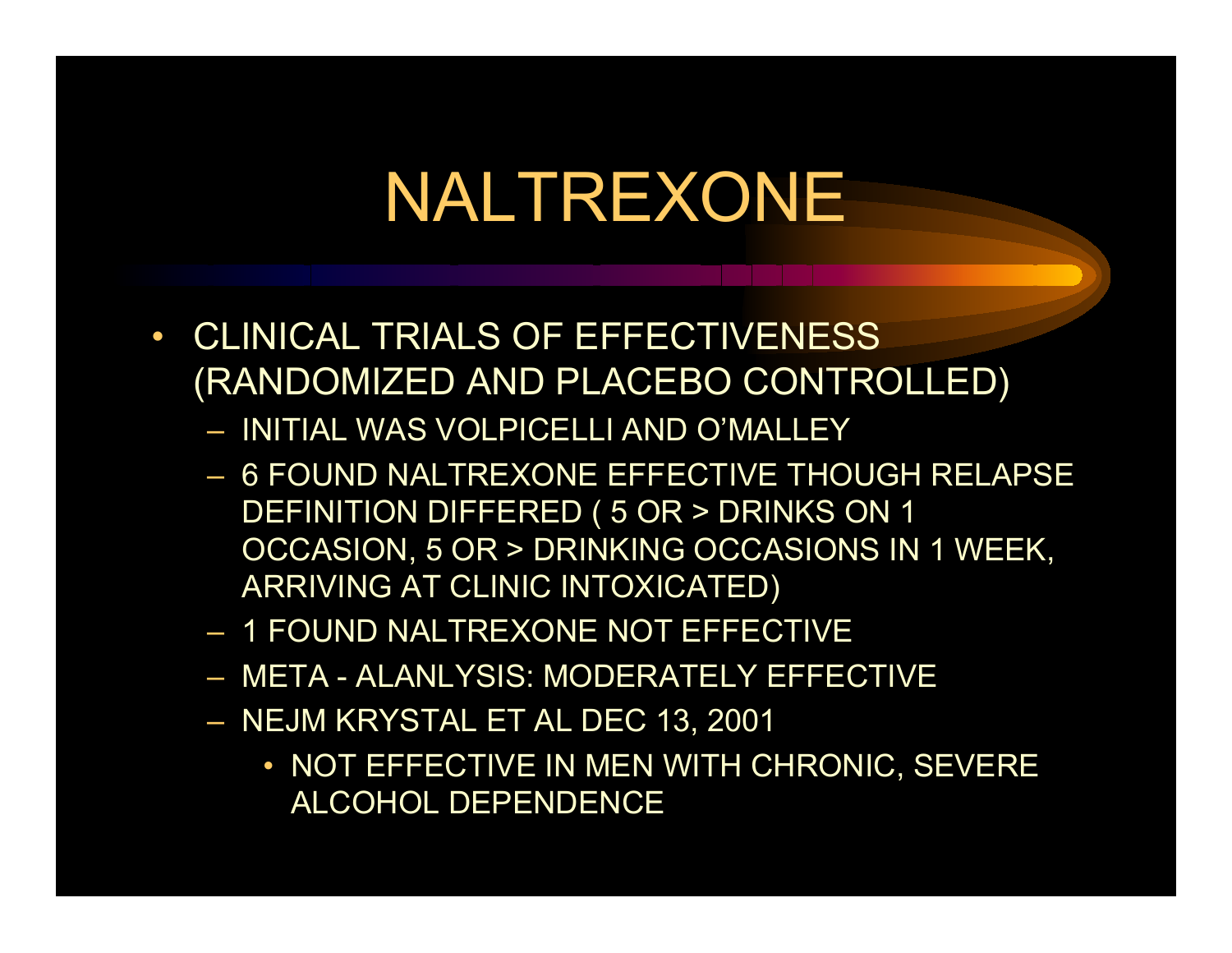# NALTREXONE

- CLINICAL TRIALS OF EFFECTIVENESS (RANDOMIZED AND PLACEBO CONTROLLED)
  - INITIAL WAS VOLPICELLI AND O'MALLEY
  - 6 FOUND NALTREXONE EFFECTIVE THOUGH RELAPSE DEFINITION DIFFERED ( 5 OR > DRINKS ON 1 OCCASION, 5 OR > DRINKING OCCASIONS IN 1 WEEK, ARRIVING AT CLINIC INTOXICATED)
  - 1 FOUND NALTREXONE NOT EFFECTIVE
  - META - ALANLYSIS: MODERATELY EFFECTIVE
  - NEJM KRYSTAL ET AL DEC 13, 2001
    - NOT EFFECTIVE IN MEN WITH CHRONIC, SEVERE ALCOHOL DEPENDENCE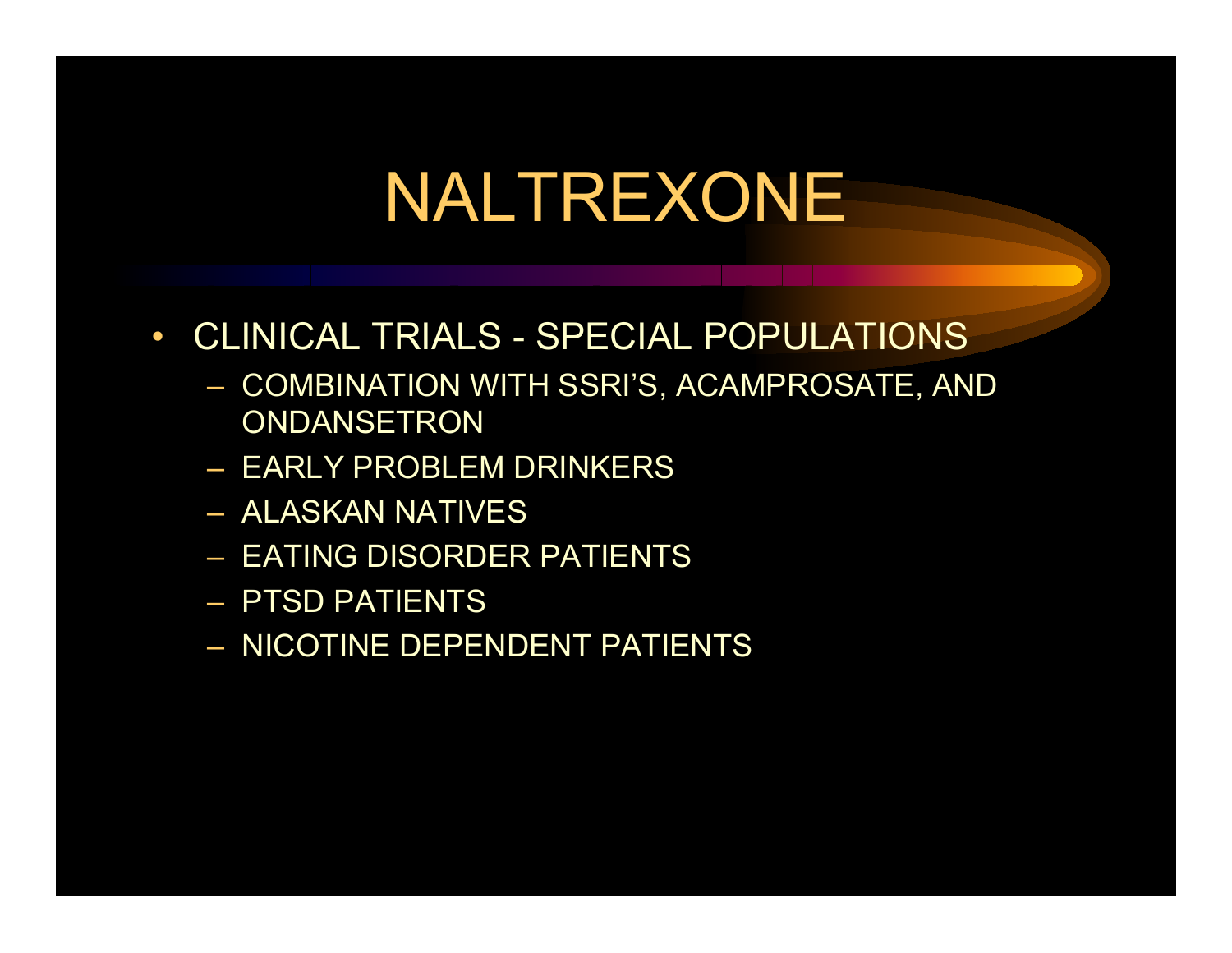# NALTREXONE

- CLINICAL TRIALS - SPECIAL POPULATIONS
  - COMBINATION WITH SSRI'S, ACAMPROSATE, AND ONDANSETRON
  - EARLY PROBLEM DRINKERS
  - ALASKAN NATIVES
  - EATING DISORDER PATIENTS
  - PTSD PATIENTS
  - NICOTINE DEPENDENT PATIENTS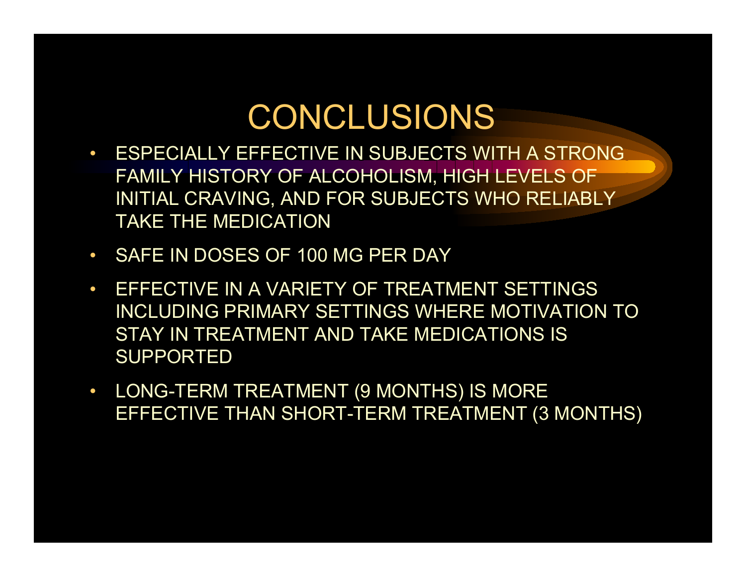# CONCLUSIONS

- ESPECIALLY EFFECTIVE IN SUBJECTS WITH A STRONG FAMILY HISTORY OF ALCOHOLISM, HIGH LEVELS OF INITIAL CRAVING, AND FOR SUBJECTS WHO RELIABLY TAKE THE MEDICATION
- SAFE IN DOSES OF 100 MG PER DAY
- EFFECTIVE IN A VARIETY OF TREATMENT SETTINGS INCLUDING PRIMARY SETTINGS WHERE MOTIVATION TO STAY IN TREATMENT AND TAKE MEDICATIONS IS SUPPORTED
- LONG-TERM TREATMENT (9 MONTHS) IS MORE EFFECTIVE THAN SHORT-TERM TREATMENT (3 MONTHS)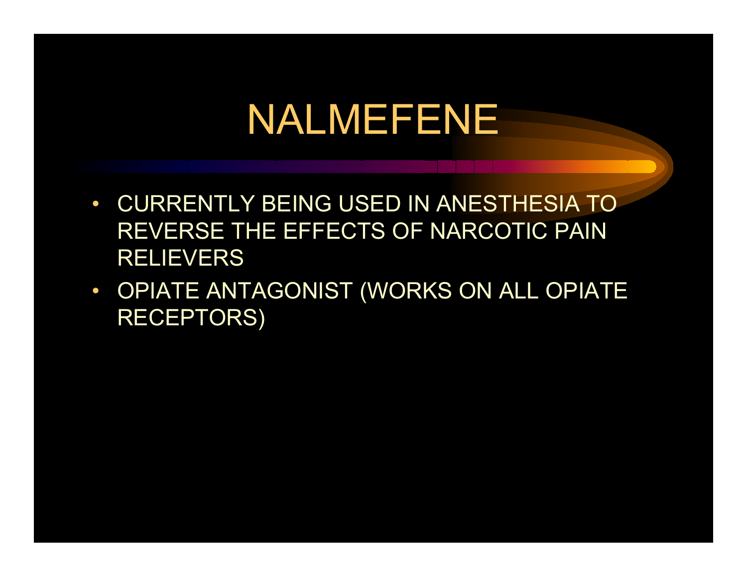# NALMEFENE

- CURRENTLY BEING USED IN ANESTHESIA TO REVERSE THE EFFECTS OF NARCOTIC PAIN RELIEVERS
- OPIATE ANTAGONIST (WORKS ON ALL OPIATE RECEPTORS)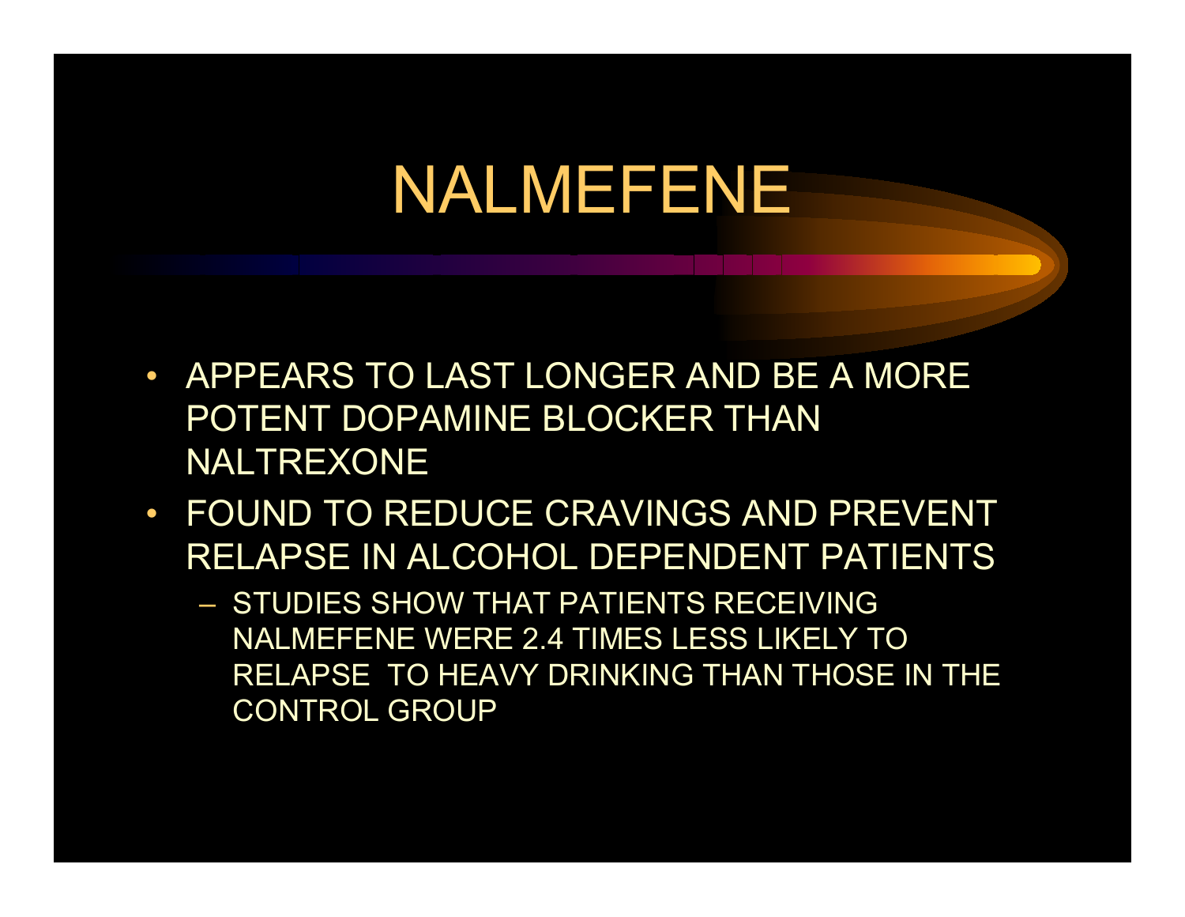# NALMEFENE

- APPEARS TO LAST LONGER AND BE A MORE POTENT DOPAMINE BLOCKER THAN NALTREXONE
- FOUND TO REDUCE CRAVINGS AND PREVENT RELAPSE IN ALCOHOL DEPENDENT PATIENTS
  - STUDIES SHOW THAT PATIENTS RECEIVING NALMEFENE WERE 2.4 TIMES LESS LIKELY TO RELAPSE TO HEAVY DRINKING THAN THOSE IN THE CONTROL GROUP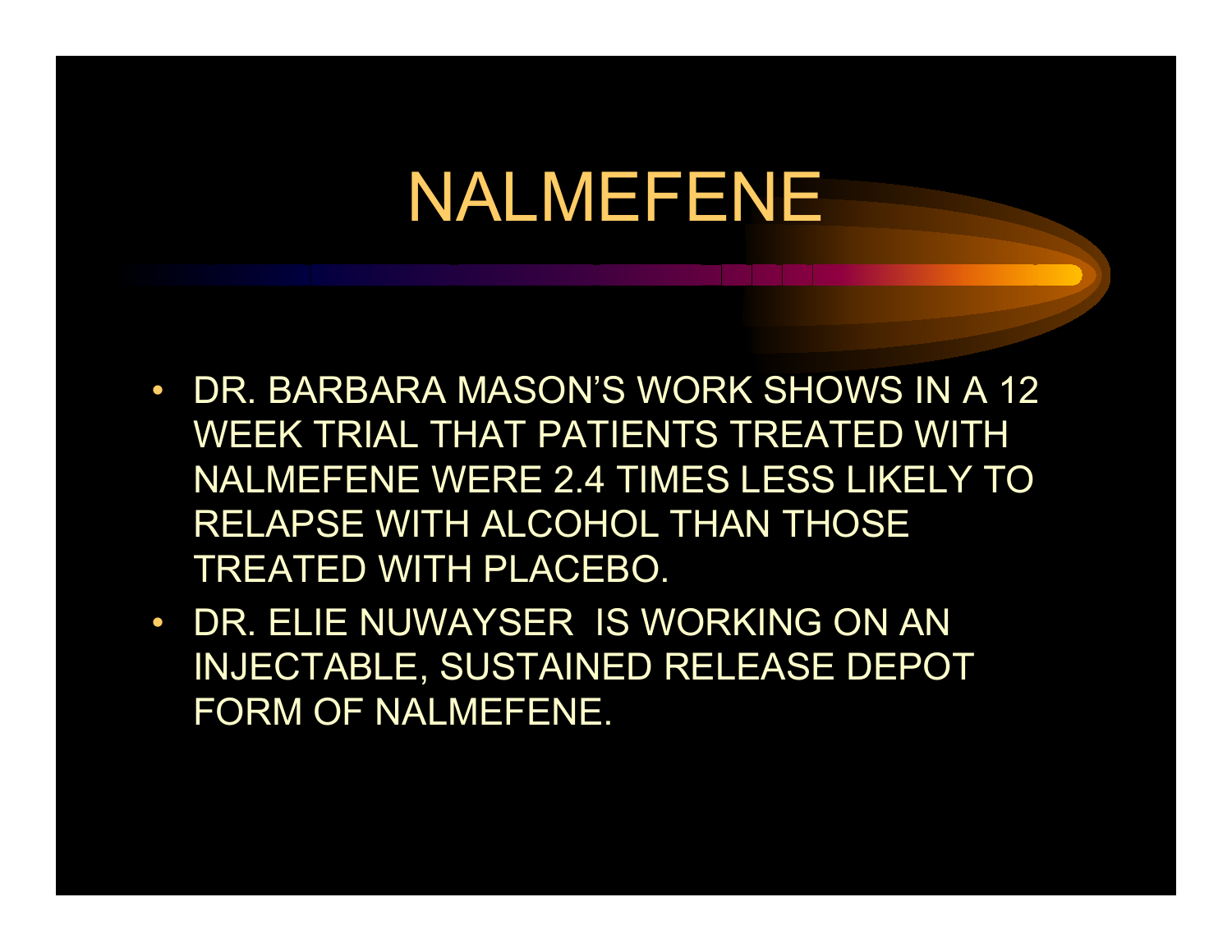# NALMEFENE

- DR. BARBARA MASON'S WORK SHOWS IN A 12 WEEK TRIAL THAT PATIENTS TREATED WITH NALMEFENE WERE 2.4 TIMES LESS LIKELY TO RELAPSE WITH ALCOHOL THAN THOSE TREATED WITH PLACEBO.
- DR. ELIE NUWAYSER IS WORKING ON AN INJECTABLE, SUSTAINED RELEASE DEPOT FORM OF NALMEFENE.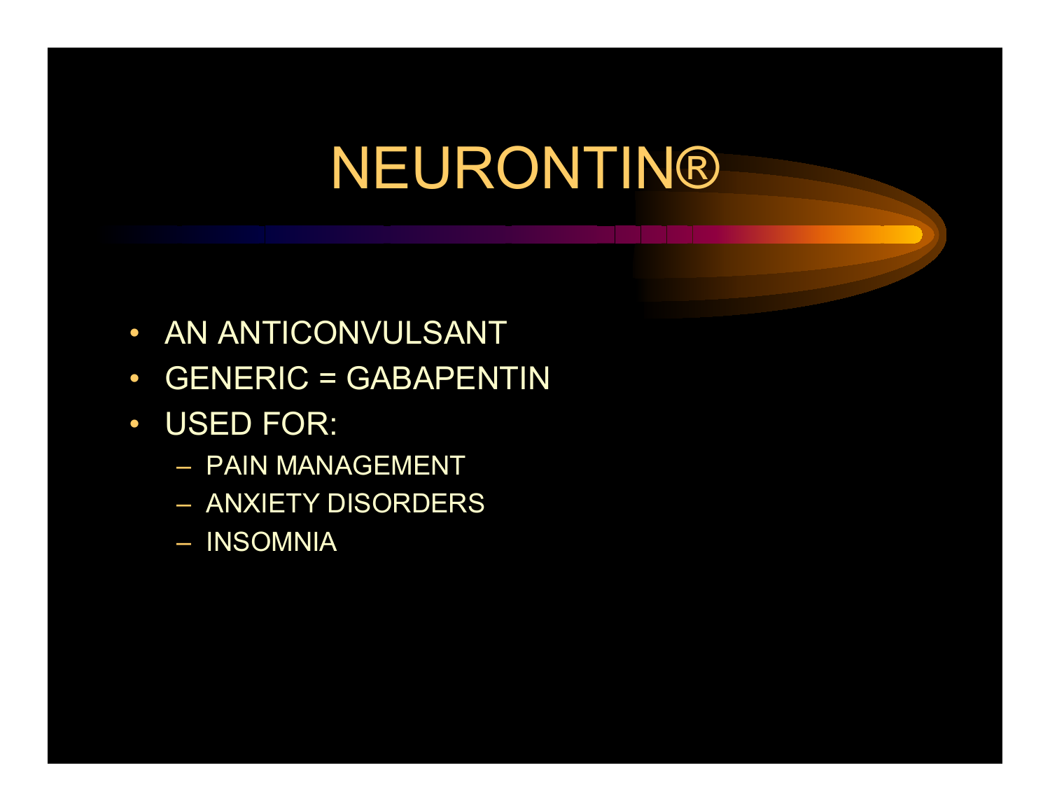# NEURONTIN®

- AN ANTICONVULSANT
- GENERIC = GABAPENTIN
- USED FOR:
  - PAIN MANAGEMENT
  - ANXIETY DISORDERS
  - INSOMNIA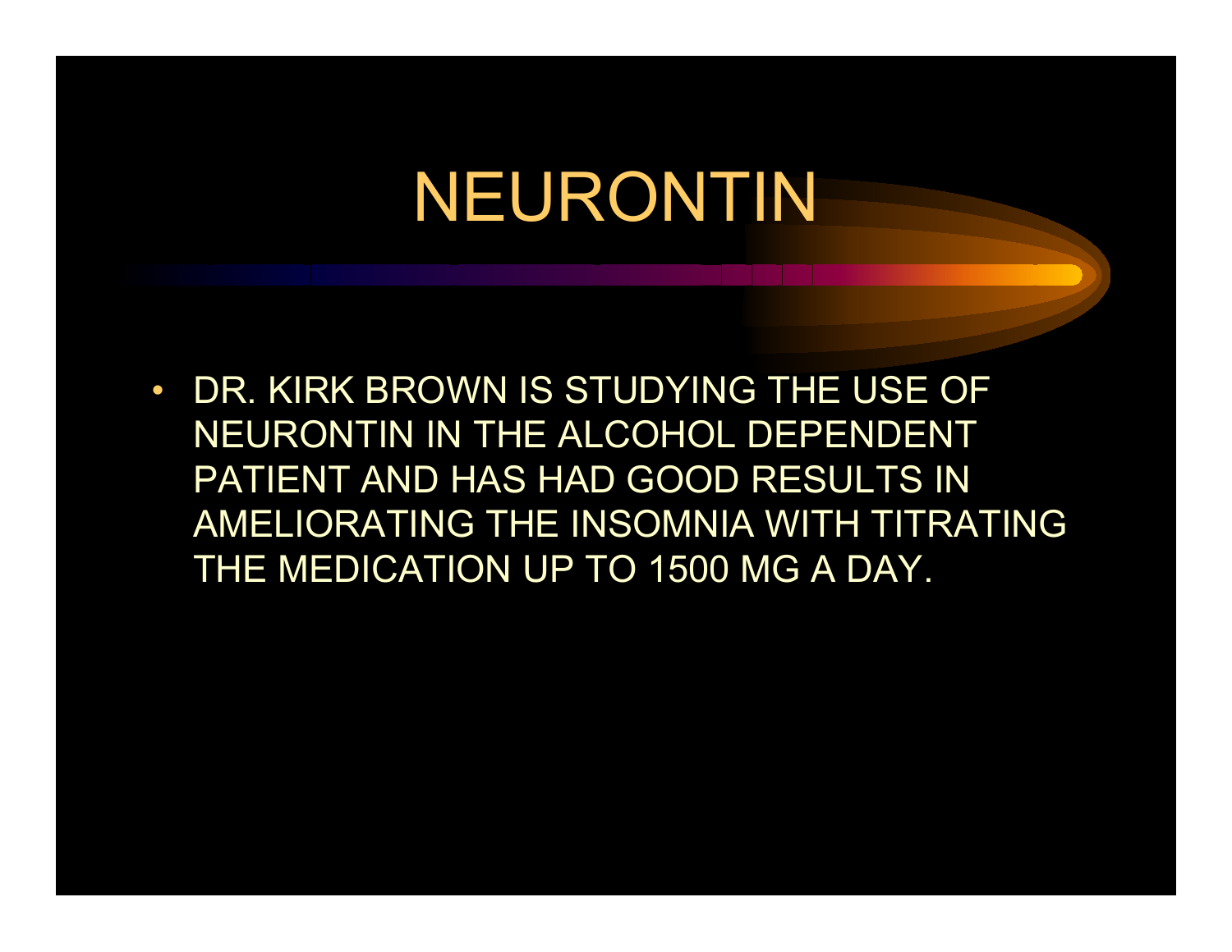# NEURONTIN

- DR. KIRK BROWN IS STUDYING THE USE OF NEURONTIN IN THE ALCOHOL DEPENDENT PATIENT AND HAS HAD GOOD RESULTS IN AMELIORATING THE INSOMNIA WITH TITRATING THE MEDICATION UP TO 1500 MG A DAY.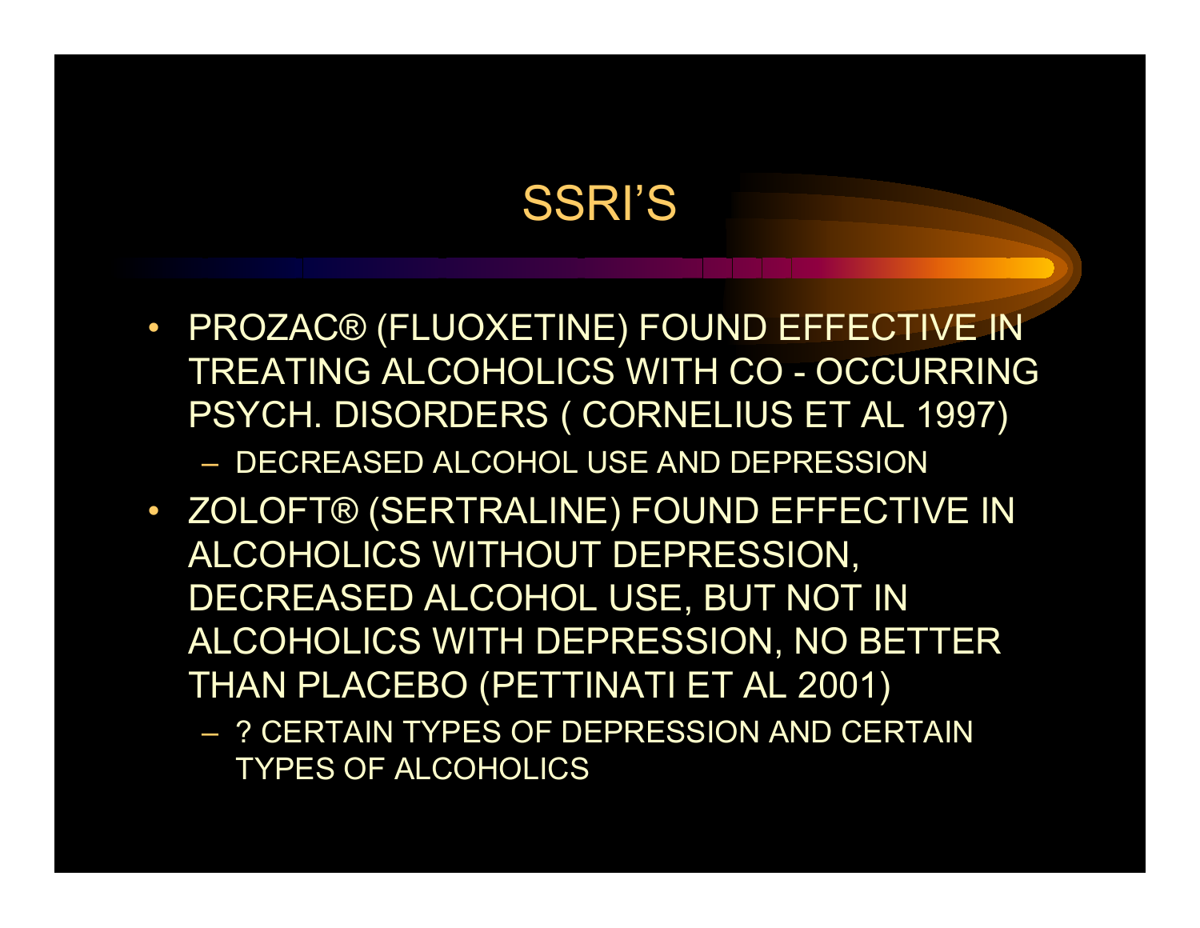# SSRI'S

- PROZAC® (FLUOXETINE) FOUND EFFECTIVE IN TREATING ALCOHOLICS WITH CO - OCCURRING PSYCH. DISORDERS ( CORNELIUS ET AL 1997)
  - DECREASED ALCOHOL USE AND DEPRESSION
- ZOLOFT® (SERTRALINE) FOUND EFFECTIVE IN ALCOHOLICS WITHOUT DEPRESSION, DECREASED ALCOHOL USE, BUT NOT IN ALCOHOLICS WITH DEPRESSION, NO BETTER THAN PLACEBO (PETTINATI ET AL 2001)
  - ? CERTAIN TYPES OF DEPRESSION AND CERTAIN TYPES OF ALCOHOLICS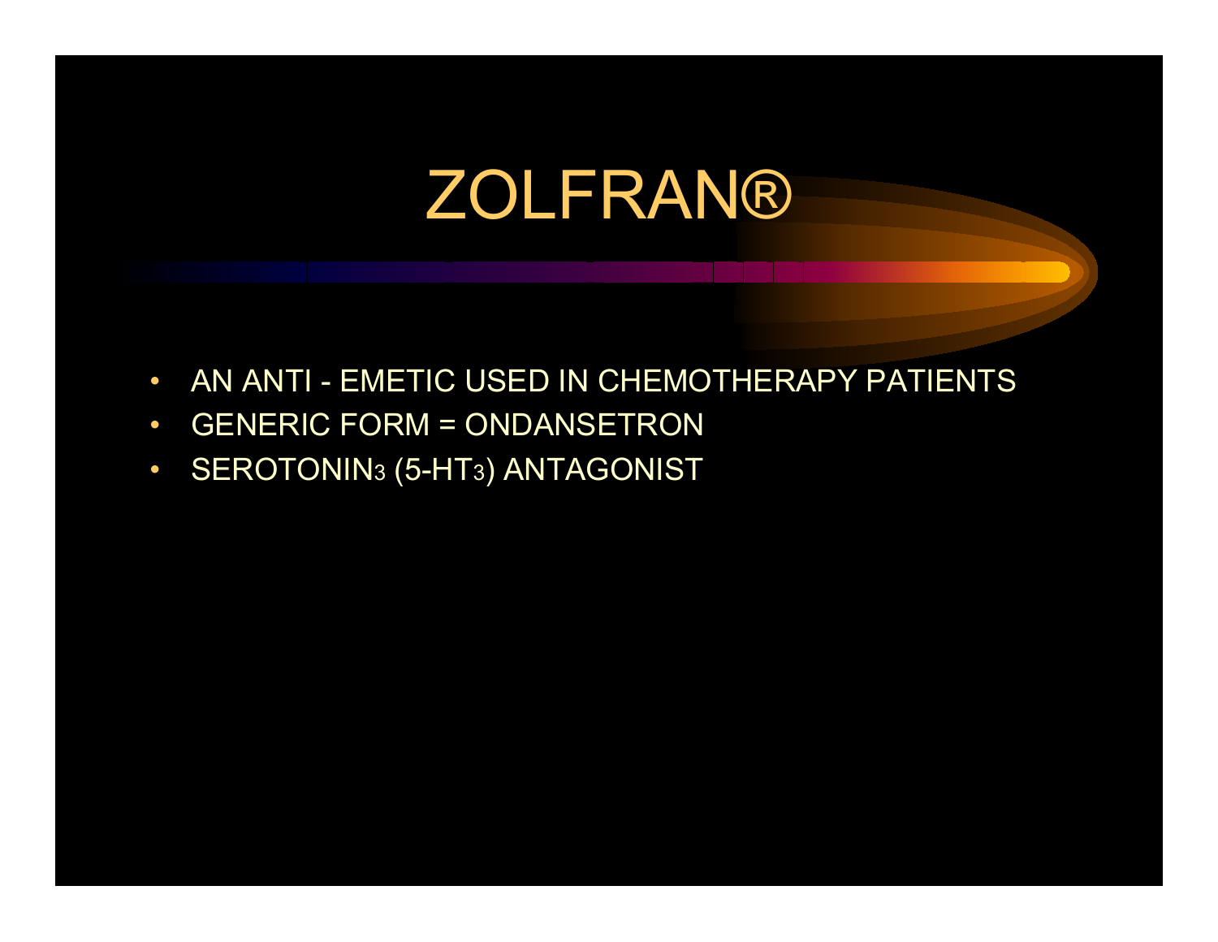# ZOLFRAN®

- AN ANTI - EMETIC USED IN CHEMOTHERAPY PATIENTS
- GENERIC FORM = ONDANSETRON
- $SEROTONIN_3$ ($5\text{-}HT_3$) ANTAGONIST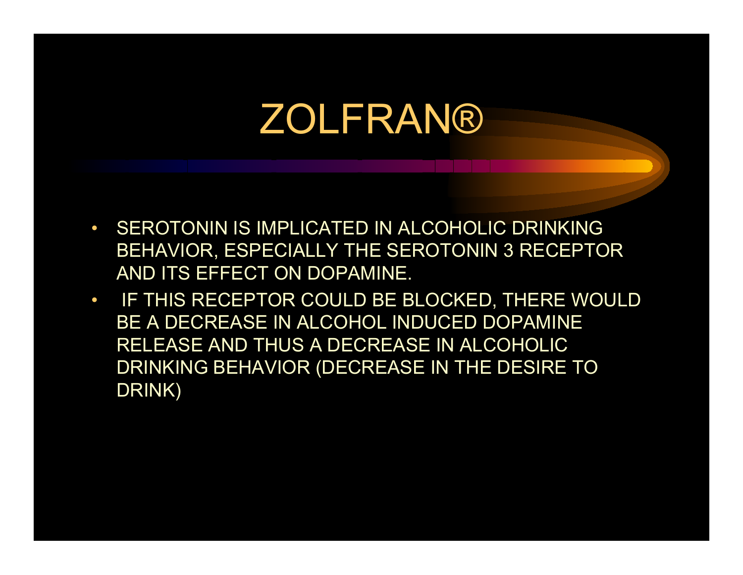# ZOLFRAN®

- SEROTONIN IS IMPLICATED IN ALCOHOLIC DRINKING BEHAVIOR, ESPECIALLY THE SEROTONIN 3 RECEPTOR AND ITS EFFECT ON DOPAMINE.
- IF THIS RECEPTOR COULD BE BLOCKED, THERE WOULD BE A DECREASE IN ALCOHOL INDUCED DOPAMINE RELEASE AND THUS A DECREASE IN ALCOHOLIC DRINKING BEHAVIOR (DECREASE IN THE DESIRE TO DRINK)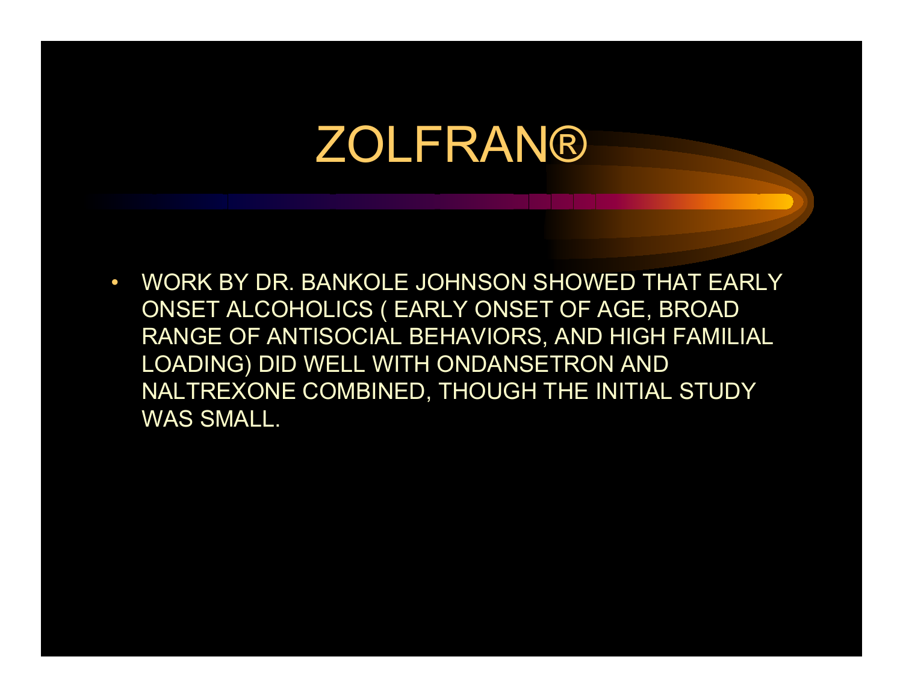# ZOLFRAN®

- WORK BY DR. BANKOLE JOHNSON SHOWED THAT EARLY ONSET ALCOHOLICS ( EARLY ONSET OF AGE, BROAD RANGE OF ANTISOCIAL BEHAVIORS, AND HIGH FAMILIAL LOADING) DID WELL WITH ONDANSETRON AND NALTREXONE COMBINED, THOUGH THE INITIAL STUDY WAS SMALL.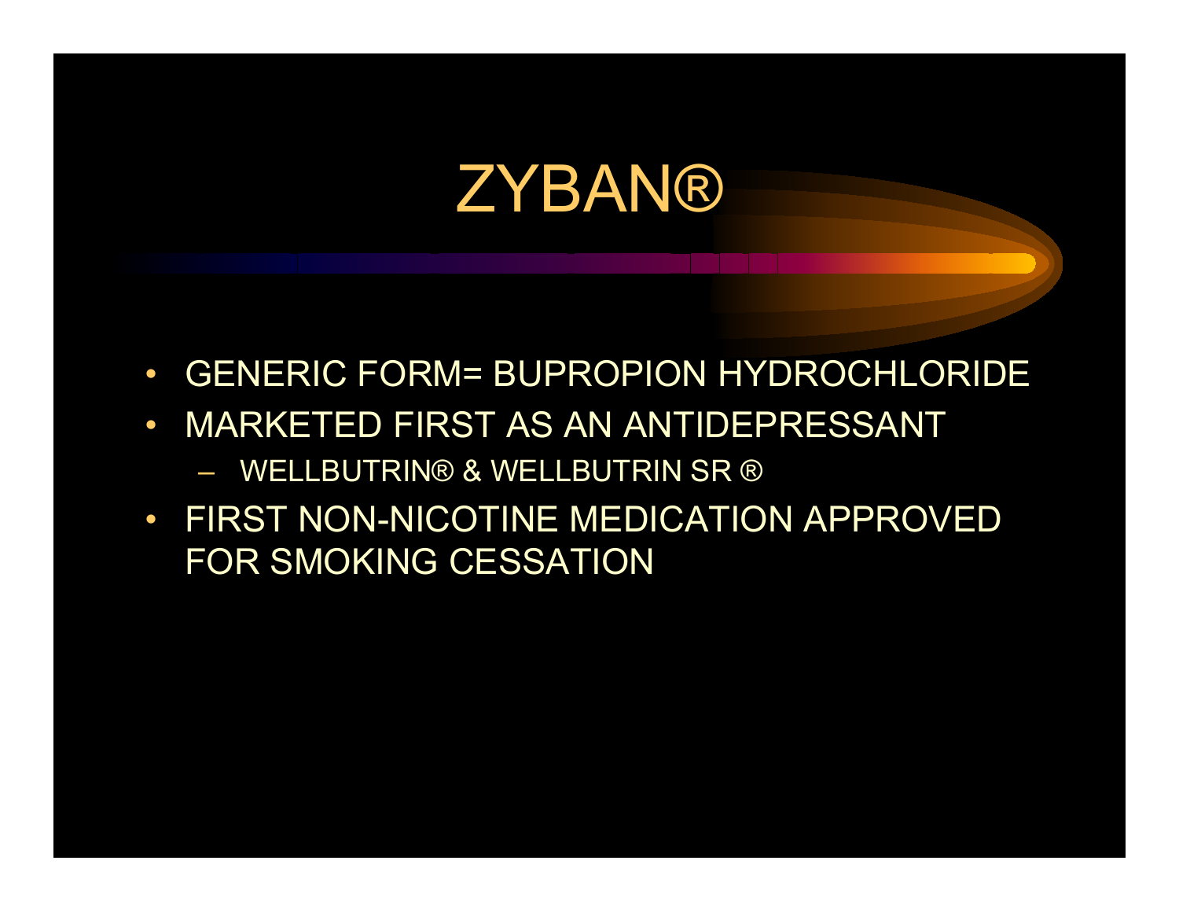# ZYBAN®

- GENERIC FORM= BUPROPION HYDROCHLORIDE
- MARKETED FIRST AS AN ANTIDEPRESSANT
  - WELLBUTRIN® & WELLBUTRIN SR ®
- FIRST NON-NICOTINE MEDICATION APPROVED FOR SMOKING CESSATION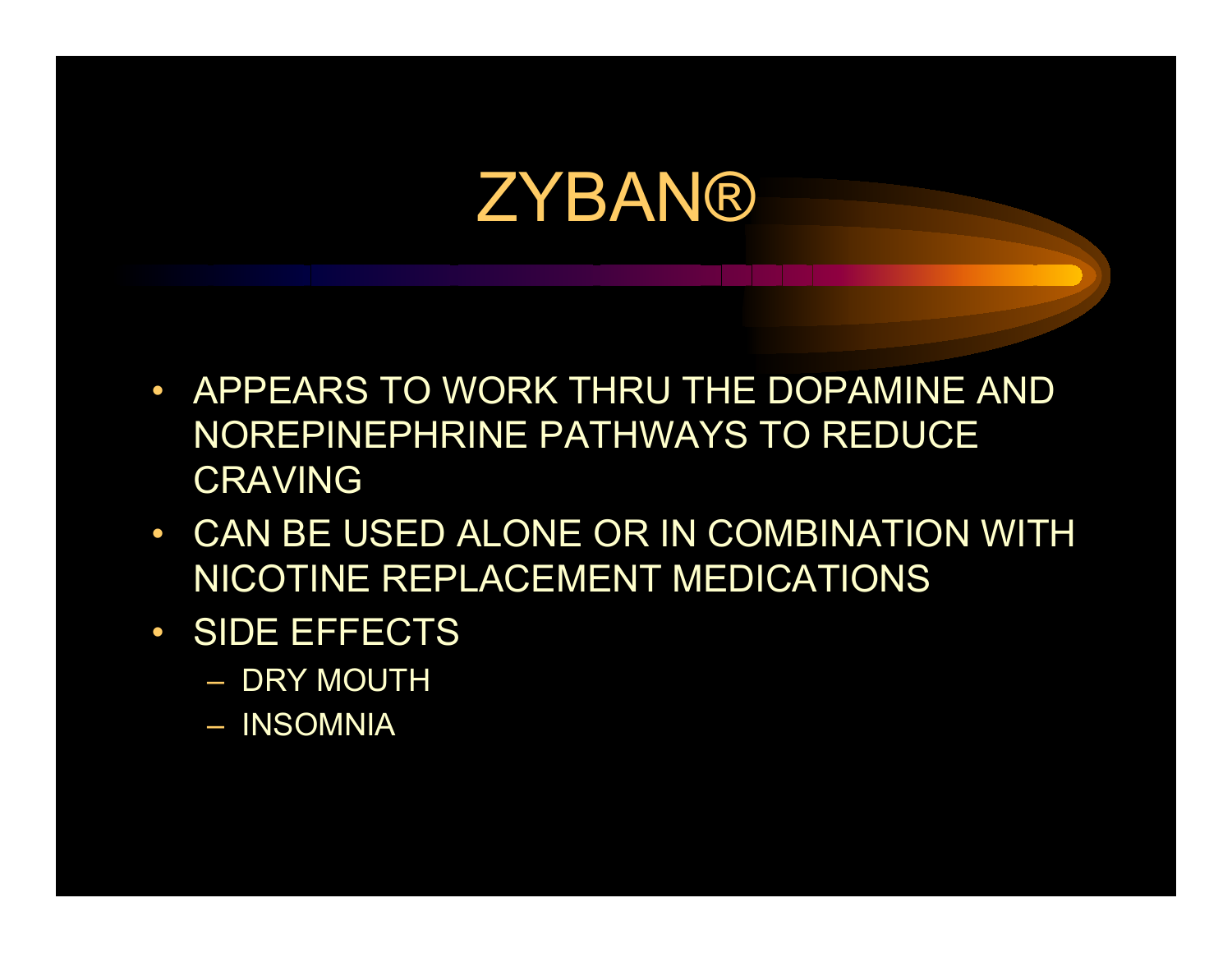# ZYBAN®

- APPEARS TO WORK THRU THE DOPAMINE AND NOREPINEPHRINE PATHWAYS TO REDUCE CRAVING
- CAN BE USED ALONE OR IN COMBINATION WITH NICOTINE REPLACEMENT MEDICATIONS
- SIDE EFFECTS
  - DRY MOUTH
  - INSOMNIA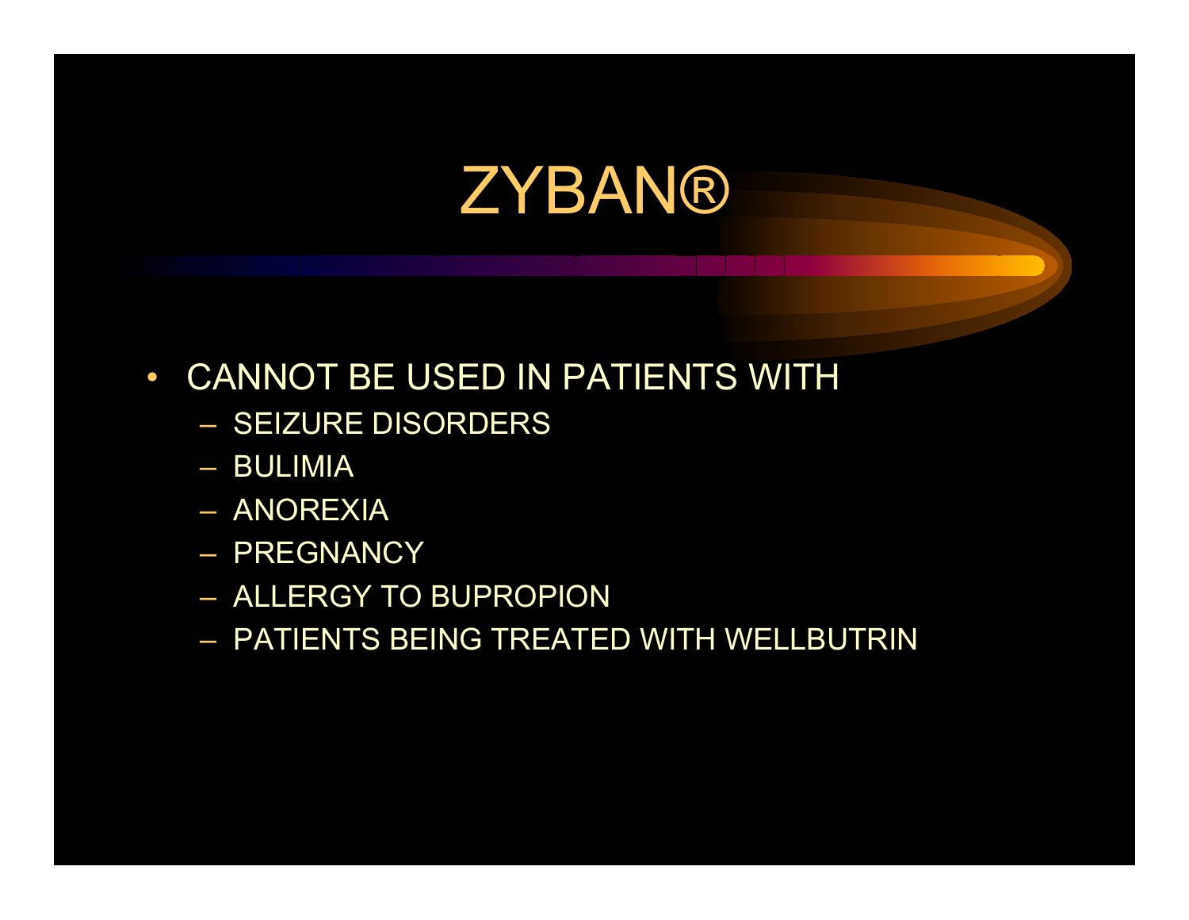# ZYBAN®

- CANNOT BE USED IN PATIENTS WITH
  - SEIZURE DISORDERS
  - BULIMIA
  - ANOREXIA
  - PREGNANCY
  - ALLERGY TO BUPROPION
  - PATIENTS BEING TREATED WITH WELLBUTRIN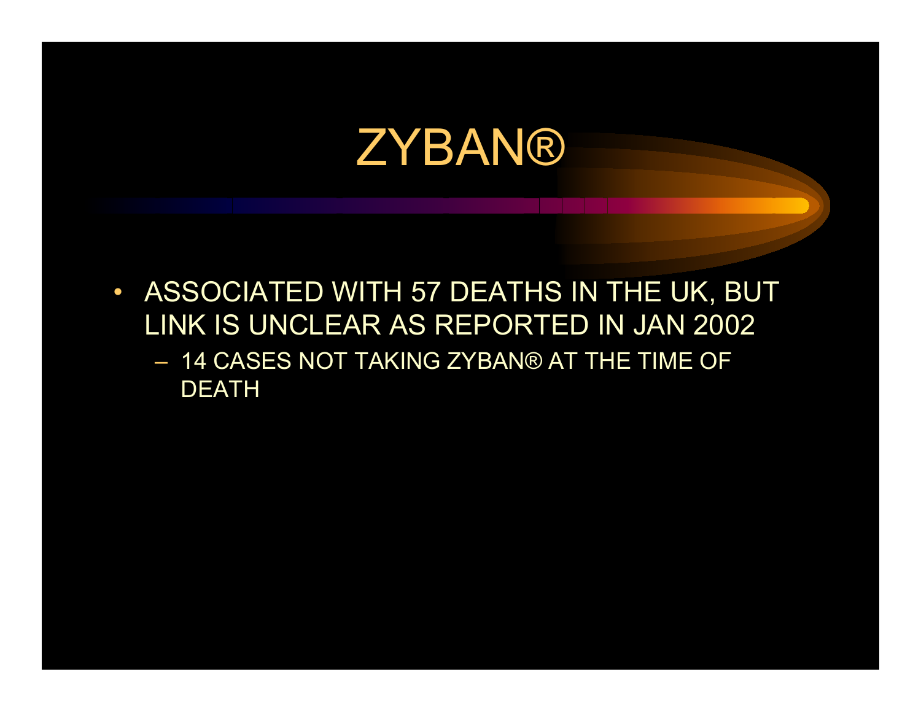# ZYBAN®

- ASSOCIATED WITH 57 DEATHS IN THE UK, BUT LINK IS UNCLEAR AS REPORTED IN JAN 2002
  - 14 CASES NOT TAKING ZYBAN® AT THE TIME OF DEATH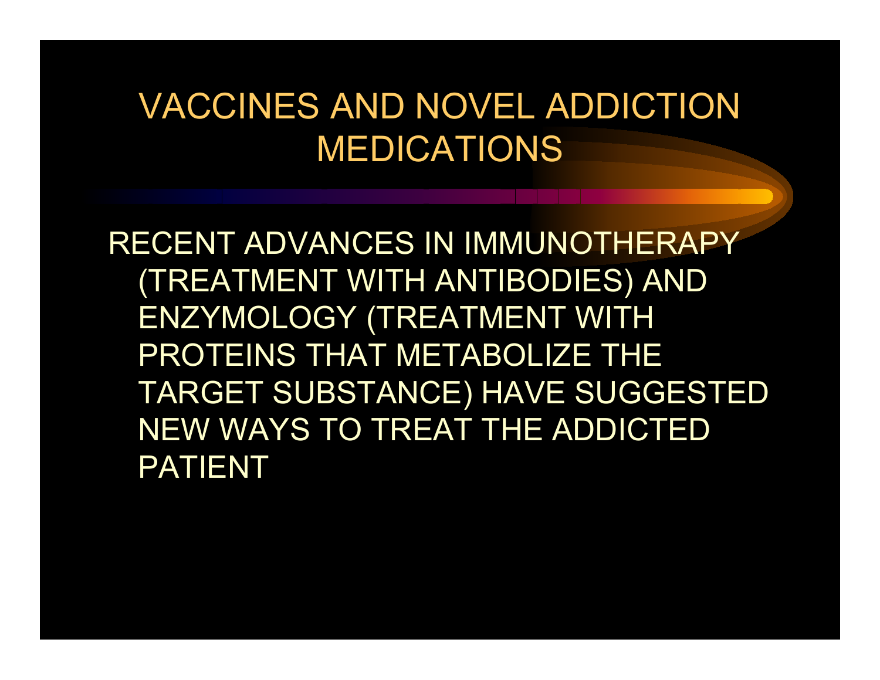# VACCINES AND NOVEL ADDICTION MEDICATIONS

RECENT ADVANCES IN IMMUNOTHERAPY (TREATMENT WITH ANTIBODIES) AND ENZYMOLOGY (TREATMENT WITH PROTEINS THAT METABOLIZE THE TARGET SUBSTANCE) HAVE SUGGESTED NEW WAYS TO TREAT THE ADDICTED PATIENT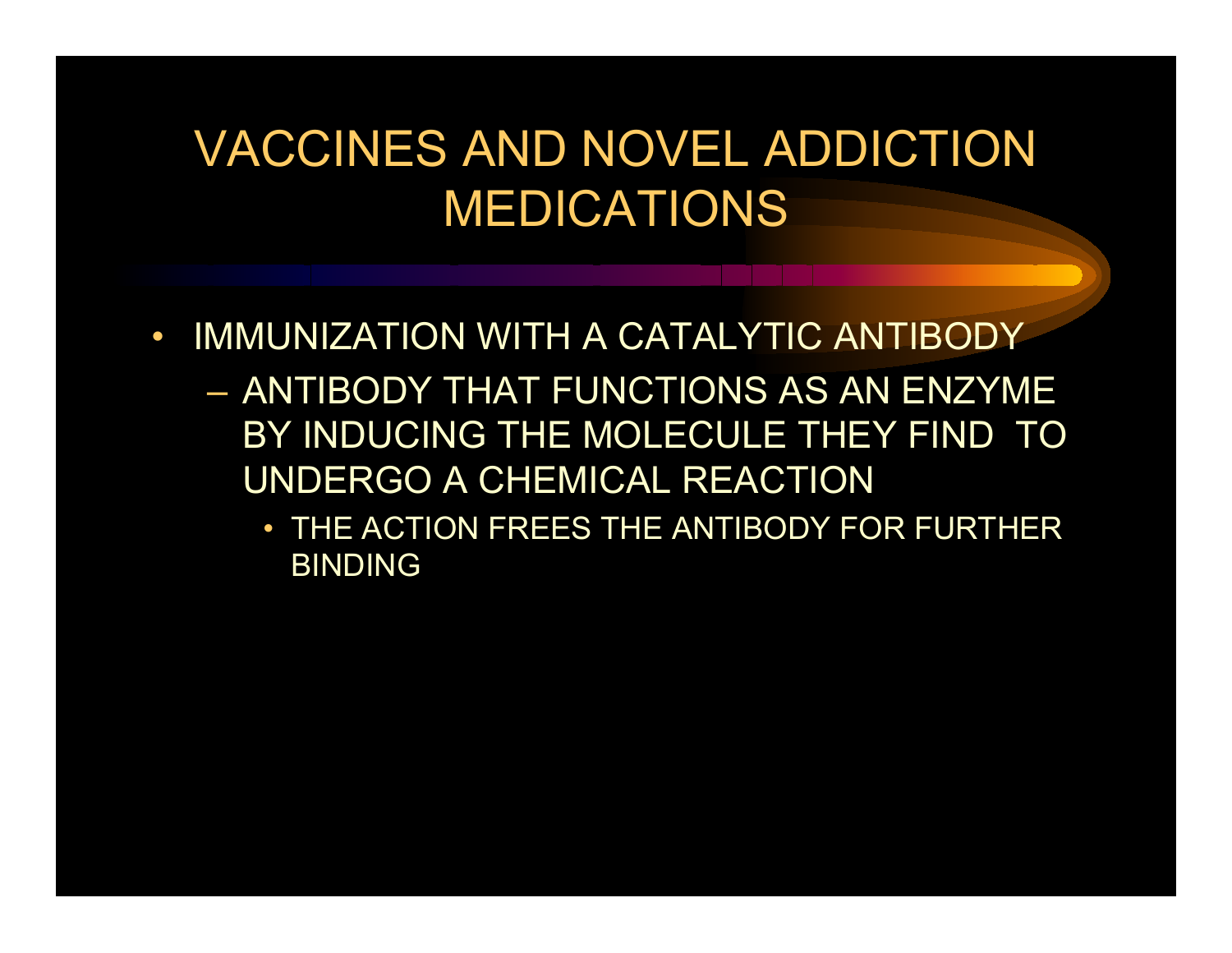# VACCINES AND NOVEL ADDICTION MEDICATIONS

- IMMUNIZATION WITH A CATALYTIC ANTIBODY
  - ANTIBODY THAT FUNCTIONS AS AN ENZYME BY INDUCING THE MOLECULE THEY FIND TO UNDERGO A CHEMICAL REACTION
    - THE ACTION FREES THE ANTIBODY FOR FURTHER BINDING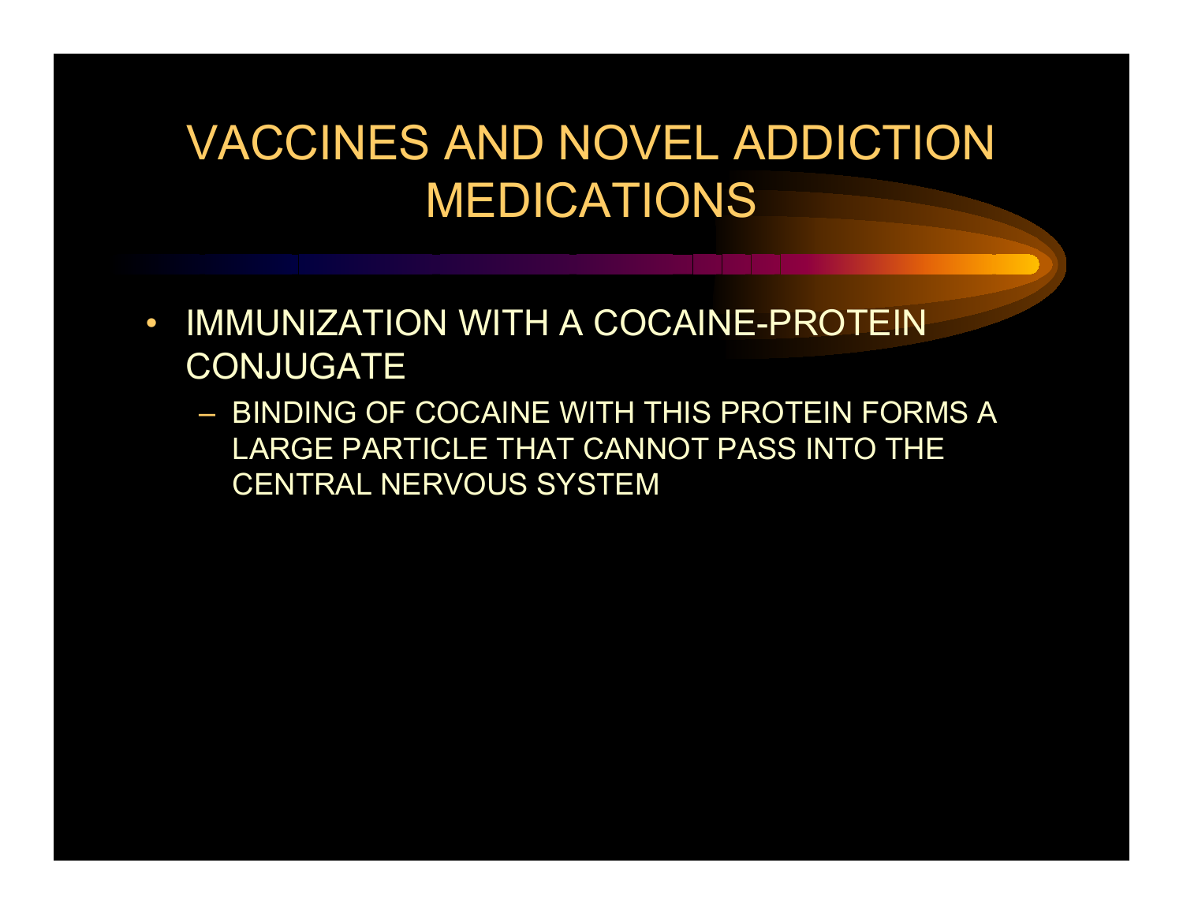# VACCINES AND NOVEL ADDICTION MEDICATIONS

- IMMUNIZATION WITH A COCAINE-PROTEIN CONJUGATE
  - BINDING OF COCAINE WITH THIS PROTEIN FORMS A LARGE PARTICLE THAT CANNOT PASS INTO THE CENTRAL NERVOUS SYSTEM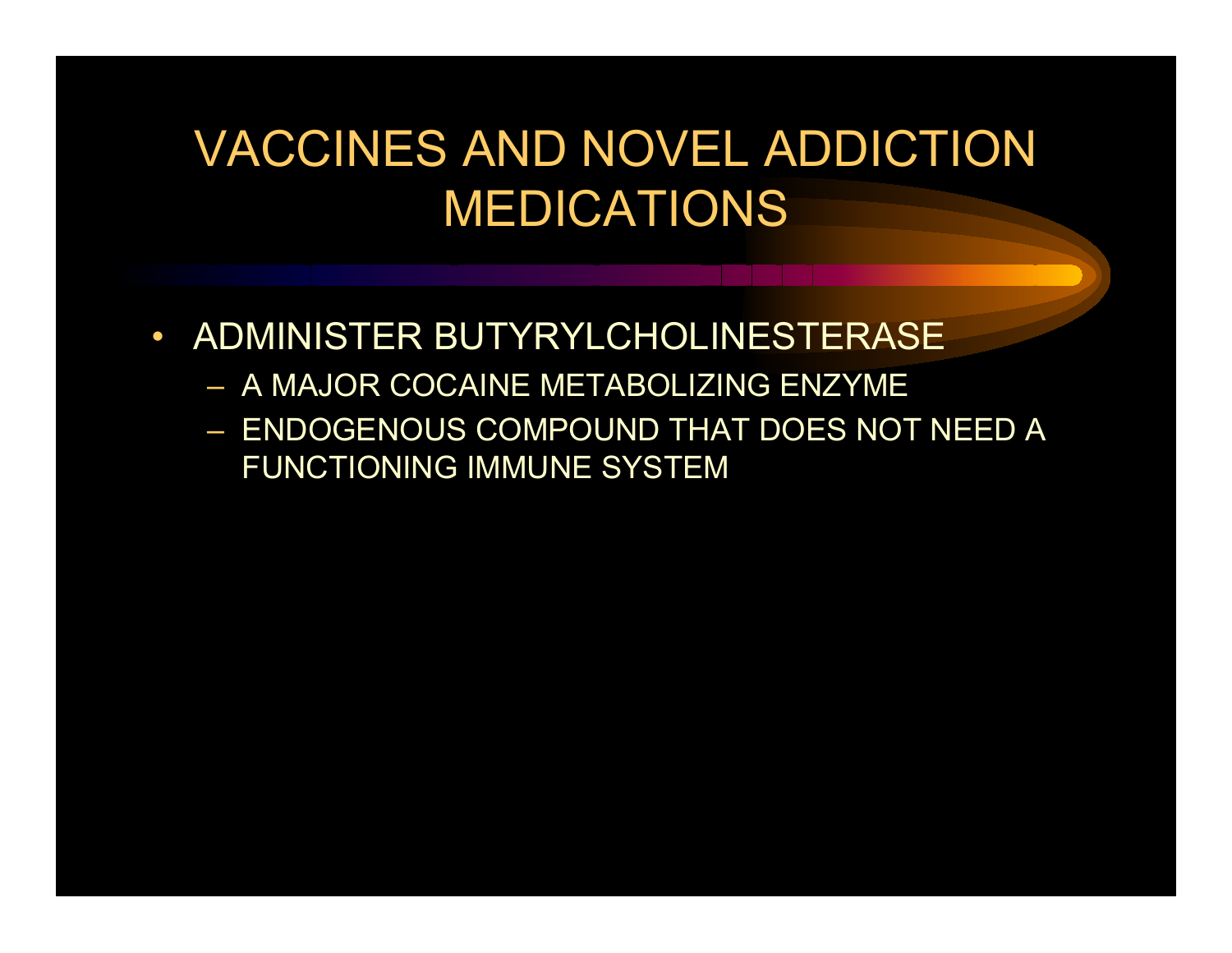# VACCINES AND NOVEL ADDICTION MEDICATIONS

- ADMINISTER BUTYRYLCHOLINESTERASE
  - A MAJOR COCAINE METABOLIZING ENZYME
  - ENDOGENOUS COMPOUND THAT DOES NOT NEED A FUNCTIONING IMMUNE SYSTEM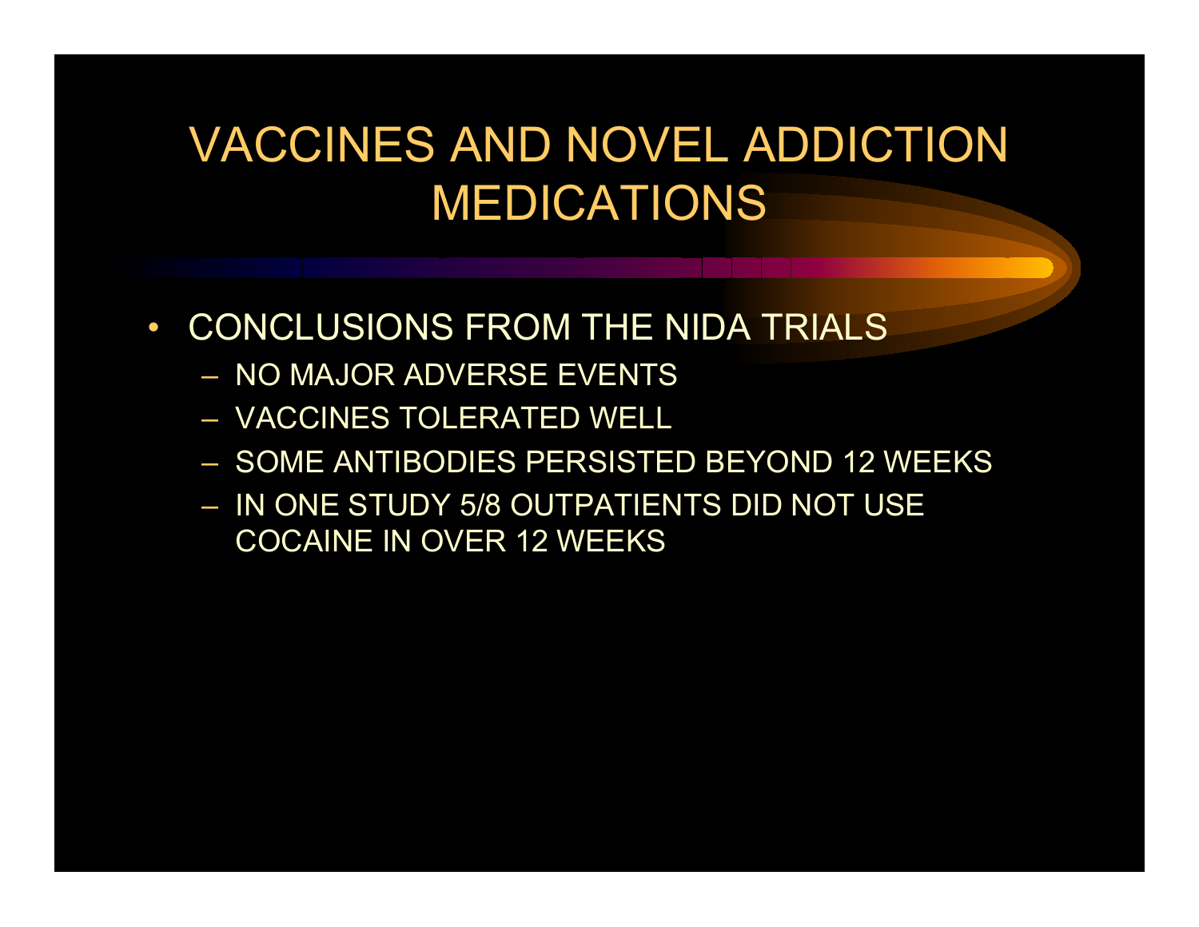# VACCINES AND NOVEL ADDICTION MEDICATIONS

- CONCLUSIONS FROM THE NIDA TRIALS
  - NO MAJOR ADVERSE EVENTS
  - VACCINES TOLERATED WELL
  - SOME ANTIBODIES PERSISTED BEYOND 12 WEEKS
  - IN ONE STUDY 5/8 OUTPATIENTS DID NOT USE COCAINE IN OVER 12 WEEKS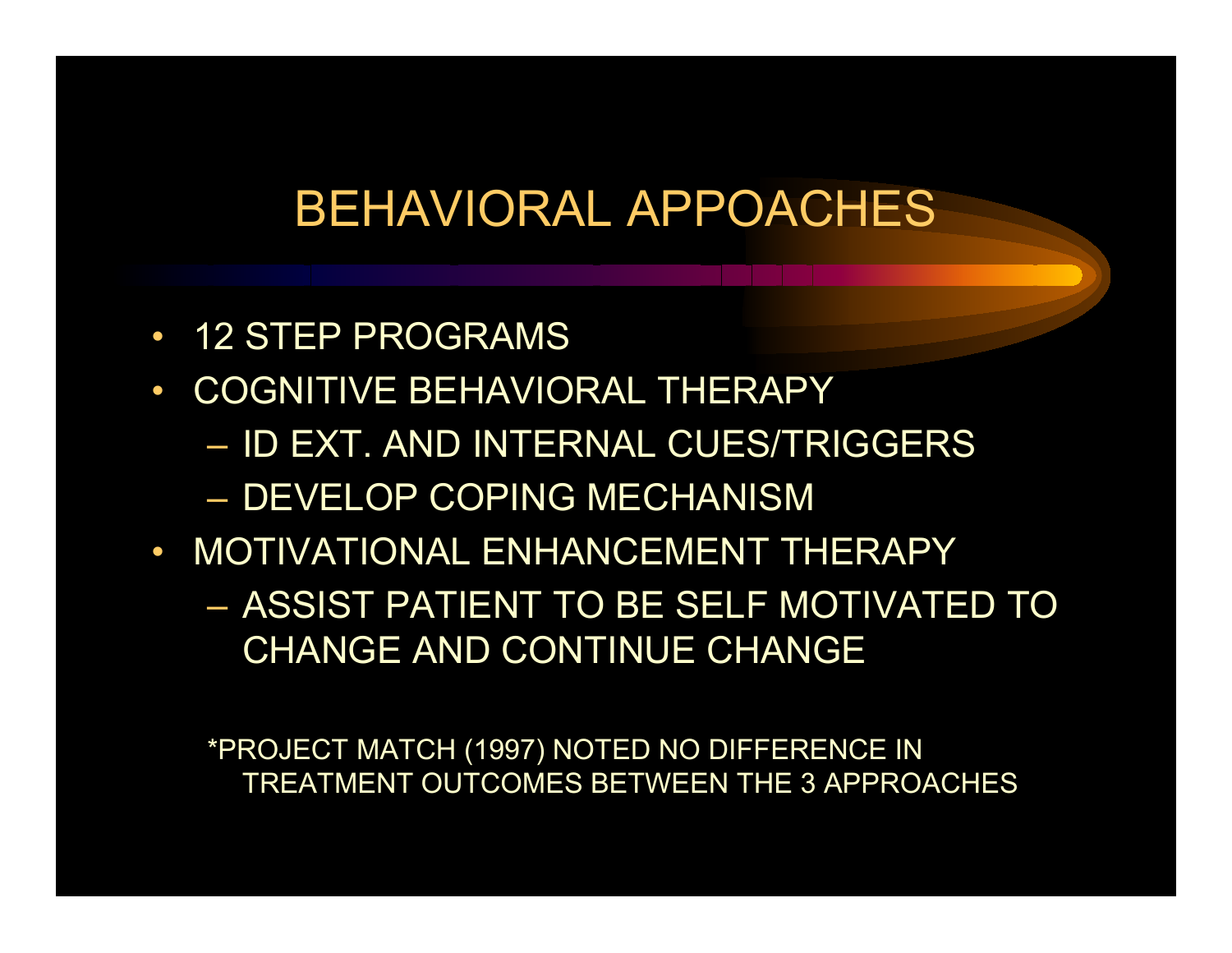# BEHAVIORAL APPOACHES

- 12 STEP PROGRAMS
- COGNITIVE BEHAVIORAL THERAPY
  - ID EXT. AND INTERNAL CUES/TRIGGERS
  - DEVELOP COPING MECHANISM
- MOTIVATIONAL ENHANCEMENT THERAPY
  - ASSIST PATIENT TO BE SELF MOTIVATED TO CHANGE AND CONTINUE CHANGE

*PROJECT MATCH (1997) NOTED NO DIFFERENCE IN TREATMENT OUTCOMES BETWEEN THE 3 APPROACHES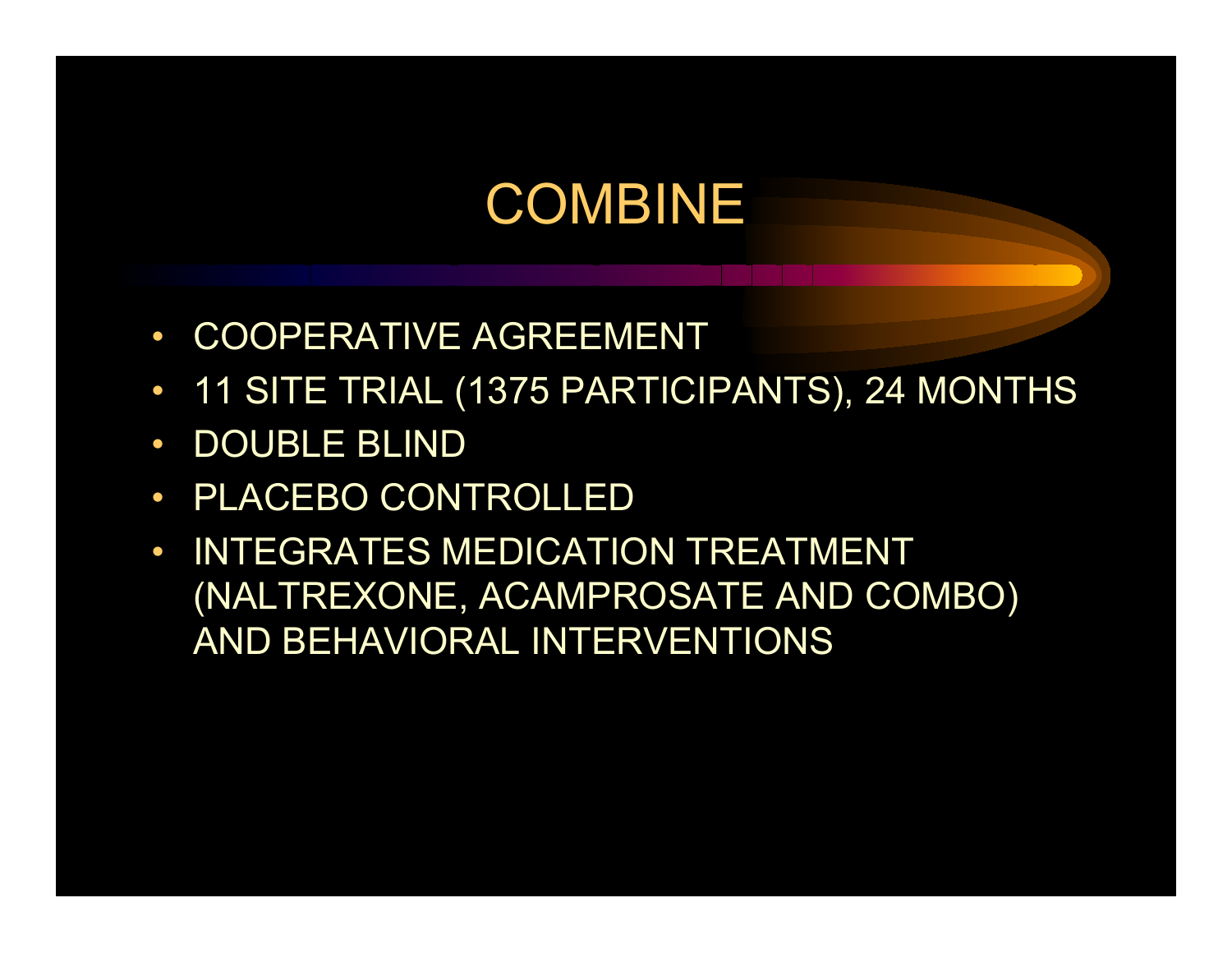# COMBINE

- COOPERATIVE AGREEMENT
- 11 SITE TRIAL (1375 PARTICIPANTS), 24 MONTHS
- DOUBLE BLIND
- PLACEBO CONTROLLED
- INTEGRATES MEDICATION TREATMENT (NALTREXONE, ACAMPROSATE AND COMBO) AND BEHAVIORAL INTERVENTIONS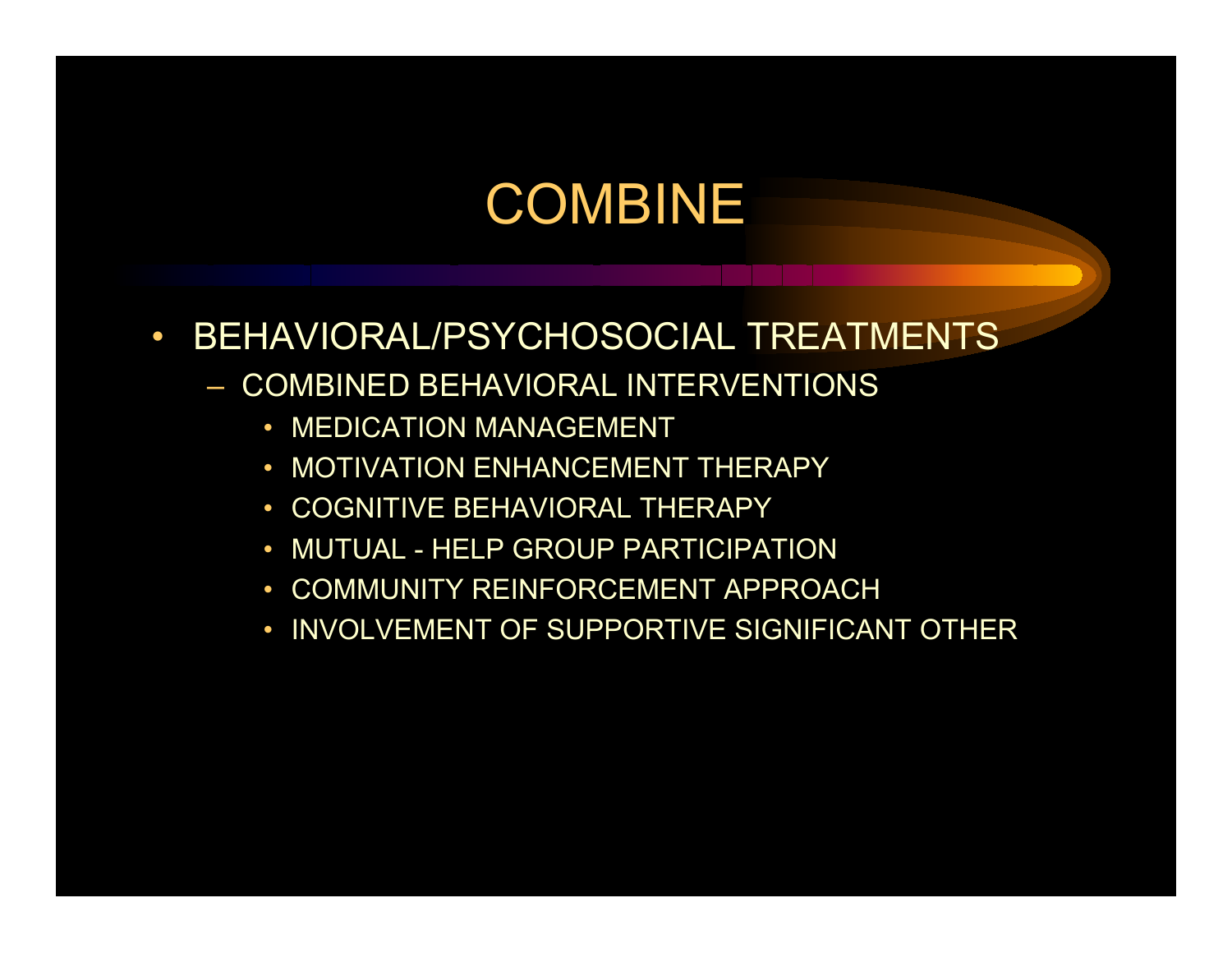# COMBINE

- BEHAVIORAL/PSYCHOSOCIAL TREATMENTS
  - COMBINED BEHAVIORAL INTERVENTIONS
    - MEDICATION MANAGEMENT
    - MOTIVATION ENHANCEMENT THERAPY
    - COGNITIVE BEHAVIORAL THERAPY
    - MUTUAL - HELP GROUP PARTICIPATION
    - COMMUNITY REINFORCEMENT APPROACH
    - INVOLVEMENT OF SUPPORTIVE SIGNIFICANT OTHER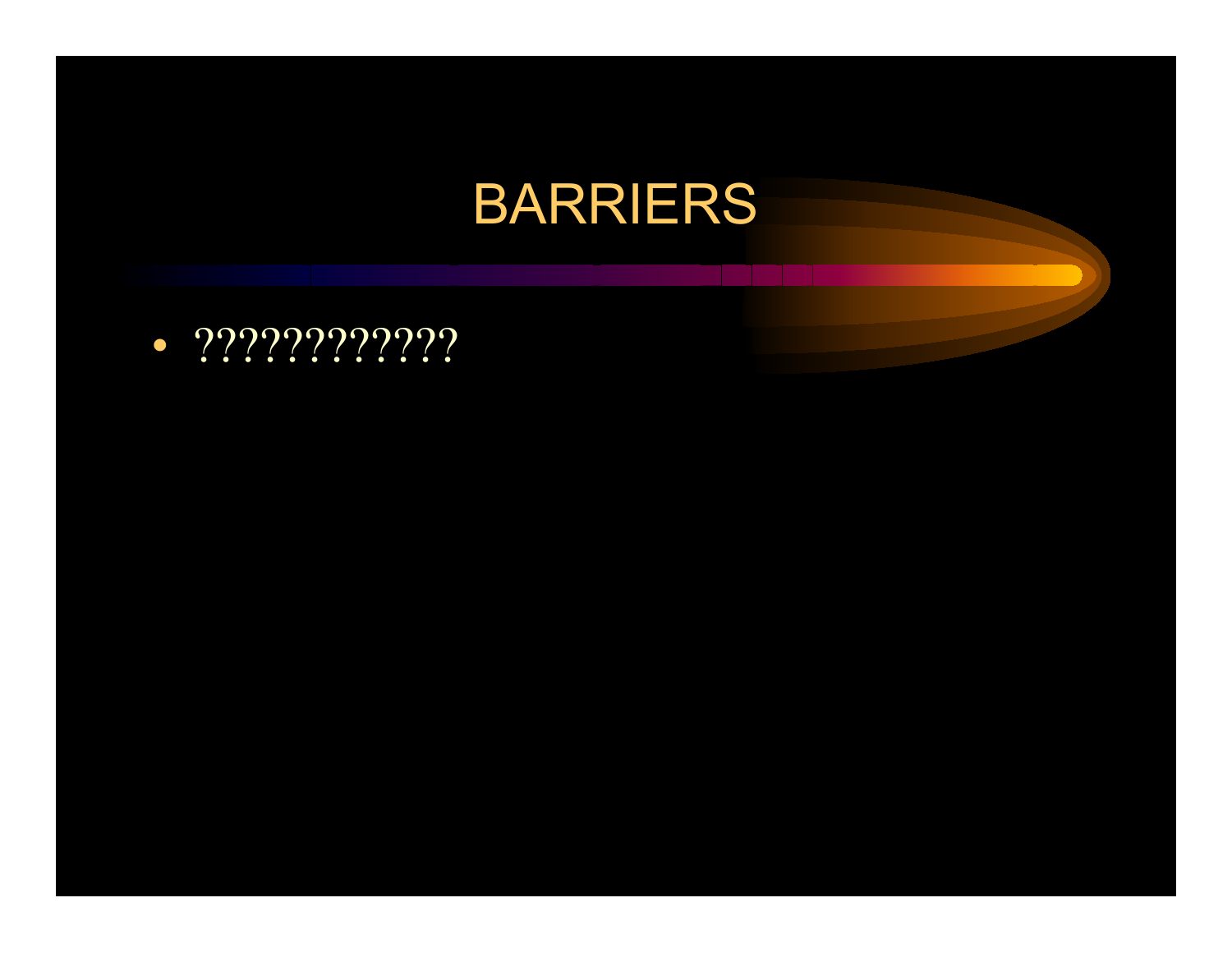# BARRIERS

- ????????????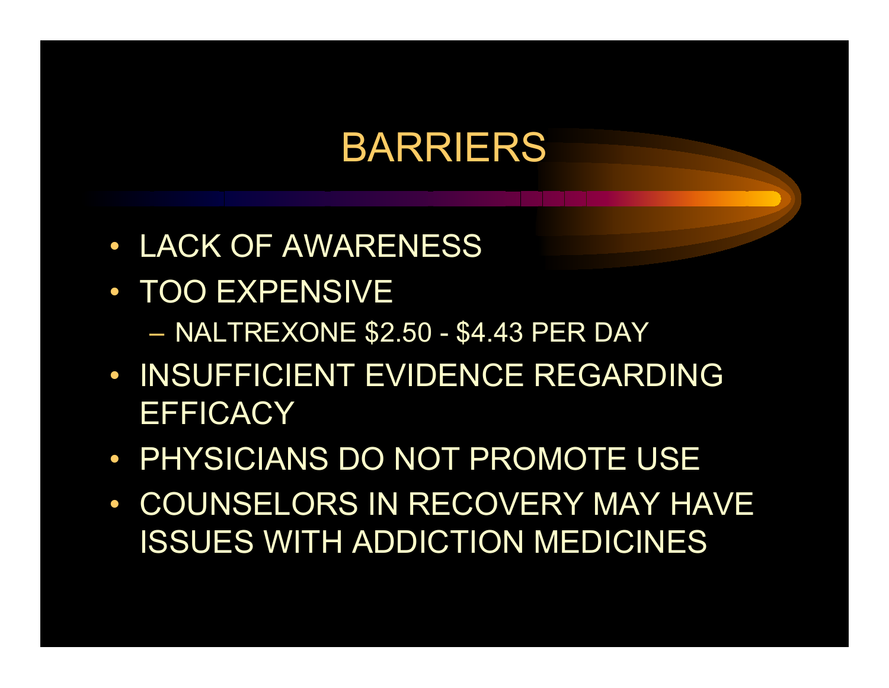# BARRIERS

- LACK OF AWARENESS
- TOO EXPENSIVE
  - NALTREXONE $2.50 - $4.43 PER DAY
- INSUFFICIENT EVIDENCE REGARDING EFFICACY
- PHYSICIANS DO NOT PROMOTE USE
- COUNSELORS IN RECOVERY MAY HAVE ISSUES WITH ADDICTION MEDICINES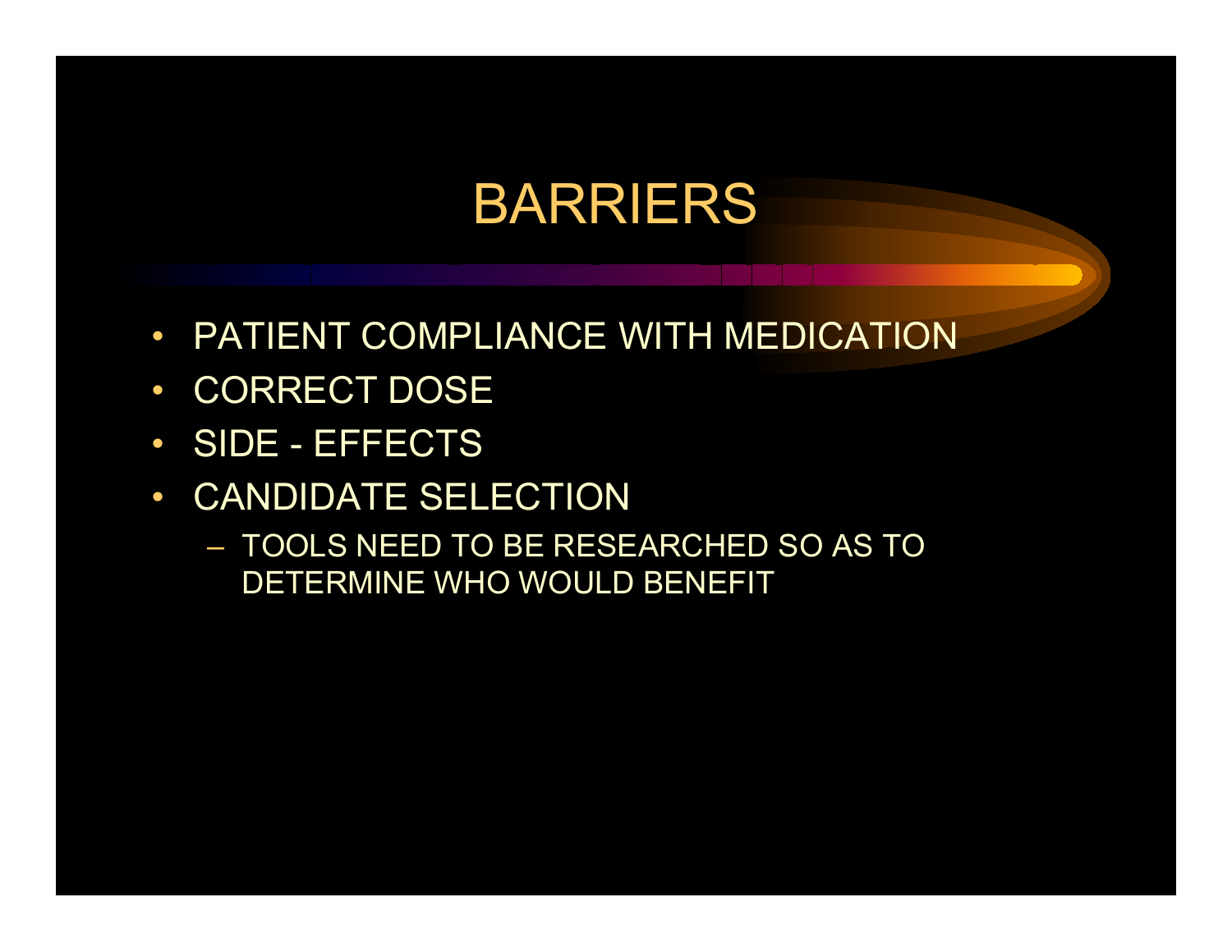# BARRIERS

- PATIENT COMPLIANCE WITH MEDICATION
- CORRECT DOSE
- SIDE - EFFECTS
- CANDIDATE SELECTION
  - TOOLS NEED TO BE RESEARCHED SO AS TO DETERMINE WHO WOULD BENEFIT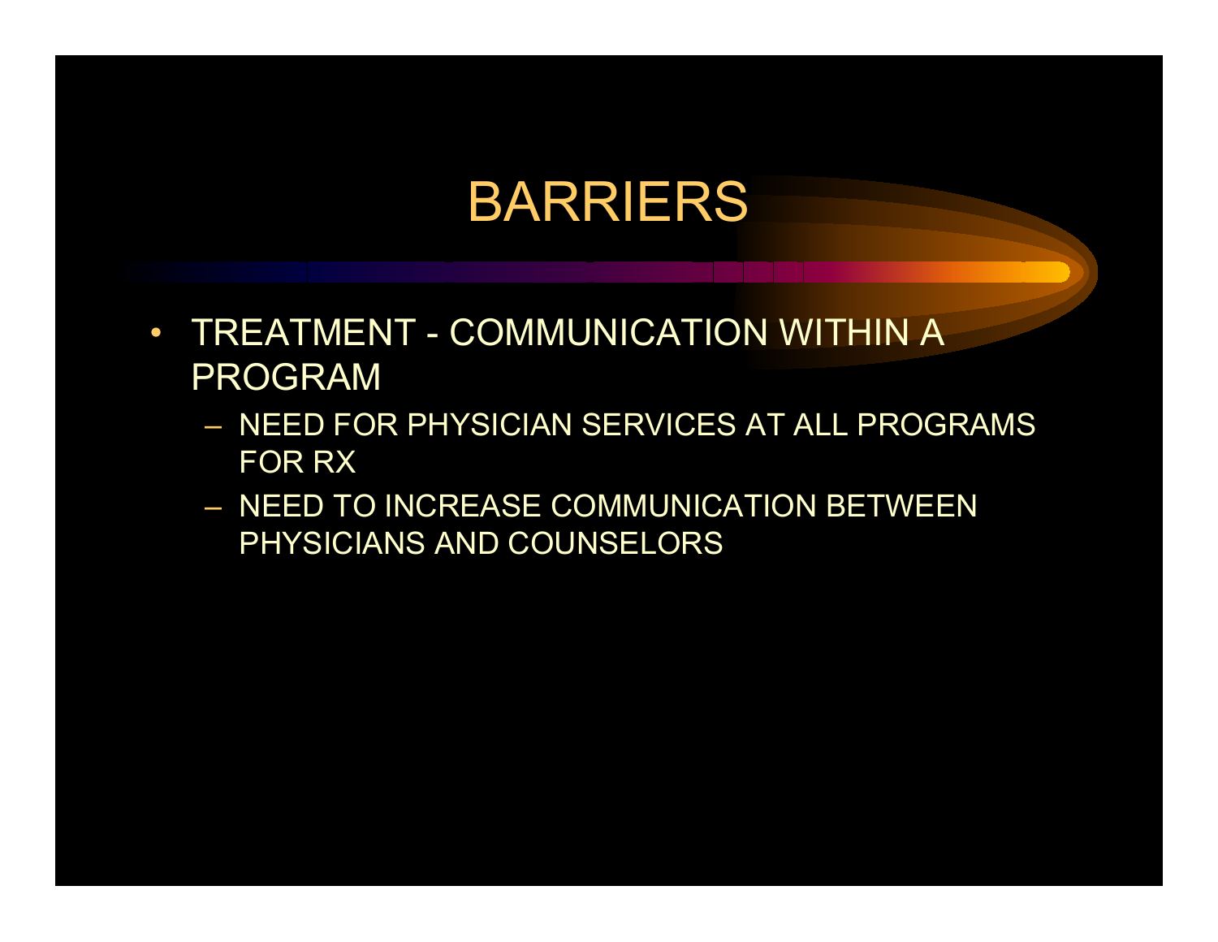# BARRIERS

- TREATMENT - COMMUNICATION WITHIN A PROGRAM
  - NEED FOR PHYSICIAN SERVICES AT ALL PROGRAMS FOR RX
  - NEED TO INCREASE COMMUNICATION BETWEEN PHYSICIANS AND COUNSELORS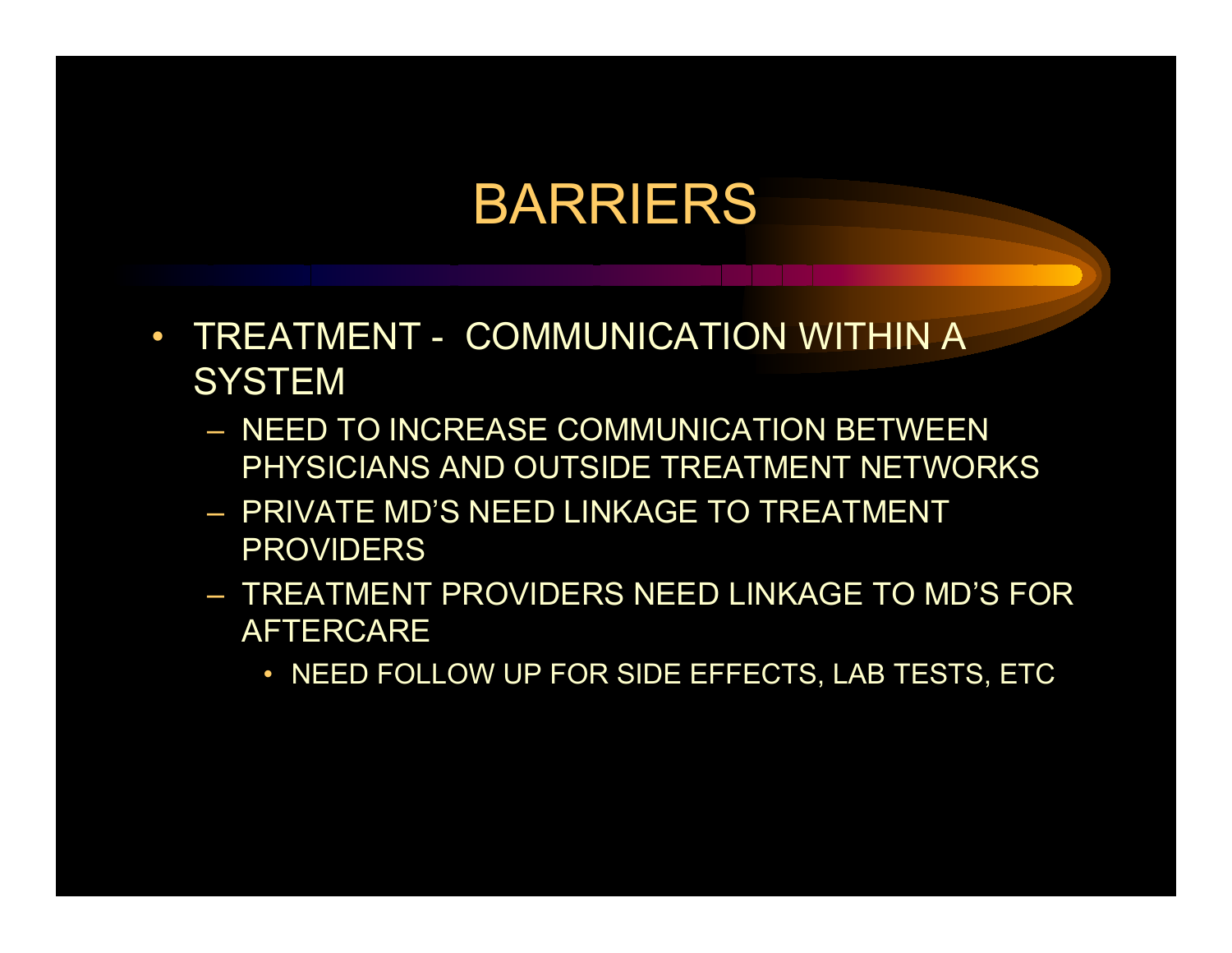# BARRIERS

- TREATMENT - COMMUNICATION WITHIN A SYSTEM
  - NEED TO INCREASE COMMUNICATION BETWEEN PHYSICIANS AND OUTSIDE TREATMENT NETWORKS
  - PRIVATE MD'S NEED LINKAGE TO TREATMENT PROVIDERS
  - TREATMENT PROVIDERS NEED LINKAGE TO MD'S FOR AFTERCARE
    - NEED FOLLOW UP FOR SIDE EFFECTS, LAB TESTS, ETC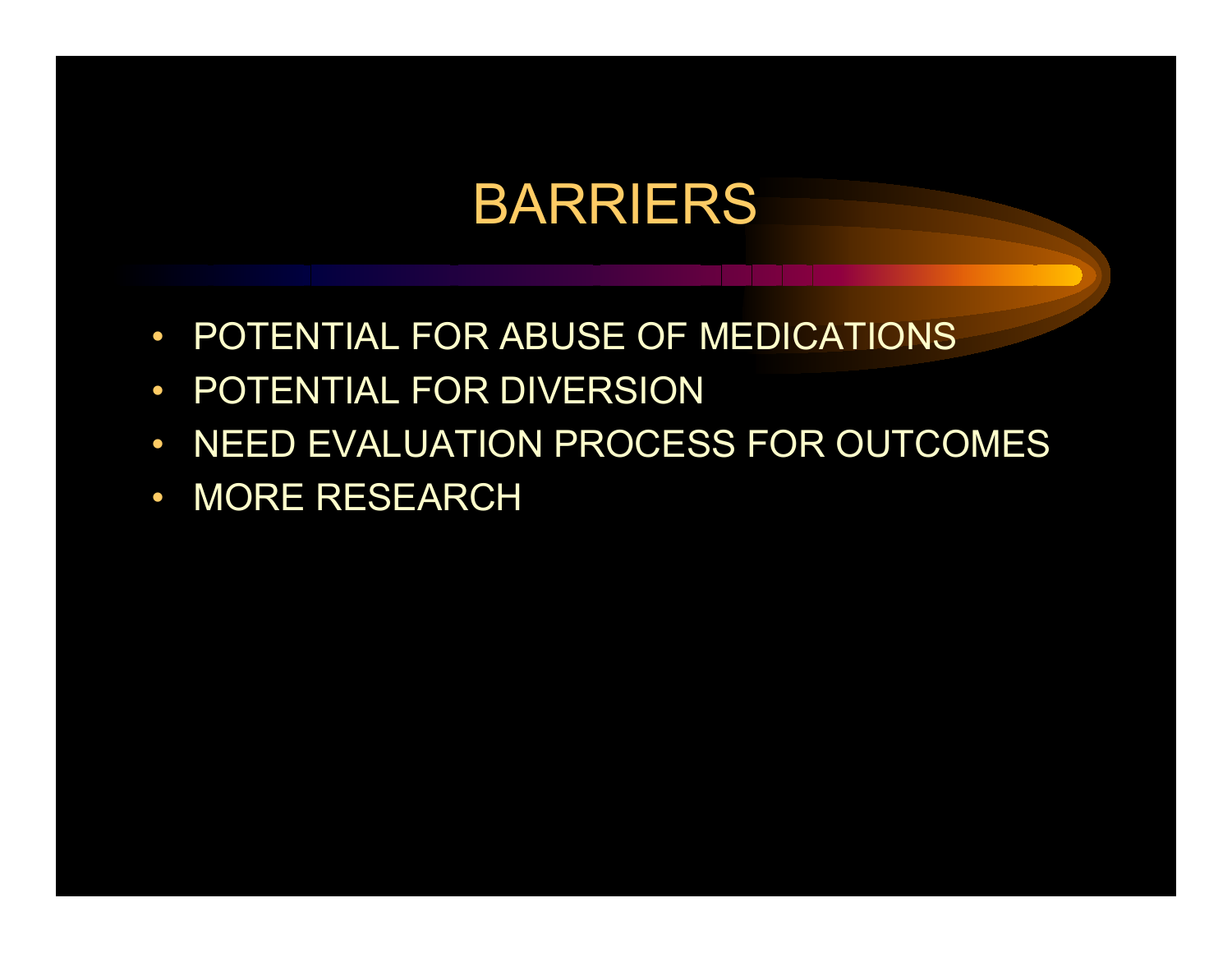# BARRIERS

- POTENTIAL FOR ABUSE OF MEDICATIONS
- POTENTIAL FOR DIVERSION
- NEED EVALUATION PROCESS FOR OUTCOMES
- MORE RESEARCH